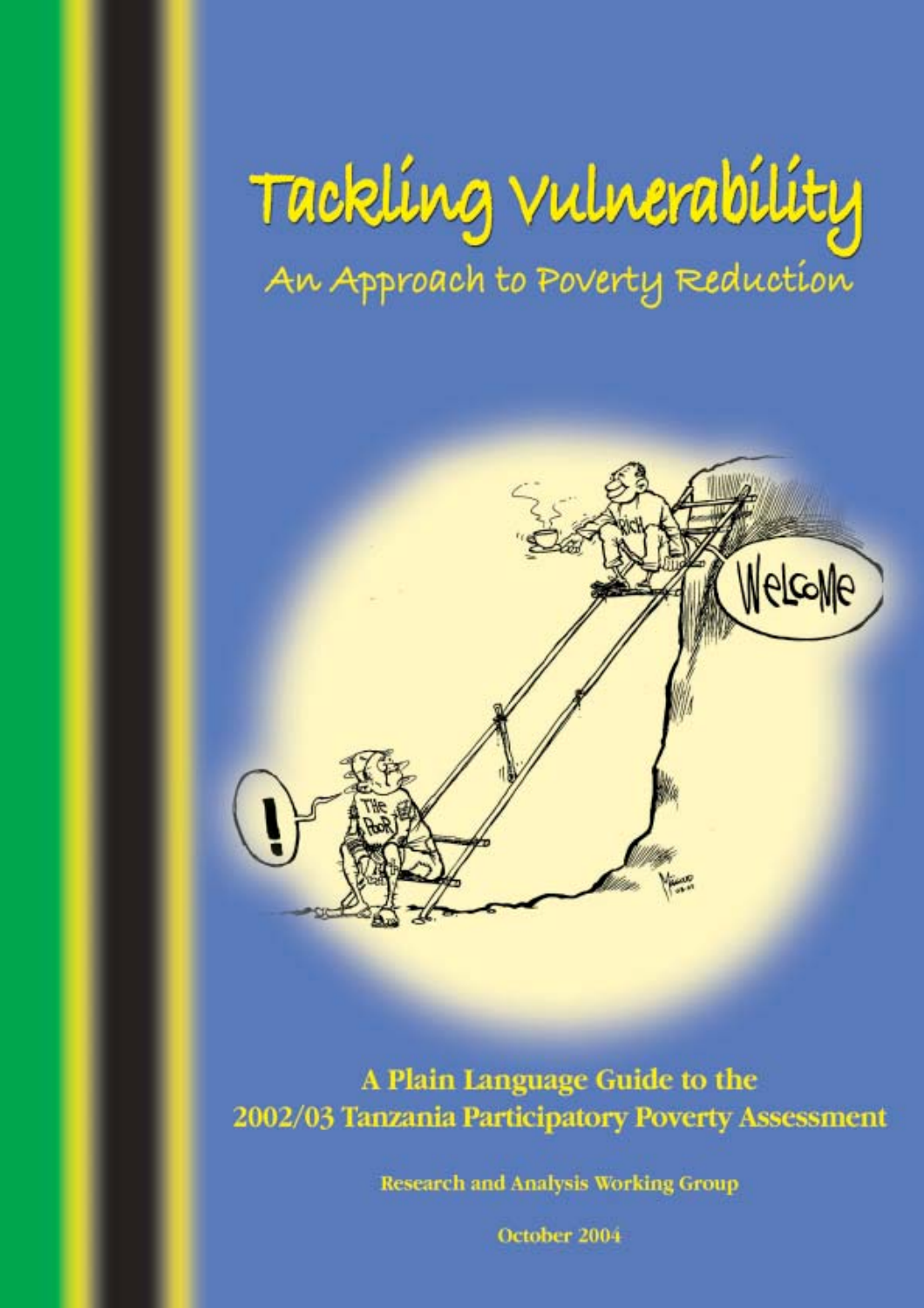# Tackling Vulnerability

## An Approach to Poverty Reduction

**A Plain Language Guide to the 2002/03 Tanzania Participatory Poverty Assessment**

Research and Analysis Working Group

October 2004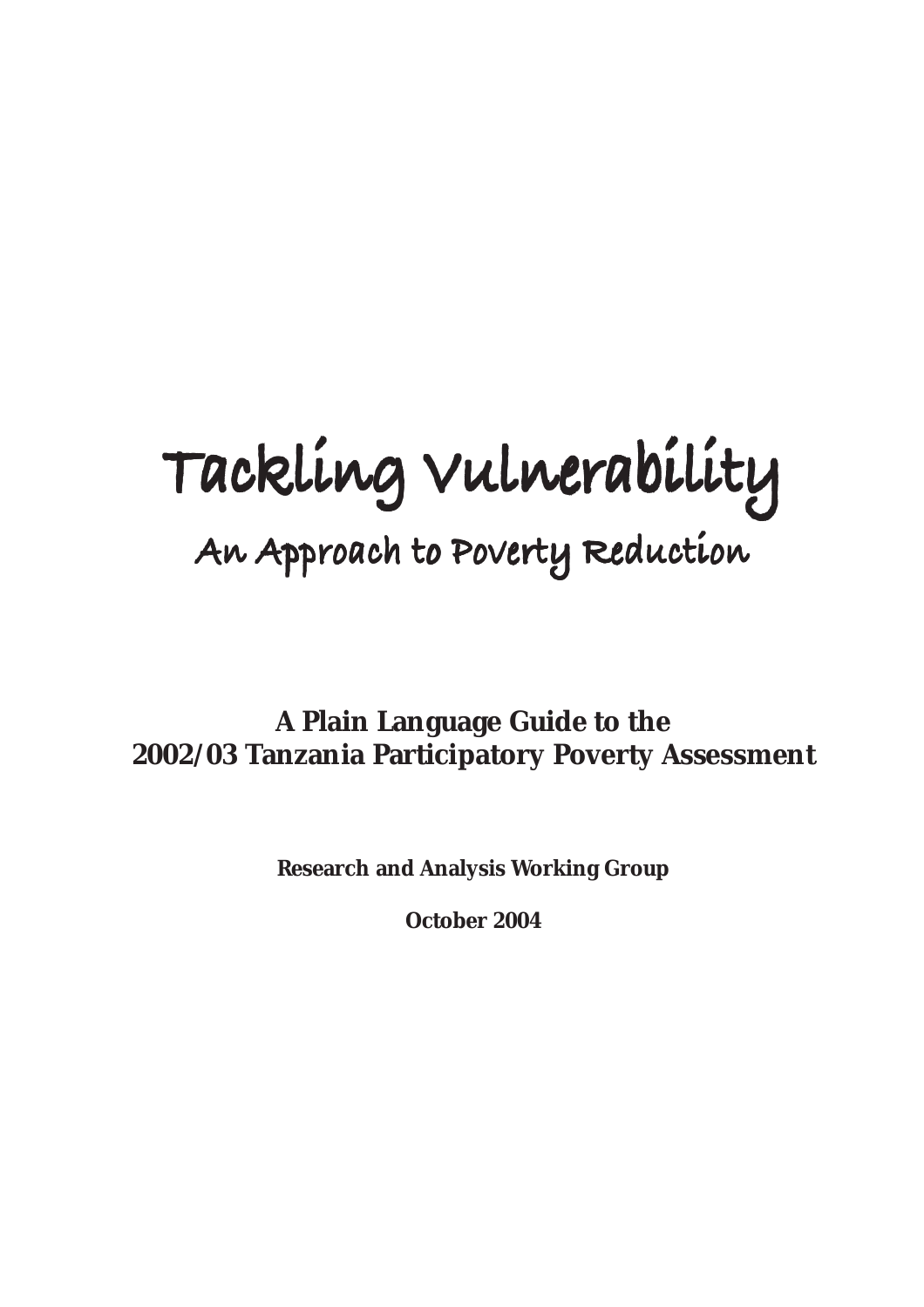# Tackling Vulnerability

## An Approach to Poverty Reduction

**A Plain Language Guide to the 2002/03 Tanzania Participatory Poverty Assessment**

**Research and Analysis Working Group**

**October 2004**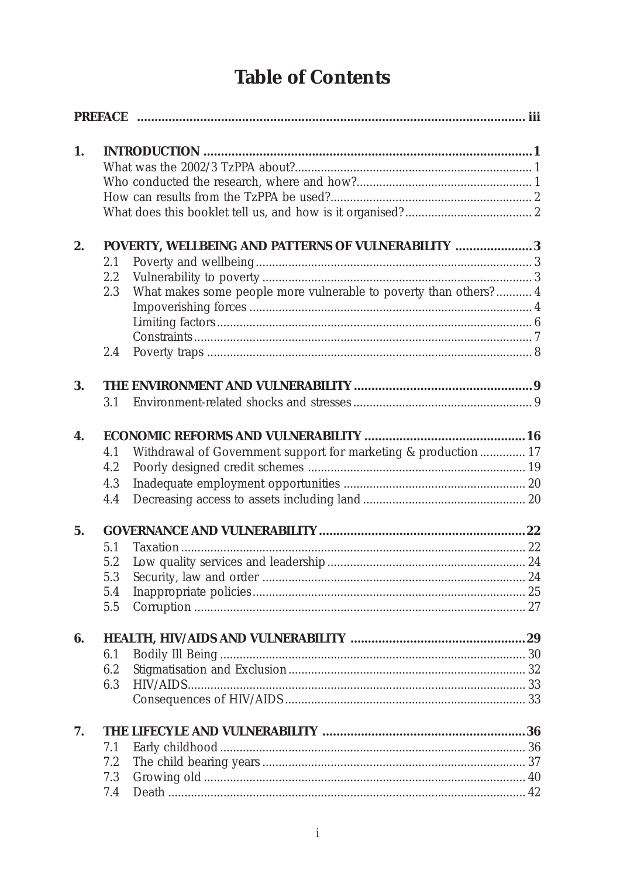# Table of Contents

**PREFACE** .......... iii

**1. INTRODUCTION** .......... 1
- What was the 2002/3 TzPPA about? .......... 1
- Who conducted the research, where and how? .......... 1
- How can results from the TzPPA be used? .......... 2
- What does this booklet tell us, and how is it organised? .......... 2

**2. POVERTY, WELLBEING AND PATTERNS OF VULNERABILITY** .......... 3
- 2.1 Poverty and wellbeing .......... 3
- 2.2 Vulnerability to poverty .......... 3
- 2.3 What makes some people more vulnerable to poverty than others? .......... 4
  - Impoverishing forces .......... 4
  - Limiting factors .......... 6
  - Constraints .......... 7
- 2.4 Poverty traps .......... 8

**3. THE ENVIRONMENT AND VULNERABILITY** .......... 9
- 3.1 Environment-related shocks and stresses .......... 9

**4. ECONOMIC REFORMS AND VULNERABILITY** .......... 16
- 4.1 Withdrawal of Government support for marketing & production .......... 17
- 4.2 Poorly designed credit schemes .......... 19
- 4.3 Inadequate employment opportunities .......... 20
- 4.4 Decreasing access to assets including land .......... 20

**5. GOVERNANCE AND VULNERABILITY** .......... 22
- 5.1 Taxation .......... 22
- 5.2 Low quality services and leadership .......... 24
- 5.3 Security, law and order .......... 24
- 5.4 Inappropriate policies .......... 25
- 5.5 Corruption .......... 27

**6. HEALTH, HIV/AIDS AND VULNERABILITY** .......... 29
- 6.1 Bodily Ill Being .......... 30
- 6.2 Stigmatisation and Exclusion .......... 32
- 6.3 HIV/AIDS .......... 33
  - Consequences of HIV/AIDS .......... 33

**7. THE LIFECYLE AND VULNERABILITY** .......... 36
- 7.1 Early childhood .......... 36
- 7.2 The child bearing years .......... 37
- 7.3 Growing old .......... 40
- 7.4 Death .......... 42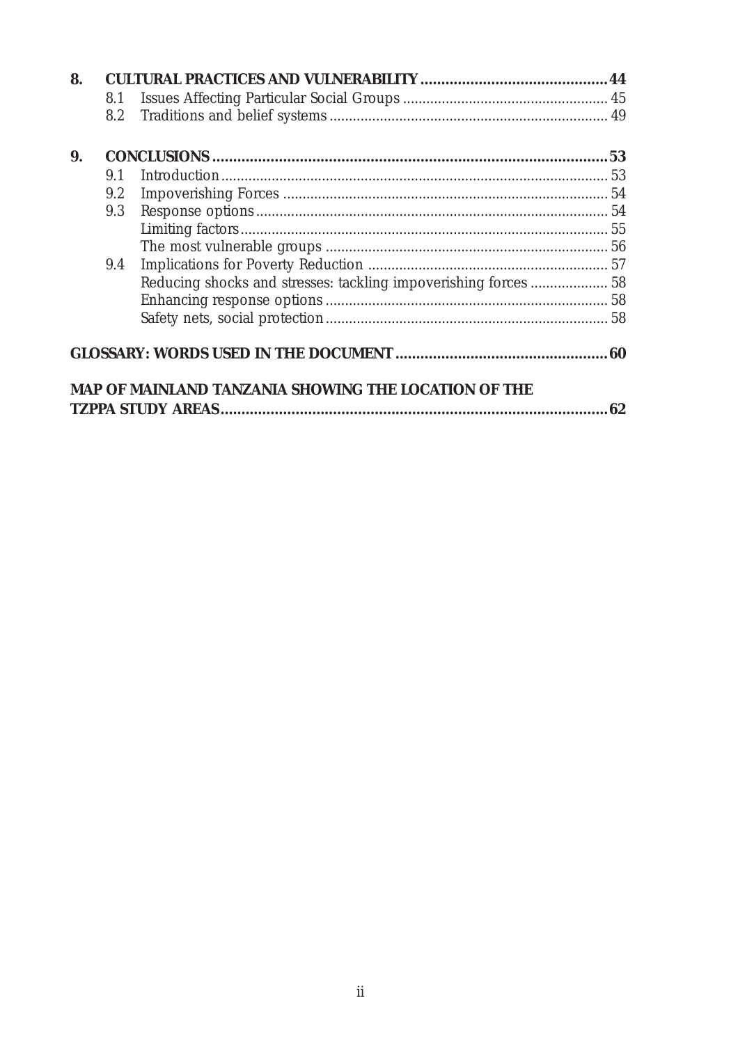**8. CULTURAL PRACTICES AND VULNERABILITY ............................................ 44**

- 8.1 Issues Affecting Particular Social Groups ................................................... 45
- 8.2 Traditions and belief systems ...................................................................... 49

**9. CONCLUSIONS ............................................................................................. 53**

- 9.1 Introduction ................................................................................................. 53
- 9.2 Impoverishing Forces .................................................................................. 54
- 9.3 Response options ......................................................................................... 54
  - Limiting factors ............................................................................................ 55
  - The most vulnerable groups ........................................................................ 56
- 9.4 Implications for Poverty Reduction ............................................................ 57
  - Reducing shocks and stresses: tackling impoverishing forces ................... 58
  - Enhancing response options ....................................................................... 58
  - Safety nets, social protection ....................................................................... 58

**GLOSSARY: WORDS USED IN THE DOCUMENT .................................................. 60**

**MAP OF MAINLAND TANZANIA SHOWING THE LOCATION OF THE TZPPA STUDY AREAS ............................................................................................ 62**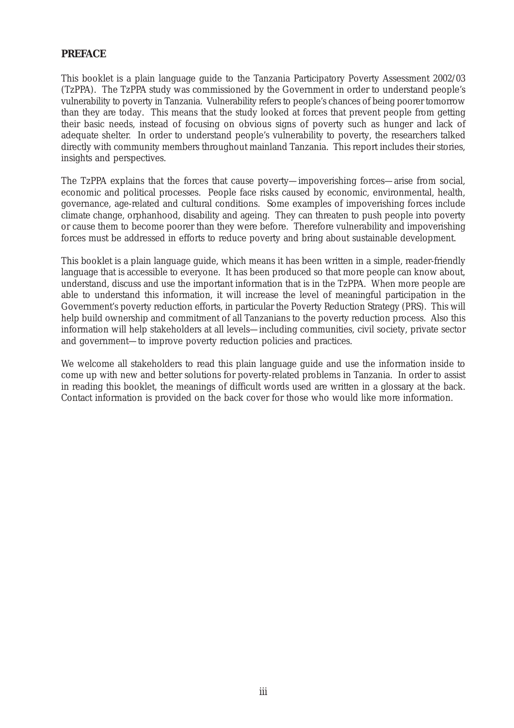## PREFACE

This booklet is a plain language guide to the Tanzania Participatory Poverty Assessment 2002/03 (TzPPA). The TzPPA study was commissioned by the Government in order to understand people's vulnerability to poverty in Tanzania. Vulnerability refers to people's chances of being poorer tomorrow than they are today. This means that the study looked at forces that prevent people from getting their basic needs, instead of focusing on obvious signs of poverty such as hunger and lack of adequate shelter. In order to understand people's vulnerability to poverty, the researchers talked directly with community members throughout mainland Tanzania. This report includes their stories, insights and perspectives.

The TzPPA explains that the forces that cause poverty—impoverishing forces—arise from social, economic and political processes. People face risks caused by economic, environmental, health, governance, age-related and cultural conditions. Some examples of impoverishing forces include climate change, orphanhood, disability and ageing. They can threaten to push people into poverty or cause them to become poorer than they were before. Therefore vulnerability and impoverishing forces must be addressed in efforts to reduce poverty and bring about sustainable development.

This booklet is a plain language guide, which means it has been written in a simple, reader-friendly language that is accessible to everyone. It has been produced so that more people can know about, understand, discuss and use the important information that is in the TzPPA. When more people are able to understand this information, it will increase the level of meaningful participation in the Government's poverty reduction efforts, in particular the Poverty Reduction Strategy (PRS). This will help build ownership and commitment of all Tanzanians to the poverty reduction process. Also this information will help stakeholders at all levels—including communities, civil society, private sector and government—to improve poverty reduction policies and practices.

We welcome all stakeholders to read this plain language guide and use the information inside to come up with new and better solutions for poverty-related problems in Tanzania. In order to assist in reading this booklet, the meanings of difficult words used are written in a glossary at the back. Contact information is provided on the back cover for those who would like more information.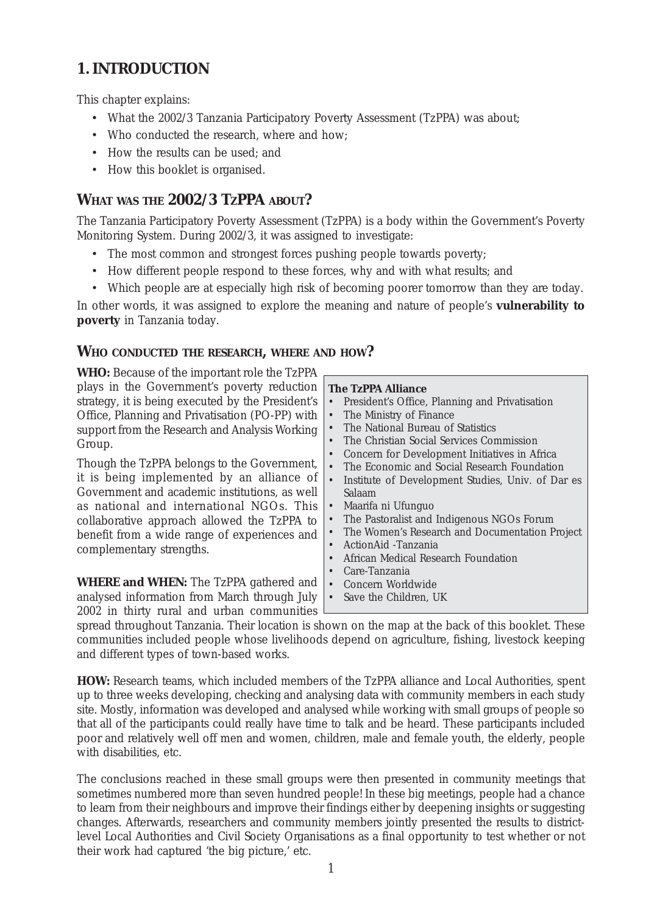# 1. INTRODUCTION

This chapter explains:

- What the 2002/3 Tanzania Participatory Poverty Assessment (TzPPA) was about;
- Who conducted the research, where and how;
- How the results can be used; and
- How this booklet is organised.

## WHAT WAS THE 2002/3 TZPPA ABOUT?

The Tanzania Participatory Poverty Assessment (TzPPA) is a body within the Government's Poverty Monitoring System. During 2002/3, it was assigned to investigate:

- The most common and strongest forces pushing people towards poverty;
- How different people respond to these forces, why and with what results; and
- Which people are at especially high risk of becoming poorer tomorrow than they are today.

In other words, it was assigned to explore the meaning and nature of people's **vulnerability to poverty** in Tanzania today.

## WHO CONDUCTED THE RESEARCH, WHERE AND HOW?

**WHO:** Because of the important role the TzPPA plays in the Government's poverty reduction strategy, it is being executed by the President's Office, Planning and Privatisation (PO-PP) with support from the Research and Analysis Working Group.

Though the TzPPA belongs to the Government, it is being implemented by an alliance of Government and academic institutions, as well as national and international NGOs. This collaborative approach allowed the TzPPA to benefit from a wide range of experiences and complementary strengths.

**The TzPPA Alliance**

- President's Office, Planning and Privatisation
- The Ministry of Finance
- The National Bureau of Statistics
- The Christian Social Services Commission
- Concern for Development Initiatives in Africa
- The Economic and Social Research Foundation
- Institute of Development Studies, Univ. of Dar es Salaam
- Maarifa ni Ufunguo
- The Pastoralist and Indigenous NGOs Forum
- The Women's Research and Documentation Project
- ActionAid -Tanzania
- African Medical Research Foundation
- Care-Tanzania
- Concern Worldwide
- Save the Children, UK

**WHERE and WHEN:** The TzPPA gathered and analysed information from March through July 2002 in thirty rural and urban communities spread throughout Tanzania. Their location is shown on the map at the back of this booklet. These communities included people whose livelihoods depend on agriculture, fishing, livestock keeping and different types of town-based works.

**HOW:** Research teams, which included members of the TzPPA alliance and Local Authorities, spent up to three weeks developing, checking and analysing data with community members in each study site. Mostly, information was developed and analysed while working with small groups of people so that all of the participants could really have time to talk and be heard. These participants included poor and relatively well off men and women, children, male and female youth, the elderly, people with disabilities, etc.

The conclusions reached in these small groups were then presented in community meetings that sometimes numbered more than seven hundred people! In these big meetings, people had a chance to learn from their neighbours and improve their findings either by deepening insights or suggesting changes. Afterwards, researchers and community members jointly presented the results to district-level Local Authorities and Civil Society Organisations as a final opportunity to test whether or not their work had captured 'the big picture,' etc.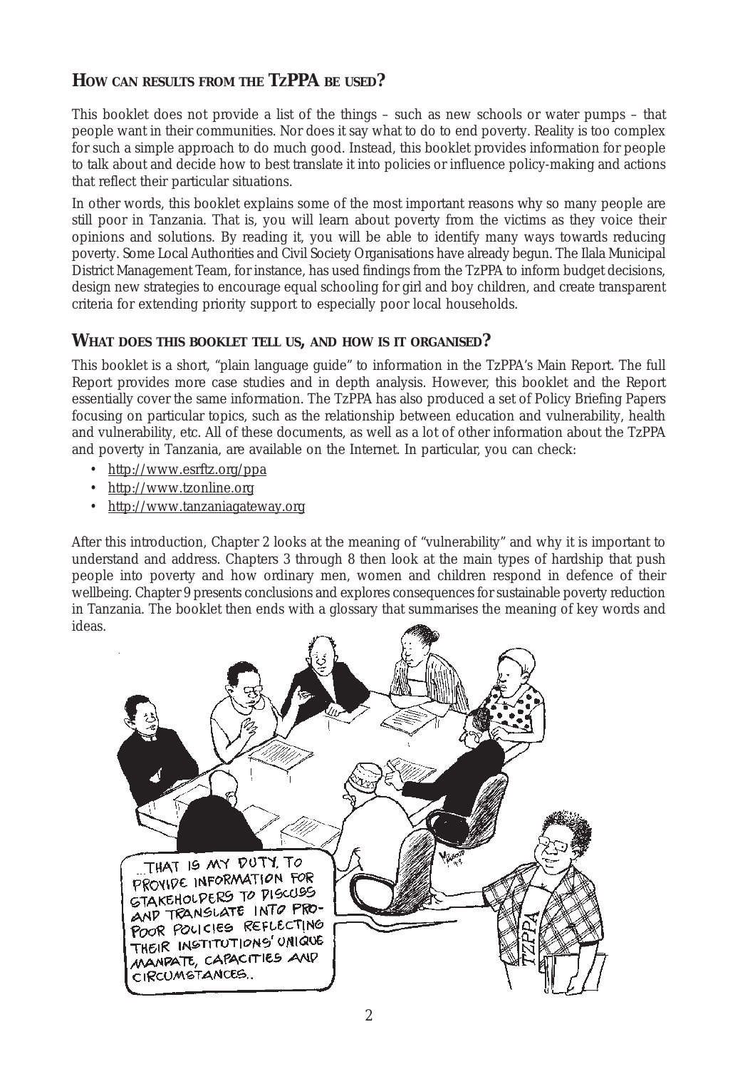## HOW CAN RESULTS FROM THE TZPPA BE USED?

This booklet does not provide a list of the things – such as new schools or water pumps – that people want in their communities. Nor does it say what to do to end poverty. Reality is too complex for such a simple approach to do much good. Instead, this booklet provides information for people to talk about and decide how to best translate it into policies or influence policy-making and actions that reflect their particular situations.

In other words, this booklet explains some of the most important reasons why so many people are still poor in Tanzania. That is, you will learn about poverty from the victims as they voice their opinions and solutions. By reading it, you will be able to identify many ways towards reducing poverty. Some Local Authorities and Civil Society Organisations have already begun. The Ilala Municipal District Management Team, for instance, has used findings from the TzPPA to inform budget decisions, design new strategies to encourage equal schooling for girl and boy children, and create transparent criteria for extending priority support to especially poor local households.

## WHAT DOES THIS BOOKLET TELL US, AND HOW IS IT ORGANISED?

This booklet is a short, "plain language guide" to information in the TzPPA's Main Report. The full Report provides more case studies and in depth analysis. However, this booklet and the Report essentially cover the same information. The TzPPA has also produced a set of Policy Briefing Papers focusing on particular topics, such as the relationship between education and vulnerability, health and vulnerability, etc. All of these documents, as well as a lot of other information about the TzPPA and poverty in Tanzania, are available on the Internet. In particular, you can check:

- http://www.esrftz.org/ppa
- http://www.tzonline.org
- http://www.tanzaniagateway.org

After this introduction, Chapter 2 looks at the meaning of "vulnerability" and why it is important to understand and address. Chapters 3 through 8 then look at the main types of hardship that push people into poverty and how ordinary men, women and children respond in defence of their wellbeing. Chapter 9 presents conclusions and explores consequences for sustainable poverty reduction in Tanzania. The booklet then ends with a glossary that summarises the meaning of key words and ideas.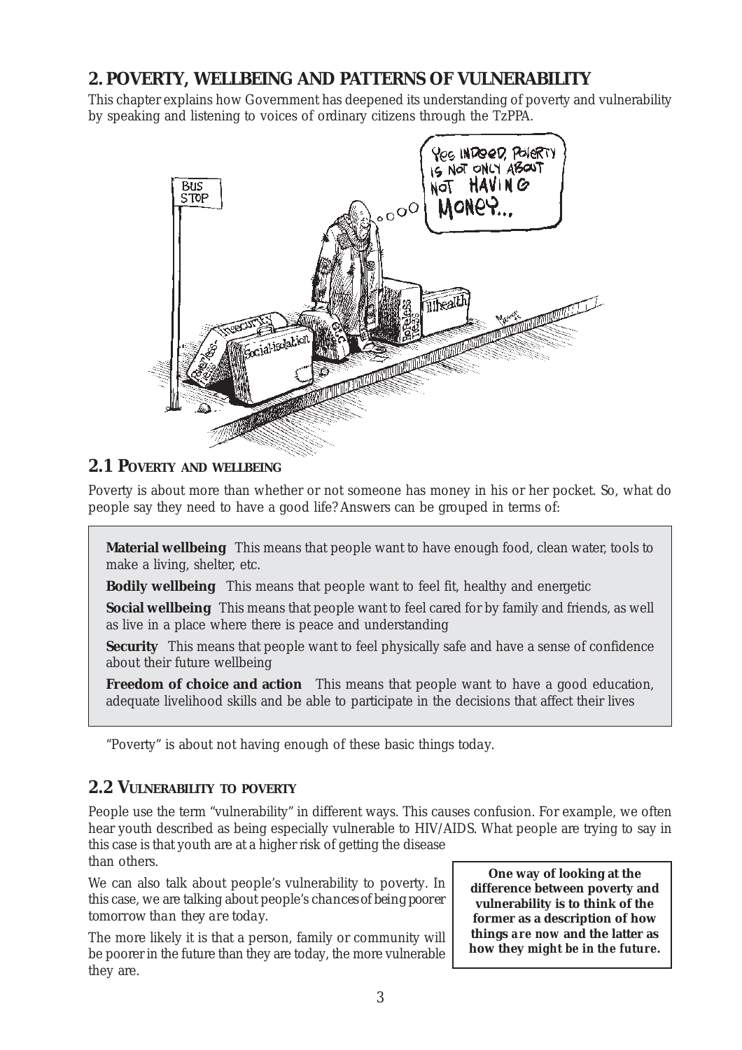## 2. POVERTY, WELLBEING AND PATTERNS OF VULNERABILITY

This chapter explains how Government has deepened its understanding of poverty and vulnerability by speaking and listening to voices of ordinary citizens through the TzPPA.

### 2.1 POVERTY AND WELLBEING

Poverty is about more than whether or not someone has money in his or her pocket. So, what do people say they need to have a good life? Answers can be grouped in terms of:

> **Material wellbeing** This means that people want to have enough food, clean water, tools to make a living, shelter, etc.
>
> **Bodily wellbeing** This means that people want to feel fit, healthy and energetic
>
> **Social wellbeing** This means that people want to feel cared for by family and friends, as well as live in a place where there is peace and understanding
>
> **Security** This means that people want to feel physically safe and have a sense of confidence about their future wellbeing
>
> **Freedom of choice and action** This means that people want to have a good education, adequate livelihood skills and be able to participate in the decisions that affect their lives

"Poverty" is about not having enough of these basic things today.

### 2.2 VULNERABILITY TO POVERTY

People use the term "vulnerability" in different ways. This causes confusion. For example, we often hear youth described as being especially vulnerable to HIV/AIDS. What people are trying to say in this case is that youth are at a higher risk of getting the disease than others.

We can also talk about people's vulnerability to poverty. In this case, we are talking about people's *chances of being poorer tomorrow than they are today.*

The more likely it is that a person, family or community will be poorer in the future than they are today, the more vulnerable they are.

> **One way of looking at the difference between poverty and vulnerability is to think of the former as a description of how things *are* now and the latter as how they *might* be in the future.**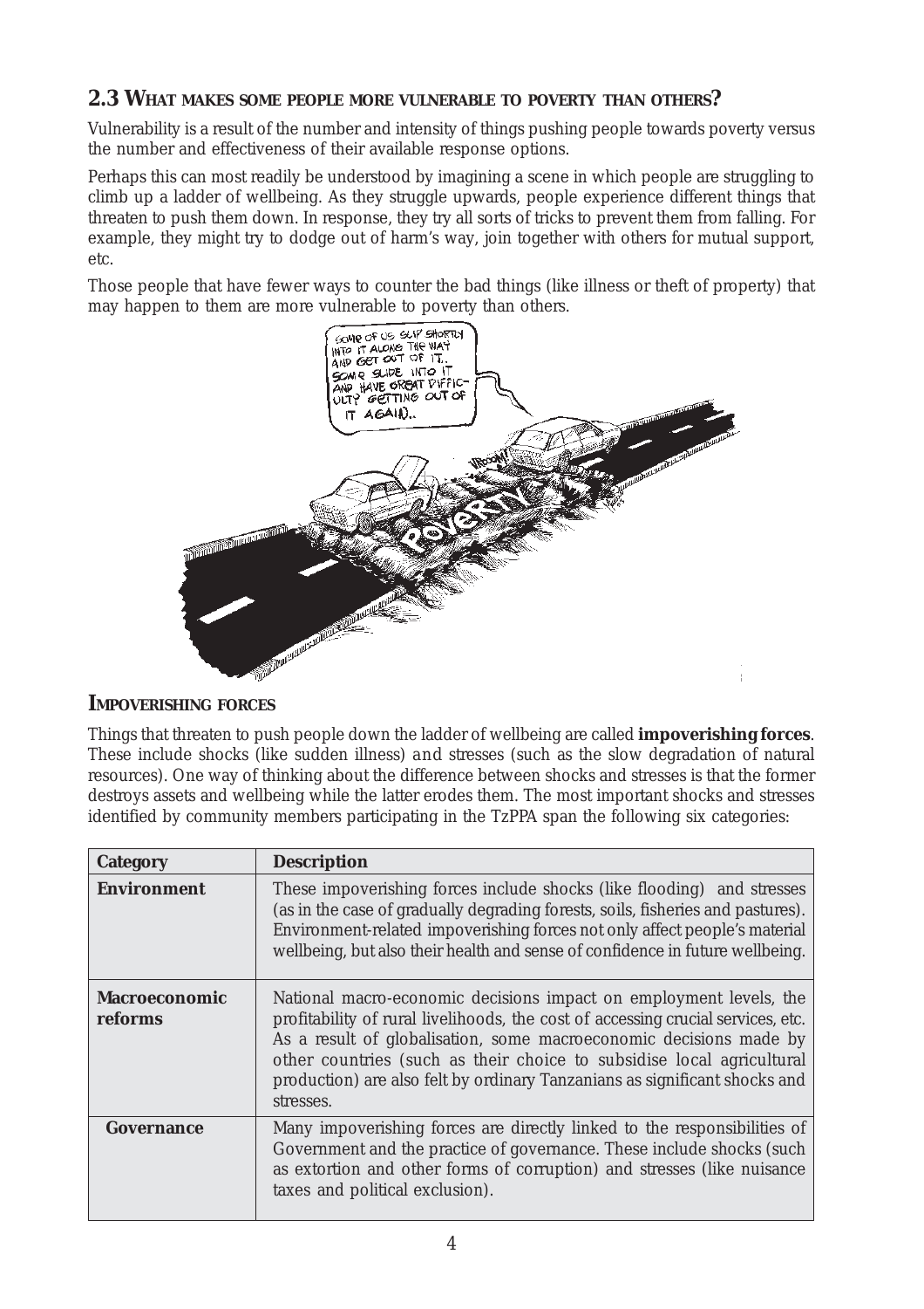## 2.3 What makes some people more vulnerable to poverty than others?

Vulnerability is a result of the number and intensity of things pushing people towards poverty versus the number and effectiveness of their available response options.

Perhaps this can most readily be understood by imagining a scene in which people are struggling to climb up a ladder of wellbeing. As they struggle upwards, people experience different things that threaten to push them down. In response, they try all sorts of tricks to prevent them from falling. For example, they might try to dodge out of harm's way, join together with others for mutual support, etc.

Those people that have fewer ways to counter the bad things (like illness or theft of property) that may happen to them are more vulnerable to poverty than others.

### Impoverishing forces

Things that threaten to push people down the ladder of wellbeing are called **impoverishing forces**. These include shocks (like sudden illness) and stresses (such as the slow degradation of natural resources). One way of thinking about the difference between shocks and stresses is that the former destroys assets and wellbeing while the latter erodes them. The most important shocks and stresses identified by community members participating in the TzPPA span the following six categories:

| Category | Description |
|---|---|
| **Environment** | These impoverishing forces include shocks (like flooding) and stresses (as in the case of gradually degrading forests, soils, fisheries and pastures). Environment-related impoverishing forces not only affect people's material wellbeing, but also their health and sense of confidence in future wellbeing. |
| **Macroeconomic reforms** | National macro-economic decisions impact on employment levels, the profitability of rural livelihoods, the cost of accessing crucial services, etc. As a result of globalisation, some macroeconomic decisions made by other countries (such as their choice to subsidise local agricultural production) are also felt by ordinary Tanzanians as significant shocks and stresses. |
| **Governance** | Many impoverishing forces are directly linked to the responsibilities of Government and the practice of governance. These include shocks (such as extortion and other forms of corruption) and stresses (like nuisance taxes and political exclusion). |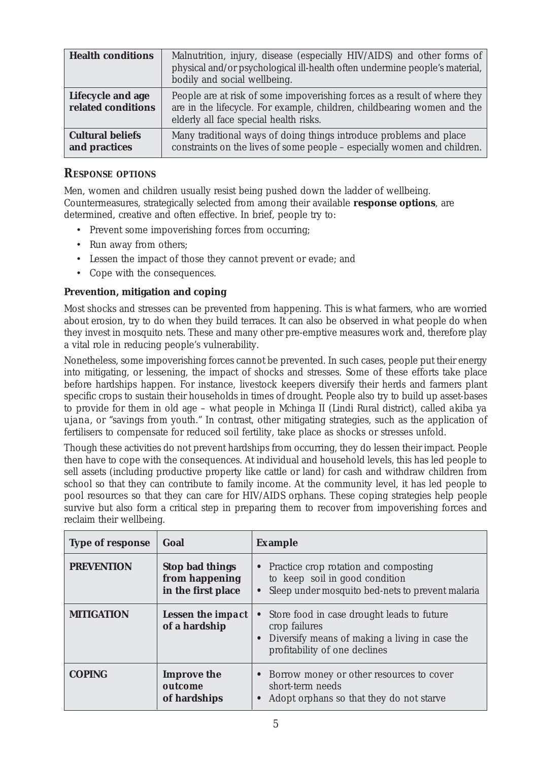| Health conditions | Malnutrition, injury, disease (especially HIV/AIDS) and other forms of physical and/or psychological ill-health often undermine people's material, bodily and social wellbeing. |
|---|---|
| Lifecycle and age related conditions | People are at risk of some impoverishing forces as a result of where they are in the lifecycle. For example, children, childbearing women and the elderly all face special health risks. |
| Cultural beliefs and practices | Many traditional ways of doing things introduce problems and place constraints on the lives of some people – especially women and children. |

## RESPONSE OPTIONS

Men, women and children usually resist being pushed down the ladder of wellbeing. Countermeasures, strategically selected from among their available **response options**, are determined, creative and often effective. In brief, people try to:

- Prevent some impoverishing forces from occurring;
- Run away from others;
- Lessen the impact of those they cannot prevent or evade; and
- Cope with the consequences.

### Prevention, mitigation and coping

Most shocks and stresses can be prevented from happening. This is what farmers, who are worried about erosion, try to do when they build terraces. It can also be observed in what people do when they invest in mosquito nets. These and many other pre-emptive measures work and, therefore play a vital role in reducing people's vulnerability.

Nonetheless, some impoverishing forces cannot be prevented. In such cases, people put their energy into mitigating, or lessening, the impact of shocks and stresses. Some of these efforts take place before hardships happen. For instance, livestock keepers diversify their herds and farmers plant specific crops to sustain their households in times of drought. People also try to build up asset-bases to provide for them in old age – what people in Mchinga II (Lindi Rural district), called *akiba ya ujana*, or "savings from youth." In contrast, other mitigating strategies, such as the application of fertilisers to compensate for reduced soil fertility, take place as shocks or stresses unfold.

Though these activities do not prevent hardships from occurring, they do lessen their impact. People then have to cope with the consequences. At individual and household levels, this has led people to sell assets (including productive property like cattle or land) for cash and withdraw children from school so that they can contribute to family income. At the community level, it has led people to pool resources so that they can care for HIV/AIDS orphans. These coping strategies help people survive but also form a critical step in preparing them to recover from impoverishing forces and reclaim their wellbeing.

| Type of response | Goal | Example |
|---|---|---|
| PREVENTION | **Stop bad things from happening in the first place** | • Practice crop rotation and composting to keep soil in good condition<br>• Sleep under mosquito bed-nets to prevent malaria |
| MITIGATION | **Lessen the impact of a hardship** | • Store food in case drought leads to future crop failures<br>• Diversify means of making a living in case the profitability of one declines |
| COPING | **Improve the outcome of hardships** | • Borrow money or other resources to cover short-term needs<br>• Adopt orphans so that they do not starve |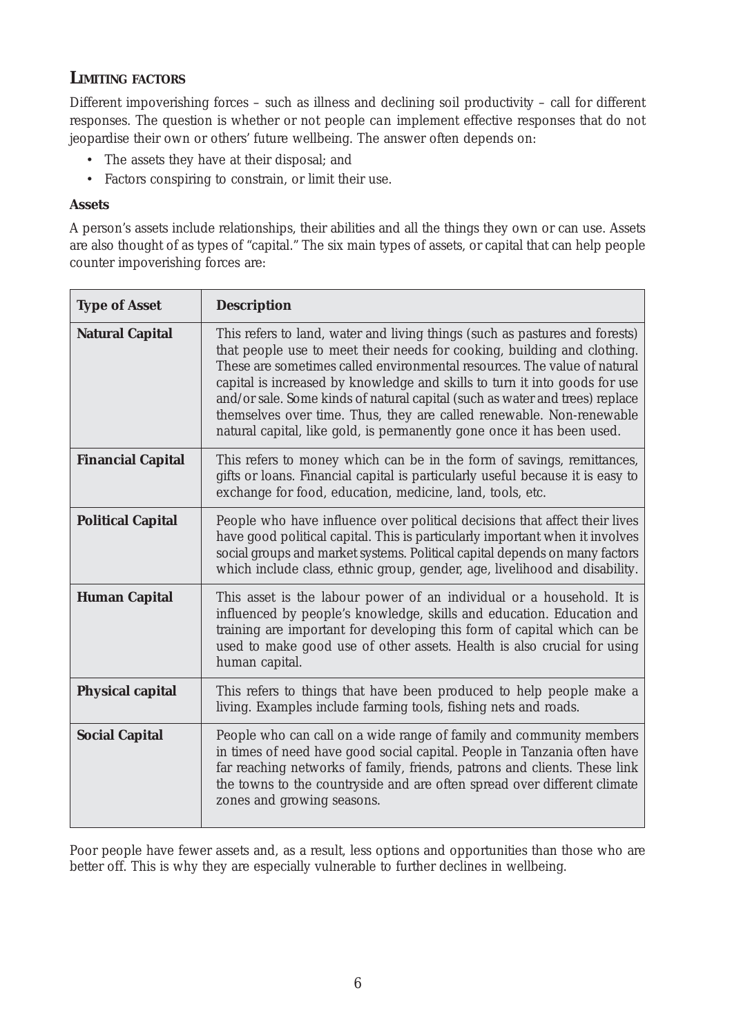## LIMITING FACTORS

Different impoverishing forces – such as illness and declining soil productivity – call for different responses. The question is whether or not people can implement effective responses that do not jeopardise their own or others' future wellbeing. The answer often depends on:

- The assets they have at their disposal; and
- Factors conspiring to constrain, or limit their use.

### Assets

A person's assets include relationships, their abilities and all the things they own or can use. Assets are also thought of as types of "capital." The six main types of assets, or capital that can help people counter impoverishing forces are:

| Type of Asset | Description |
|---|---|
| **Natural Capital** | This refers to land, water and living things (such as pastures and forests) that people use to meet their needs for cooking, building and clothing. These are sometimes called environmental resources. The value of natural capital is increased by knowledge and skills to turn it into goods for use and/or sale. Some kinds of natural capital (such as water and trees) replace themselves over time. Thus, they are called renewable. Non-renewable natural capital, like gold, is permanently gone once it has been used. |
| **Financial Capital** | This refers to money which can be in the form of savings, remittances, gifts or loans. Financial capital is particularly useful because it is easy to exchange for food, education, medicine, land, tools, etc. |
| **Political Capital** | People who have influence over political decisions that affect their lives have good political capital. This is particularly important when it involves social groups and market systems. Political capital depends on many factors which include class, ethnic group, gender, age, livelihood and disability. |
| **Human Capital** | This asset is the labour power of an individual or a household. It is influenced by people's knowledge, skills and education. Education and training are important for developing this form of capital which can be used to make good use of other assets. Health is also crucial for using human capital. |
| **Physical capital** | This refers to things that have been produced to help people make a living. Examples include farming tools, fishing nets and roads. |
| **Social Capital** | People who can call on a wide range of family and community members in times of need have good social capital. People in Tanzania often have far reaching networks of family, friends, patrons and clients. These link the towns to the countryside and are often spread over different climate zones and growing seasons. |

Poor people have fewer assets and, as a result, less options and opportunities than those who are better off. This is why they are especially vulnerable to further declines in wellbeing.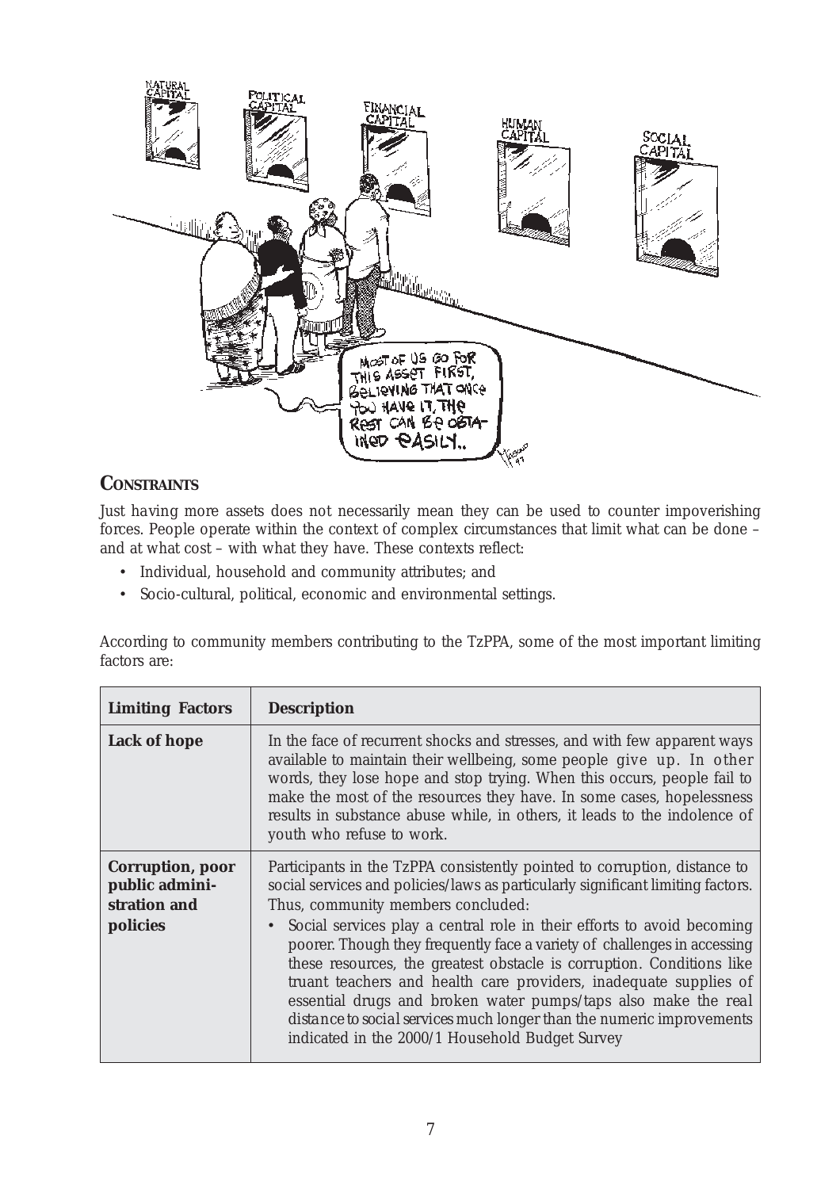## CONSTRAINTS

Just having more assets does not necessarily mean they can be used to counter impoverishing forces. People operate within the context of complex circumstances that limit what can be done – and at what cost – with what they have. These contexts reflect:

- Individual, household and community attributes; and
- Socio-cultural, political, economic and environmental settings.

According to community members contributing to the TzPPA, some of the most important limiting factors are:

| Limiting Factors | Description |
|---|---|
| **Lack of hope** | In the face of recurrent shocks and stresses, and with few apparent ways available to maintain their wellbeing, some people give up. In other words, they lose hope and stop trying. When this occurs, people fail to make the most of the resources they have. In some cases, hopelessness results in substance abuse while, in others, it leads to the indolence of youth who refuse to work. |
| **Corruption, poor public administration and policies** | Participants in the TzPPA consistently pointed to corruption, distance to social services and policies/laws as particularly significant limiting factors. Thus, community members concluded: <br>• Social services play a central role in their efforts to avoid becoming poorer. Though they frequently face a variety of challenges in accessing these resources, the greatest obstacle is corruption. Conditions like truant teachers and health care providers, inadequate supplies of essential drugs and broken water pumps/taps also make the real distance to social services much longer than the numeric improvements indicated in the 2000/1 Household Budget Survey |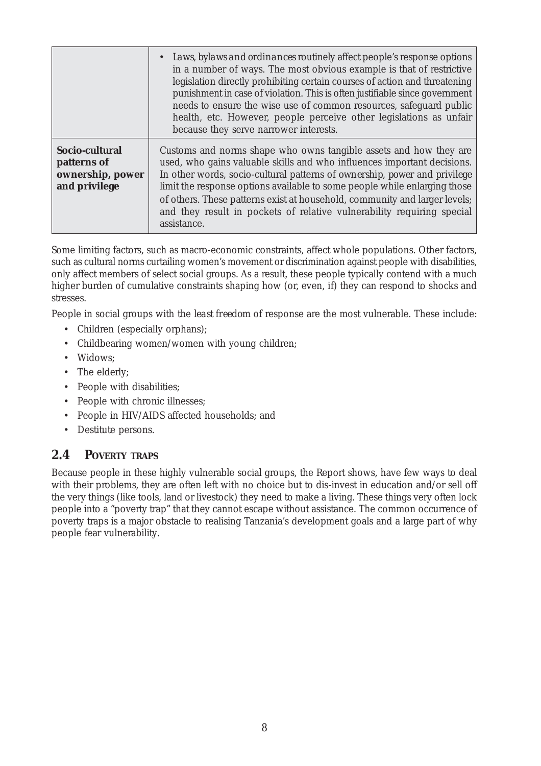| | |
|---|---|
| | • *Laws, bylaws and ordinances* routinely affect people's response options in a number of ways. The most obvious example is that of restrictive legislation directly prohibiting certain courses of action and threatening punishment in case of violation. This is often justifiable since government needs to ensure the wise use of common resources, safeguard public health, etc. However, people perceive other legislations as unfair because they serve narrower interests. |
| **Socio-cultural patterns of ownership, power and privilege** | Customs and norms shape who owns tangible assets and how they are used, who gains valuable skills and who influences important decisions. In other words, socio-cultural patterns of ownership, power and privilege limit the response options available to some people while enlarging those of others. These patterns exist at household, community and larger levels; and they result in pockets of relative vulnerability requiring special assistance. |

Some limiting factors, such as macro-economic constraints, affect whole populations. Other factors, such as cultural norms curtailing women's movement or discrimination against people with disabilities, only affect members of select social groups. As a result, these people typically contend with a much higher burden of cumulative constraints shaping how (or, even, if) they can respond to shocks and stresses.

People in social groups with the *least freedom of response* are the most vulnerable. These include:

- Children (especially orphans);
- Childbearing women/women with young children;
- Widows;
- The elderly;
- People with disabilities;
- People with chronic illnesses;
- People in HIV/AIDS affected households; and
- Destitute persons.

## 2.4 Poverty traps

Because people in these highly vulnerable social groups, the Report shows, have few ways to deal with their problems, they are often left with no choice but to dis-invest in education and/or sell off the very things (like tools, land or livestock) they need to make a living. These things very often lock people into a "poverty trap" that they cannot escape without assistance. The common occurrence of poverty traps is a major obstacle to realising Tanzania's development goals and a large part of why people fear vulnerability.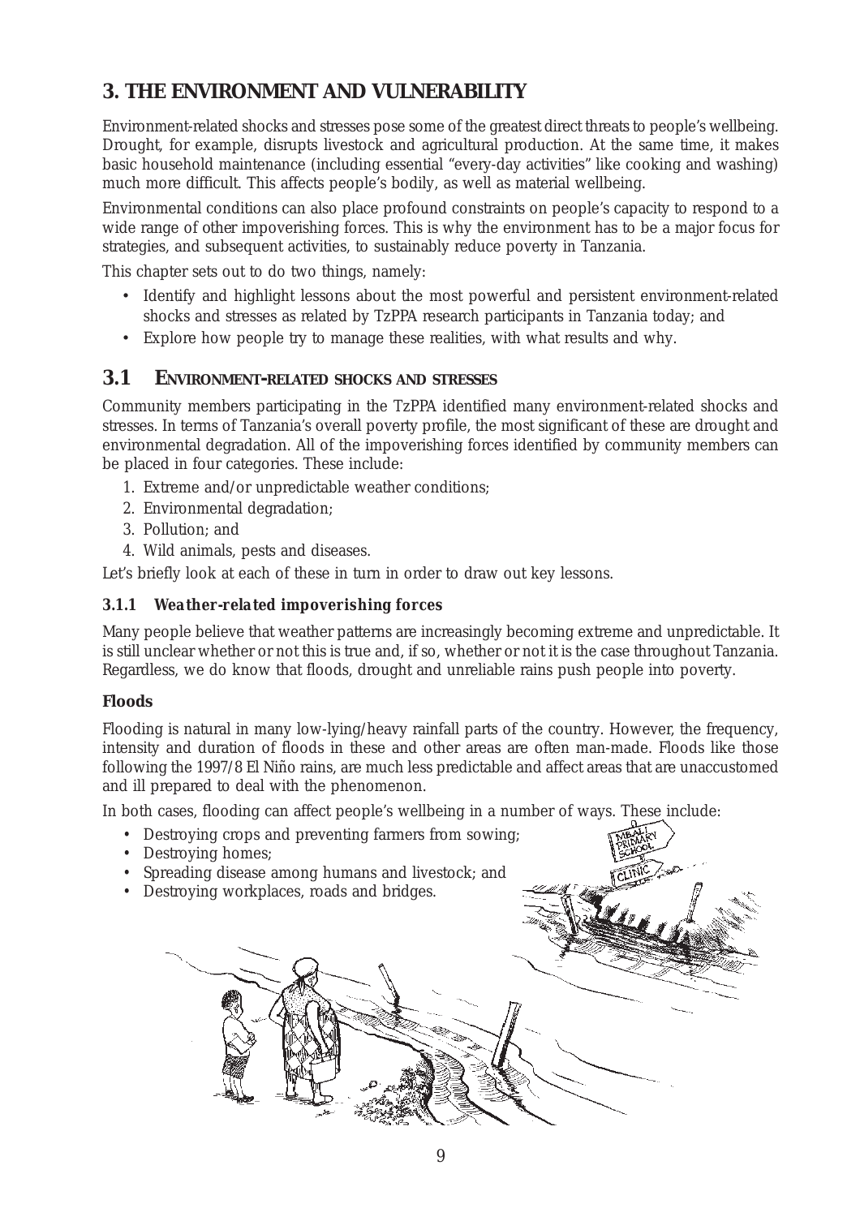# 3. THE ENVIRONMENT AND VULNERABILITY

Environment-related shocks and stresses pose some of the greatest direct threats to people's wellbeing. Drought, for example, disrupts livestock and agricultural production. At the same time, it makes basic household maintenance (including essential "every-day activities" like cooking and washing) much more difficult. This affects people's bodily, as well as material wellbeing.

Environmental conditions can also place profound constraints on people's capacity to respond to a wide range of other impoverishing forces. This is why the environment has to be a major focus for strategies, and subsequent activities, to sustainably reduce poverty in Tanzania.

This chapter sets out to do two things, namely:

- Identify and highlight lessons about the most powerful and persistent environment-related shocks and stresses as related by TzPPA research participants in Tanzania today; and
- Explore how people try to manage these realities, with what results and why.

## 3.1 ENVIRONMENT-RELATED SHOCKS AND STRESSES

Community members participating in the TzPPA identified many environment-related shocks and stresses. In terms of Tanzania's overall poverty profile, the most significant of these are drought and environmental degradation. All of the impoverishing forces identified by community members can be placed in four categories. These include:

1. Extreme and/or unpredictable weather conditions;
2. Environmental degradation;
3. Pollution; and
4. Wild animals, pests and diseases.

Let's briefly look at each of these in turn in order to draw out key lessons.

### 3.1.1 *Weather-related impoverishing forces*

Many people believe that weather patterns are increasingly becoming extreme and unpredictable. It is still unclear whether or not this is true and, if so, whether or not it is the case throughout Tanzania. Regardless, we do know that floods, drought and unreliable rains push people into poverty.

**Floods**

Flooding is natural in many low-lying/heavy rainfall parts of the country. However, the frequency, intensity and duration of floods in these and other areas are often man-made. Floods like those following the 1997/8 El Niño rains, are much less predictable and affect areas that are unaccustomed and ill prepared to deal with the phenomenon.

In both cases, flooding can affect people's wellbeing in a number of ways. These include:

- Destroying crops and preventing farmers from sowing;
- Destroying homes;
- Spreading disease among humans and livestock; and
- Destroying workplaces, roads and bridges.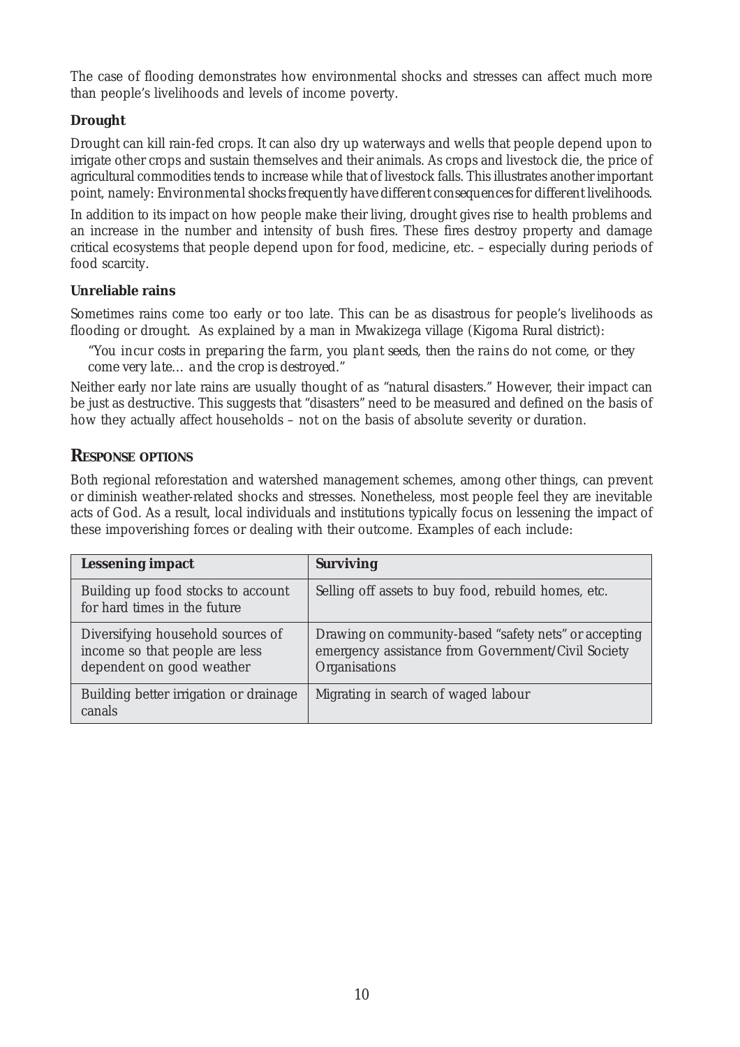The case of flooding demonstrates how environmental shocks and stresses can affect much more than people's livelihoods and levels of income poverty.

### Drought

Drought can kill rain-fed crops. It can also dry up waterways and wells that people depend upon to irrigate other crops and sustain themselves and their animals. As crops and livestock die, the price of agricultural commodities tends to increase while that of livestock falls. This illustrates another important point, namely: *Environmental shocks frequently have different consequences for different livelihoods.*

In addition to its impact on how people make their living, drought gives rise to health problems and an increase in the number and intensity of bush fires. These fires destroy property and damage critical ecosystems that people depend upon for food, medicine, etc. – especially during periods of food scarcity.

### Unreliable rains

Sometimes rains come too early or too late. This can be as disastrous for people's livelihoods as flooding or drought. As explained by a man in Mwakizega village (Kigoma Rural district):

> *"You incur costs in preparing the farm, you plant seeds, then the rains do not come, or they come very late… and the crop is destroyed."*

Neither early nor late rains are usually thought of as "natural disasters." However, their impact can be just as destructive. This suggests that "disasters" need to be measured and defined on the basis of how they actually affect households – not on the basis of absolute severity or duration.

## Response options

Both regional reforestation and watershed management schemes, among other things, can prevent or diminish weather-related shocks and stresses. Nonetheless, most people feel they are inevitable acts of God. As a result, local individuals and institutions typically focus on lessening the impact of these impoverishing forces or dealing with their outcome. Examples of each include:

| Lessening impact | Surviving |
|---|---|
| Building up food stocks to account for hard times in the future | Selling off assets to buy food, rebuild homes, etc. |
| Diversifying household sources of income so that people are less dependent on good weather | Drawing on community-based "safety nets" or accepting emergency assistance from Government/Civil Society Organisations |
| Building better irrigation or drainage canals | Migrating in search of waged labour |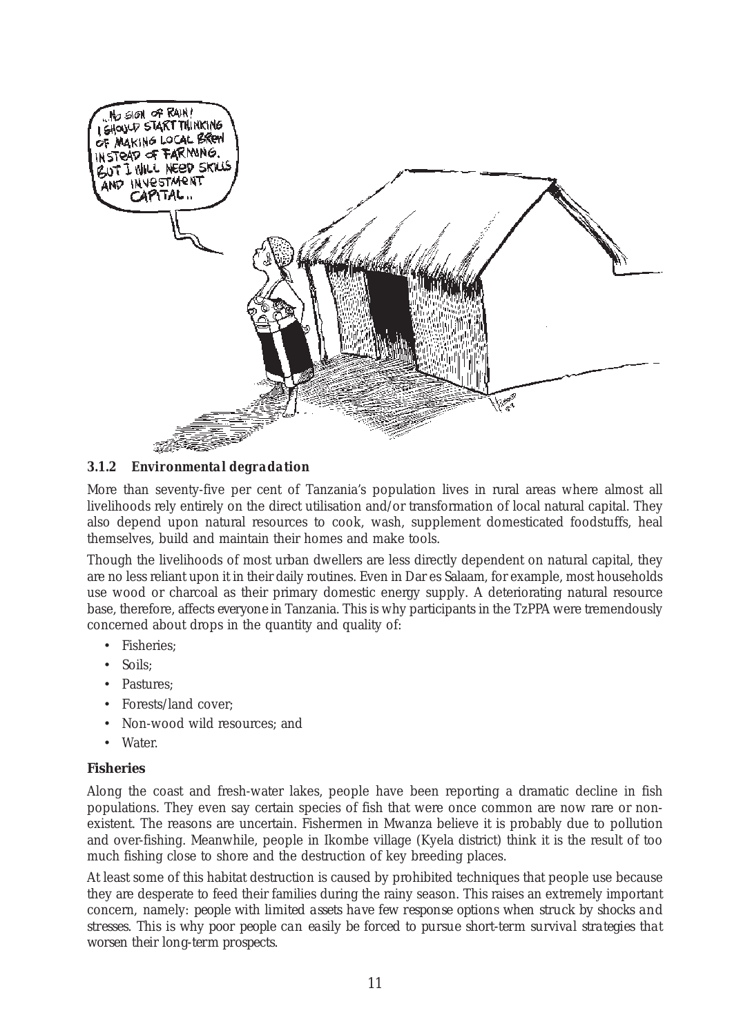### 3.1.2 Environmental degradation

More than seventy-five per cent of Tanzania's population lives in rural areas where almost all livelihoods rely entirely on the direct utilisation and/or transformation of local natural capital. They also depend upon natural resources to cook, wash, supplement domesticated foodstuffs, heal themselves, build and maintain their homes and make tools.

Though the livelihoods of most urban dwellers are less directly dependent on natural capital, they are no less reliant upon it in their daily routines. Even in Dar es Salaam, for example, most households use wood or charcoal as their primary domestic energy supply. A deteriorating natural resource base, therefore, affects everyone in Tanzania. This is why participants in the TzPPA were tremendously concerned about drops in the quantity and quality of:

- Fisheries;
- Soils;
- Pastures;
- Forests/land cover;
- Non-wood wild resources; and
- Water.

**Fisheries**

Along the coast and fresh-water lakes, people have been reporting a dramatic decline in fish populations. They even say certain species of fish that were once common are now rare or non-existent. The reasons are uncertain. Fishermen in Mwanza believe it is probably due to pollution and over-fishing. Meanwhile, people in Ikombe village (Kyela district) think it is the result of too much fishing close to shore and the destruction of key breeding places.

At least some of this habitat destruction is caused by prohibited techniques that people use because they are desperate to feed their families during the rainy season. This raises an extremely important concern, namely: people with limited assets have few response options when struck by shocks and stresses. This is why poor people can easily be forced to pursue short-term survival strategies that worsen their long-term prospects.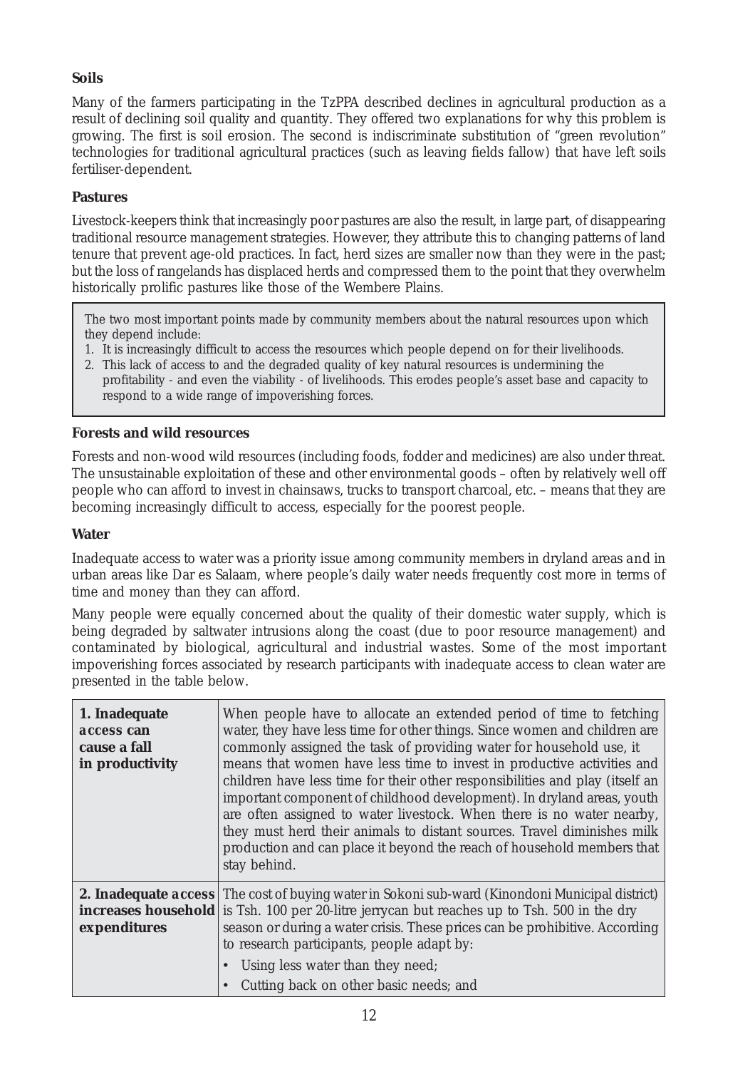### Soils

Many of the farmers participating in the TzPPA described declines in agricultural production as a result of declining soil quality and quantity. They offered two explanations for why this problem is growing. The first is soil erosion. The second is indiscriminate substitution of "green revolution" technologies for traditional agricultural practices (such as leaving fields fallow) that have left soils fertiliser-dependent.

### Pastures

Livestock-keepers think that increasingly poor pastures are also the result, in large part, of disappearing traditional resource management strategies. However, they attribute this to changing patterns of land tenure that prevent age-old practices. In fact, herd sizes are smaller now than they were in the past; but the loss of rangelands has displaced herds and compressed them to the point that they overwhelm historically prolific pastures like those of the Wembere Plains.

> The two most important points made by community members about the natural resources upon which they depend include:
>
> 1. It is increasingly difficult to access the resources which people depend on for their livelihoods.
> 2. This lack of access to and the degraded quality of key natural resources is undermining the profitability - and even the viability - of livelihoods. This erodes people's asset base and capacity to respond to a wide range of impoverishing forces.

### Forests and wild resources

Forests and non-wood wild resources (including foods, fodder and medicines) are also under threat. The unsustainable exploitation of these and other environmental goods – often by relatively well off people who can afford to invest in chainsaws, trucks to transport charcoal, etc. – means that they are becoming increasingly difficult to access, especially for the poorest people.

### Water

Inadequate access to water was a priority issue among community members in dryland areas and in urban areas like Dar es Salaam, where people's daily water needs frequently cost more in terms of time and money than they can afford.

Many people were equally concerned about the quality of their domestic water supply, which is being degraded by saltwater intrusions along the coast (due to poor resource management) and contaminated by biological, agricultural and industrial wastes. Some of the most important impoverishing forces associated by research participants with inadequate access to clean water are presented in the table below.

| | |
|---|---|
| **1. Inadequate access can cause a fall in productivity** | When people have to allocate an extended period of time to fetching water, they have less time for other things. Since women and children are commonly assigned the task of providing water for household use, it means that women have less time to invest in productive activities and children have less time for their other responsibilities and play (itself an important component of childhood development). In dryland areas, youth are often assigned to water livestock. When there is no water nearby, they must herd their animals to distant sources. Travel diminishes milk production and can place it beyond the reach of household members that stay behind. |
| **2. Inadequate access increases household expenditures** | The cost of buying water in Sokoni sub-ward (Kinondoni Municipal district) is Tsh. 100 per 20-litre jerrycan but reaches up to Tsh. 500 in the dry season or during a water crisis. These prices can be prohibitive. According to research participants, people adapt by:<br>• Using less water than they need;<br>• Cutting back on other basic needs; and |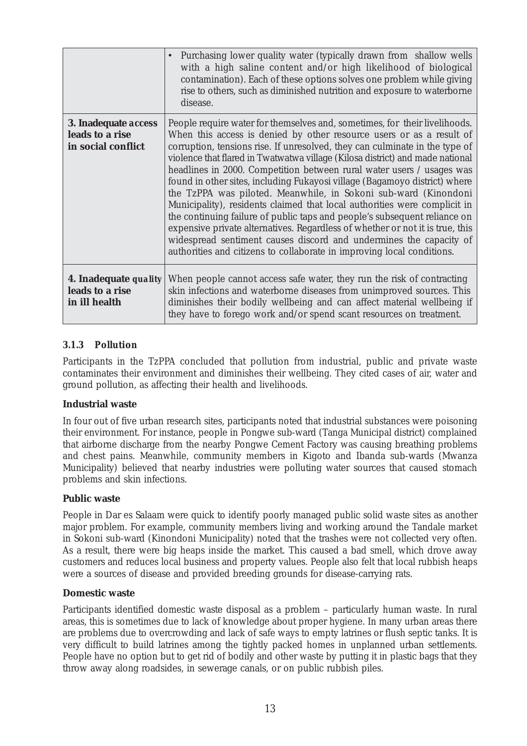| | |
|---|---|
| | • Purchasing lower quality water (typically drawn from shallow wells with a high saline content and/or high likelihood of biological contamination). Each of these options solves one problem while giving rise to others, such as diminished nutrition and exposure to waterborne disease. |
| **3. Inadequate access leads to a rise in social conflict** | People require water for themselves and, sometimes, for their livelihoods. When this access is denied by other resource users or as a result of corruption, tensions rise. If unresolved, they can culminate in the type of violence that flared in Twatwatwa village (Kilosa district) and made national headlines in 2000. Competition between rural water users / usages was found in other sites, including Fukayosi village (Bagamoyo district) where the TzPPA was piloted. Meanwhile, in Sokoni sub-ward (Kinondoni Municipality), residents claimed that local authorities were complicit in the continuing failure of public taps and people's subsequent reliance on expensive private alternatives. Regardless of whether or not it is true, this widespread sentiment causes discord and undermines the capacity of authorities and citizens to collaborate in improving local conditions. |
| **4. Inadequate quality leads to a rise in ill health** | When people cannot access safe water, they run the risk of contracting skin infections and waterborne diseases from unimproved sources. This diminishes their bodily wellbeing and can affect material wellbeing if they have to forego work and/or spend scant resources on treatment. |

### 3.1.3 Pollution

Participants in the TzPPA concluded that pollution from industrial, public and private waste contaminates their environment and diminishes their wellbeing. They cited cases of air, water and ground pollution, as affecting their health and livelihoods.

**Industrial waste**

In four out of five urban research sites, participants noted that industrial substances were poisoning their environment. For instance, people in Pongwe sub-ward (Tanga Municipal district) complained that airborne discharge from the nearby Pongwe Cement Factory was causing breathing problems and chest pains. Meanwhile, community members in Kigoto and Ibanda sub-wards (Mwanza Municipality) believed that nearby industries were polluting water sources that caused stomach problems and skin infections.

**Public waste**

People in Dar es Salaam were quick to identify poorly managed public solid waste sites as another major problem. For example, community members living and working around the Tandale market in Sokoni sub-ward (Kinondoni Municipality) noted that the trashes were not collected very often. As a result, there were big heaps inside the market. This caused a bad smell, which drove away customers and reduces local business and property values. People also felt that local rubbish heaps were a sources of disease and provided breeding grounds for disease-carrying rats.

**Domestic waste**

Participants identified domestic waste disposal as a problem – particularly human waste. In rural areas, this is sometimes due to lack of knowledge about proper hygiene. In many urban areas there are problems due to overcrowding and lack of safe ways to empty latrines or flush septic tanks. It is very difficult to build latrines among the tightly packed homes in unplanned urban settlements. People have no option but to get rid of bodily and other waste by putting it in plastic bags that they throw away along roadsides, in sewerage canals, or on public rubbish piles.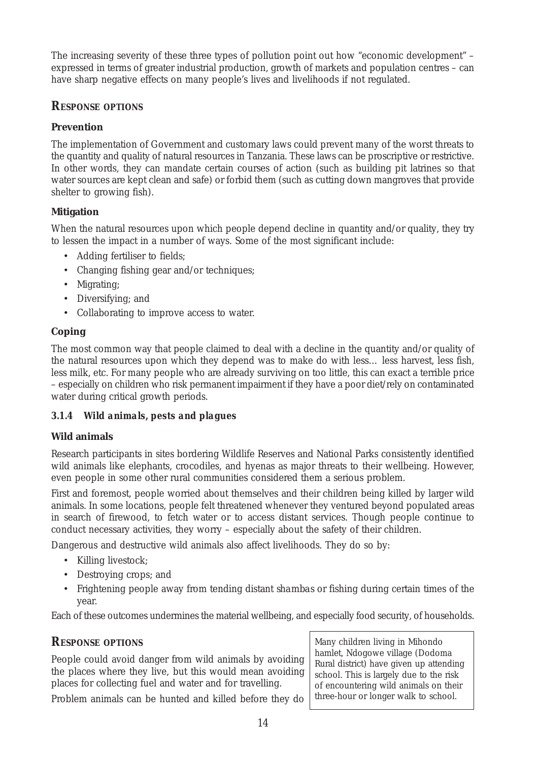The increasing severity of these three types of pollution point out how "economic development" – expressed in terms of greater industrial production, growth of markets and population centres – can have sharp negative effects on many people's lives and livelihoods if not regulated.

## RESPONSE OPTIONS

### Prevention

The implementation of Government and customary laws could prevent many of the worst threats to the quantity and quality of natural resources in Tanzania. These laws can be proscriptive or restrictive. In other words, they can mandate certain courses of action (such as building pit latrines so that water sources are kept clean and safe) or forbid them (such as cutting down mangroves that provide shelter to growing fish).

### Mitigation

When the natural resources upon which people depend decline in quantity and/or quality, they try to lessen the impact in a number of ways. Some of the most significant include:

- Adding fertiliser to fields;
- Changing fishing gear and/or techniques;
- Migrating;
- Diversifying; and
- Collaborating to improve access to water.

### Coping

The most common way that people claimed to deal with a decline in the quantity and/or quality of the natural resources upon which they depend was to make do with less… less harvest, less fish, less milk, etc. For many people who are already surviving on too little, this can exact a terrible price – especially on children who risk permanent impairment if they have a poor diet/rely on contaminated water during critical growth periods.

### 3.1.4 *Wild animals, pests and plagues*

### Wild animals

Research participants in sites bordering Wildlife Reserves and National Parks consistently identified wild animals like elephants, crocodiles, and hyenas as major threats to their wellbeing. However, even people in some other rural communities considered them a serious problem.

First and foremost, people worried about themselves and their children being killed by larger wild animals. In some locations, people felt threatened whenever they ventured beyond populated areas in search of firewood, to fetch water or to access distant services. Though people continue to conduct necessary activities, they worry – especially about the safety of their children.

Dangerous and destructive wild animals also affect livelihoods. They do so by:

- Killing livestock;
- Destroying crops; and
- Frightening people away from tending distant *shambas* or fishing during certain times of the year.

Each of these outcomes undermines the material wellbeing, and especially food security, of households.

## RESPONSE OPTIONS

People could avoid danger from wild animals by avoiding the places where they live, but this would mean avoiding places for collecting fuel and water and for travelling.

Problem animals can be hunted and killed before they do

> Many children living in Mihondo hamlet, Ndogowe village (Dodoma Rural district) have given up attending school. This is largely due to the risk of encountering wild animals on their three-hour or longer walk to school.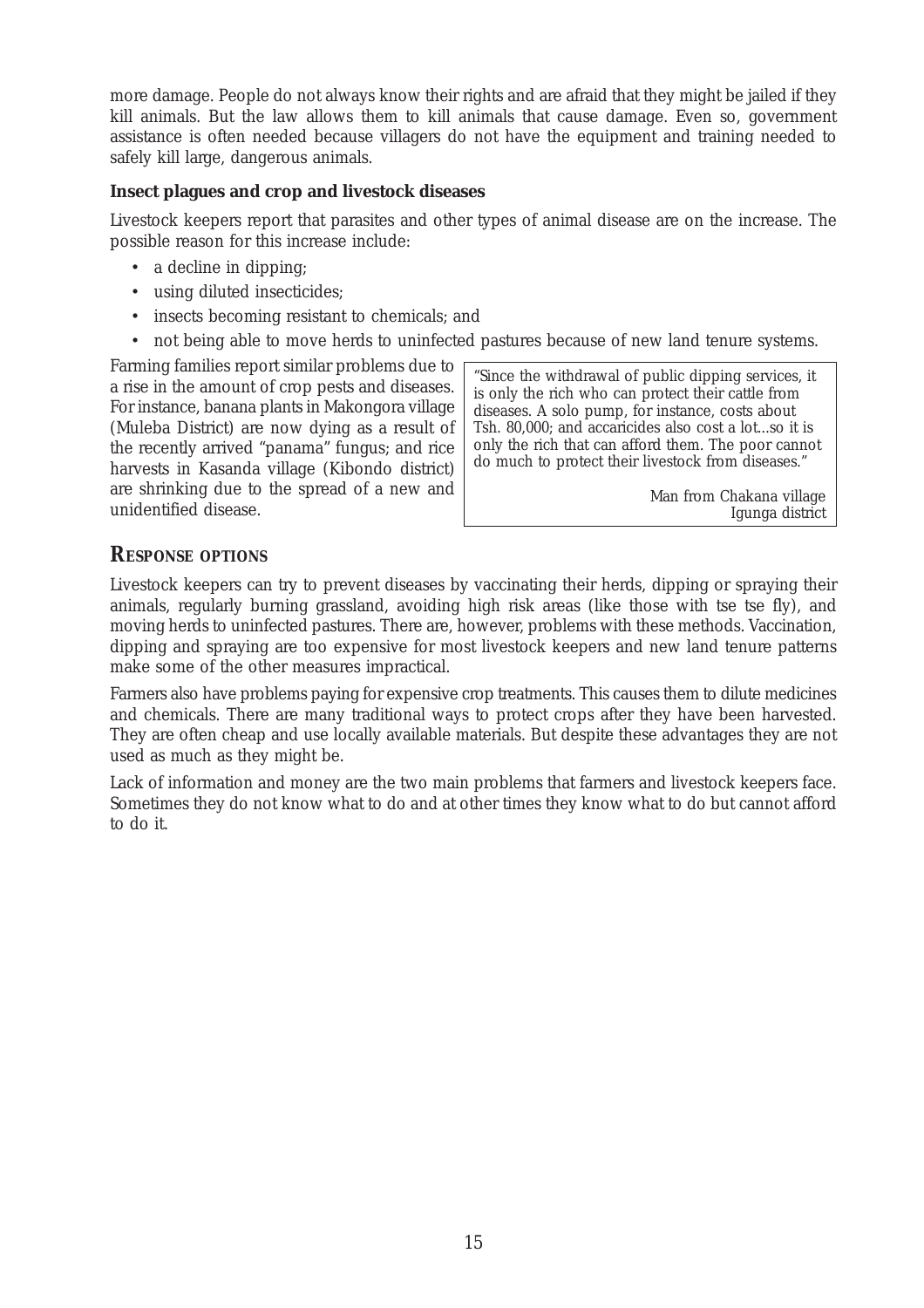more damage. People do not always know their rights and are afraid that they might be jailed if they kill animals. But the law allows them to kill animals that cause damage. Even so, government assistance is often needed because villagers do not have the equipment and training needed to safely kill large, dangerous animals.

**Insect plagues and crop and livestock diseases**

Livestock keepers report that parasites and other types of animal disease are on the increase. The possible reason for this increase include:

- a decline in dipping;
- using diluted insecticides;
- insects becoming resistant to chemicals; and
- not being able to move herds to uninfected pastures because of new land tenure systems.

Farming families report similar problems due to a rise in the amount of crop pests and diseases. For instance, banana plants in Makongora village (Muleba District) are now dying as a result of the recently arrived "panama" fungus; and rice harvests in Kasanda village (Kibondo district) are shrinking due to the spread of a new and unidentified disease.

> "Since the withdrawal of public dipping services, it is only the rich who can protect their cattle from diseases. A solo pump, for instance, costs about Tsh. 80,000; and accaricides also cost a lot...so it is only the rich that can afford them. The poor cannot do much to protect their livestock from diseases."
>
> Man from Chakana village
> Igunga district

## RESPONSE OPTIONS

Livestock keepers can try to prevent diseases by vaccinating their herds, dipping or spraying their animals, regularly burning grassland, avoiding high risk areas (like those with tse tse fly), and moving herds to uninfected pastures. There are, however, problems with these methods. Vaccination, dipping and spraying are too expensive for most livestock keepers and new land tenure patterns make some of the other measures impractical.

Farmers also have problems paying for expensive crop treatments. This causes them to dilute medicines and chemicals. There are many traditional ways to protect crops after they have been harvested. They are often cheap and use locally available materials. But despite these advantages they are not used as much as they might be.

Lack of information and money are the two main problems that farmers and livestock keepers face. Sometimes they do not know what to do and at other times they know what to do but cannot afford to do it.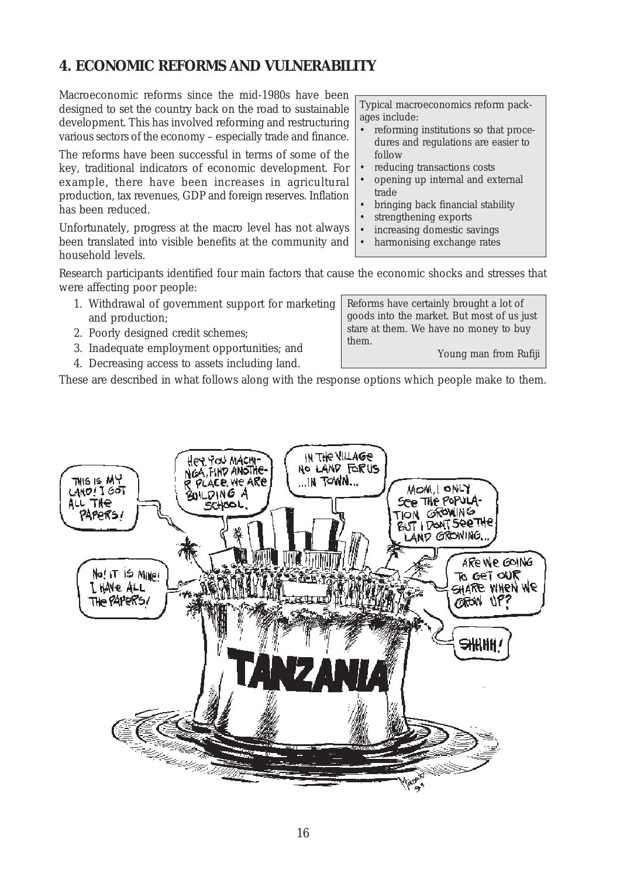## 4. ECONOMIC REFORMS AND VULNERABILITY

Macroeconomic reforms since the mid-1980s have been designed to set the country back on the road to sustainable development. This has involved reforming and restructuring various sectors of the economy – especially trade and finance.

The reforms have been successful in terms of some of the key, traditional indicators of economic development. For example, there have been increases in agricultural production, tax revenues, GDP and foreign reserves. Inflation has been reduced.

Unfortunately, progress at the macro level has not always been translated into visible benefits at the community and household levels.

> Typical macroeconomics reform packages include:
> - reforming institutions so that procedures and regulations are easier to follow
> - reducing transactions costs
> - opening up internal and external trade
> - bringing back financial stability
> - strengthening exports
> - increasing domestic savings
> - harmonising exchange rates

Research participants identified four main factors that cause the economic shocks and stresses that were affecting poor people:

1. Withdrawal of government support for marketing and production;
2. Poorly designed credit schemes;
3. Inadequate employment opportunities; and
4. Decreasing access to assets including land.

> Reforms have certainly brought a lot of goods into the market. But most of us just stare at them. We have no money to buy them.
>
> Young man from Rufiji

These are described in what follows along with the response options which people make to them.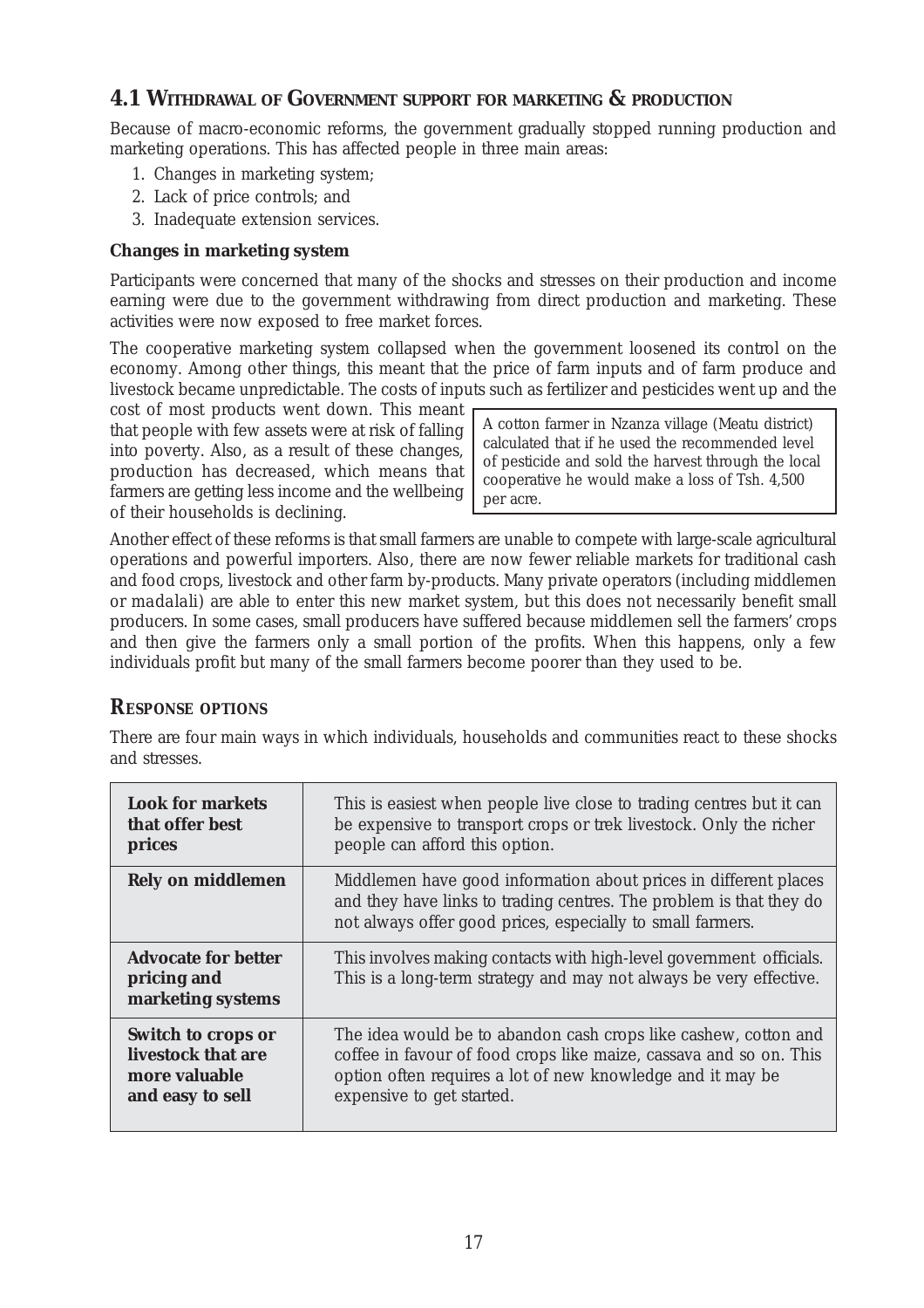## 4.1 Withdrawal of Government support for marketing & production

Because of macro-economic reforms, the government gradually stopped running production and marketing operations. This has affected people in three main areas:

1. Changes in marketing system;
2. Lack of price controls; and
3. Inadequate extension services.

**Changes in marketing system**

Participants were concerned that many of the shocks and stresses on their production and income earning were due to the government withdrawing from direct production and marketing. These activities were now exposed to free market forces.

The cooperative marketing system collapsed when the government loosened its control on the economy. Among other things, this meant that the price of farm inputs and of farm produce and livestock became unpredictable. The costs of inputs such as fertilizer and pesticides went up and the cost of most products went down. This meant that people with few assets were at risk of falling into poverty. Also, as a result of these changes, production has decreased, which means that farmers are getting less income and the wellbeing of their households is declining.

> A cotton farmer in Nzanza village (Meatu district) calculated that if he used the recommended level of pesticide and sold the harvest through the local cooperative he would make a loss of Tsh. 4,500 per acre.

Another effect of these reforms is that small farmers are unable to compete with large-scale agricultural operations and powerful importers. Also, there are now fewer reliable markets for traditional cash and food crops, livestock and other farm by-products. Many private operators (including middlemen or *madalali*) are able to enter this new market system, but this does not necessarily benefit small producers. In some cases, small producers have suffered because middlemen sell the farmers' crops and then give the farmers only a small portion of the profits. When this happens, only a few individuals profit but many of the small farmers become poorer than they used to be.

## Response options

There are four main ways in which individuals, households and communities react to these shocks and stresses.

| | |
|---|---|
| **Look for markets that offer best prices** | This is easiest when people live close to trading centres but it can be expensive to transport crops or trek livestock. Only the richer people can afford this option. |
| **Rely on middlemen** | Middlemen have good information about prices in different places and they have links to trading centres. The problem is that they do not always offer good prices, especially to small farmers. |
| **Advocate for better pricing and marketing systems** | This involves making contacts with high-level government officials. This is a long-term strategy and may not always be very effective. |
| **Switch to crops or livestock that are more valuable and easy to sell** | The idea would be to abandon cash crops like cashew, cotton and coffee in favour of food crops like maize, cassava and so on. This option often requires a lot of new knowledge and it may be expensive to get started. |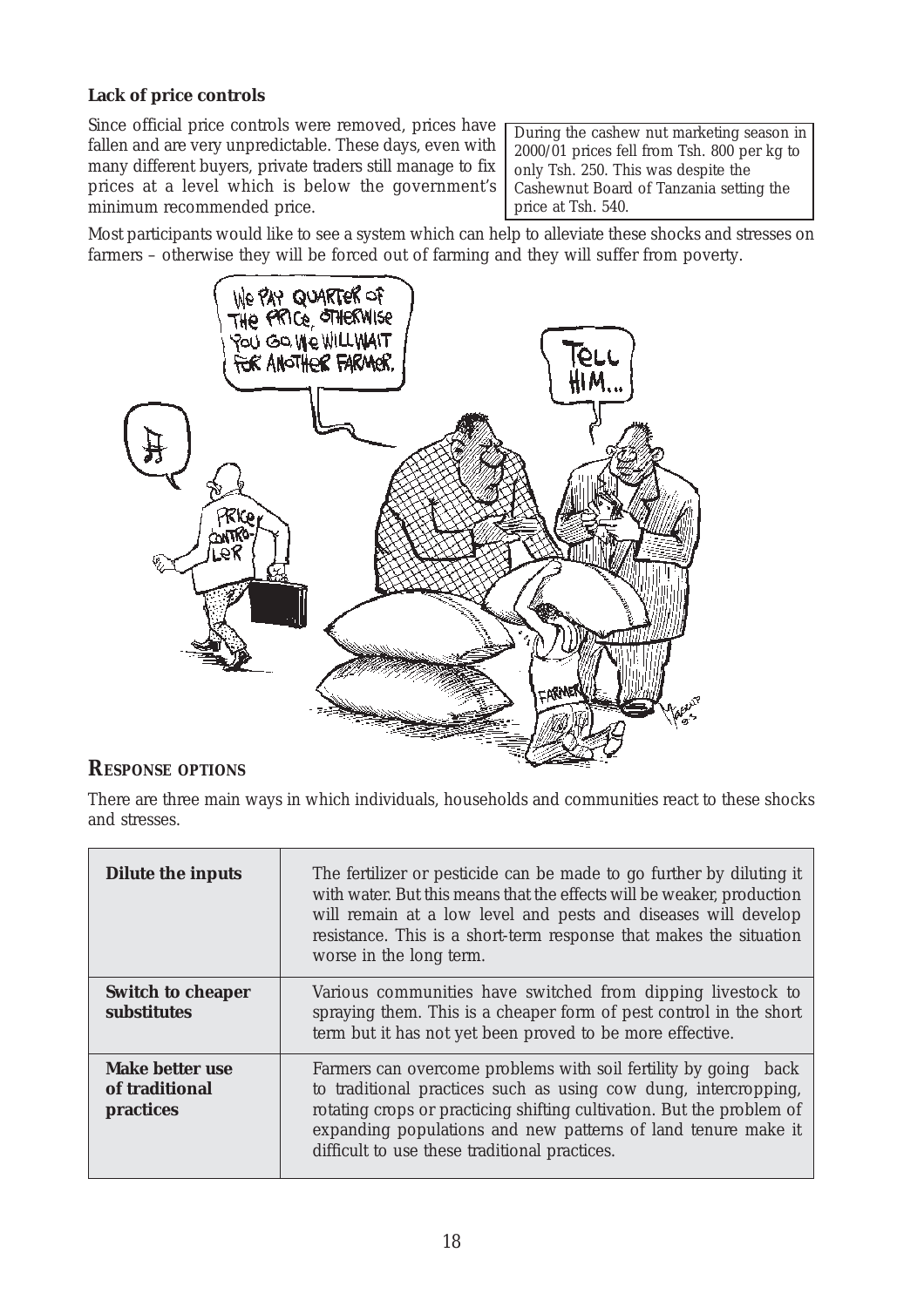**Lack of price controls**

Since official price controls were removed, prices have fallen and are very unpredictable. These days, even with many different buyers, private traders still manage to fix prices at a level which is below the government's minimum recommended price.

> During the cashew nut marketing season in 2000/01 prices fell from Tsh. 800 per kg to only Tsh. 250. This was despite the Cashewnut Board of Tanzania setting the price at Tsh. 540.

Most participants would like to see a system which can help to alleviate these shocks and stresses on farmers – otherwise they will be forced out of farming and they will suffer from poverty.

## RESPONSE OPTIONS

There are three main ways in which individuals, households and communities react to these shocks and stresses.

| | |
|---|---|
| **Dilute the inputs** | The fertilizer or pesticide can be made to go further by diluting it with water. But this means that the effects will be weaker, production will remain at a low level and pests and diseases will develop resistance. This is a short-term response that makes the situation worse in the long term. |
| **Switch to cheaper substitutes** | Various communities have switched from dipping livestock to spraying them. This is a cheaper form of pest control in the short term but it has not yet been proved to be more effective. |
| **Make better use of traditional practices** | Farmers can overcome problems with soil fertility by going back to traditional practices such as using cow dung, intercropping, rotating crops or practicing shifting cultivation. But the problem of expanding populations and new patterns of land tenure make it difficult to use these traditional practices. |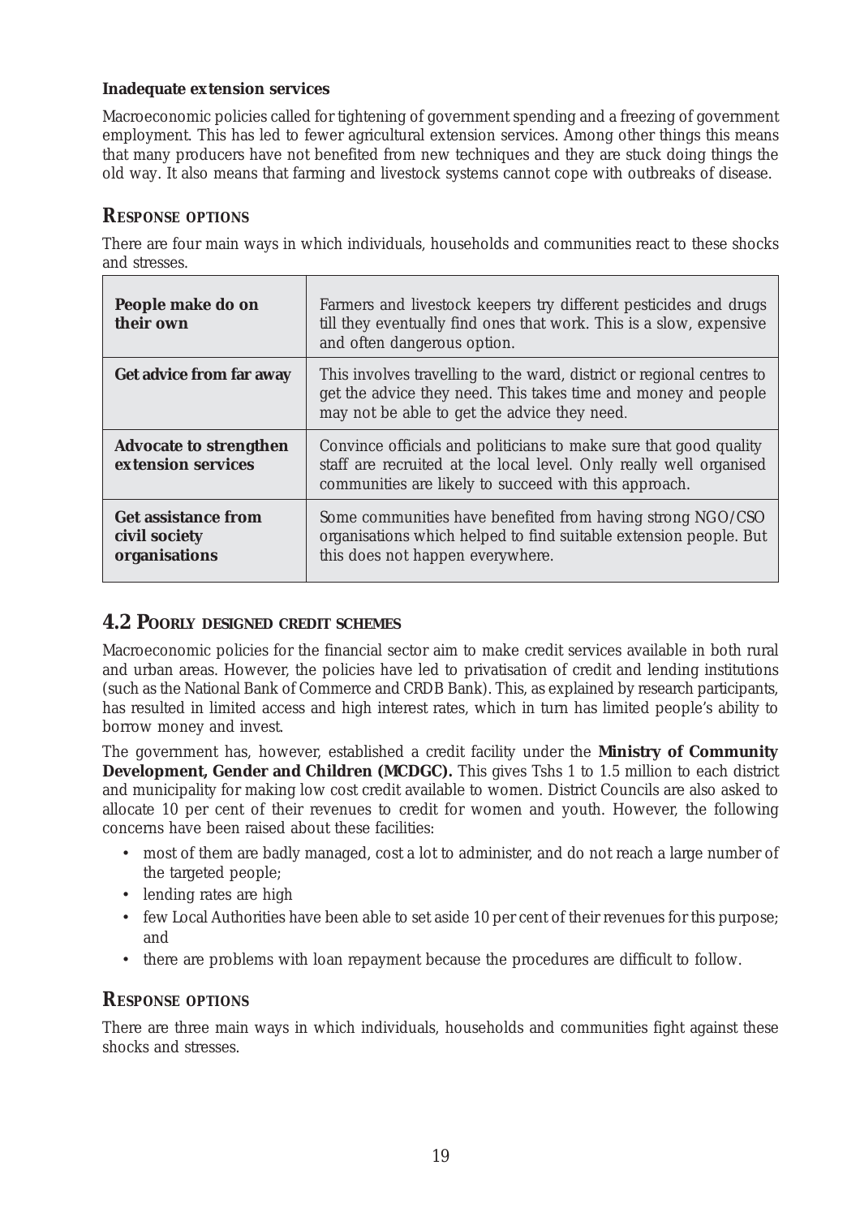**Inadequate extension services**

Macroeconomic policies called for tightening of government spending and a freezing of government employment. This has led to fewer agricultural extension services. Among other things this means that many producers have not benefited from new techniques and they are stuck doing things the old way. It also means that farming and livestock systems cannot cope with outbreaks of disease.

### RESPONSE OPTIONS

There are four main ways in which individuals, households and communities react to these shocks and stresses.

| | |
|---|---|
| **People make do on their own** | Farmers and livestock keepers try different pesticides and drugs till they eventually find ones that work. This is a slow, expensive and often dangerous option. |
| **Get advice from far away** | This involves travelling to the ward, district or regional centres to get the advice they need. This takes time and money and people may not be able to get the advice they need. |
| **Advocate to strengthen extension services** | Convince officials and politicians to make sure that good quality staff are recruited at the local level. Only really well organised communities are likely to succeed with this approach. |
| **Get assistance from civil society organisations** | Some communities have benefited from having strong NGO/CSO organisations which helped to find suitable extension people. But this does not happen everywhere. |

## 4.2 POORLY DESIGNED CREDIT SCHEMES

Macroeconomic policies for the financial sector aim to make credit services available in both rural and urban areas. However, the policies have led to privatisation of credit and lending institutions (such as the National Bank of Commerce and CRDB Bank). This, as explained by research participants, has resulted in limited access and high interest rates, which in turn has limited people's ability to borrow money and invest.

The government has, however, established a credit facility under the **Ministry of Community Development, Gender and Children (MCDGC).** This gives Tshs 1 to 1.5 million to each district and municipality for making low cost credit available to women. District Councils are also asked to allocate 10 per cent of their revenues to credit for women and youth. However, the following concerns have been raised about these facilities:

- most of them are badly managed, cost a lot to administer, and do not reach a large number of the targeted people;
- lending rates are high
- few Local Authorities have been able to set aside 10 per cent of their revenues for this purpose; and
- there are problems with loan repayment because the procedures are difficult to follow.

### RESPONSE OPTIONS

There are three main ways in which individuals, households and communities fight against these shocks and stresses.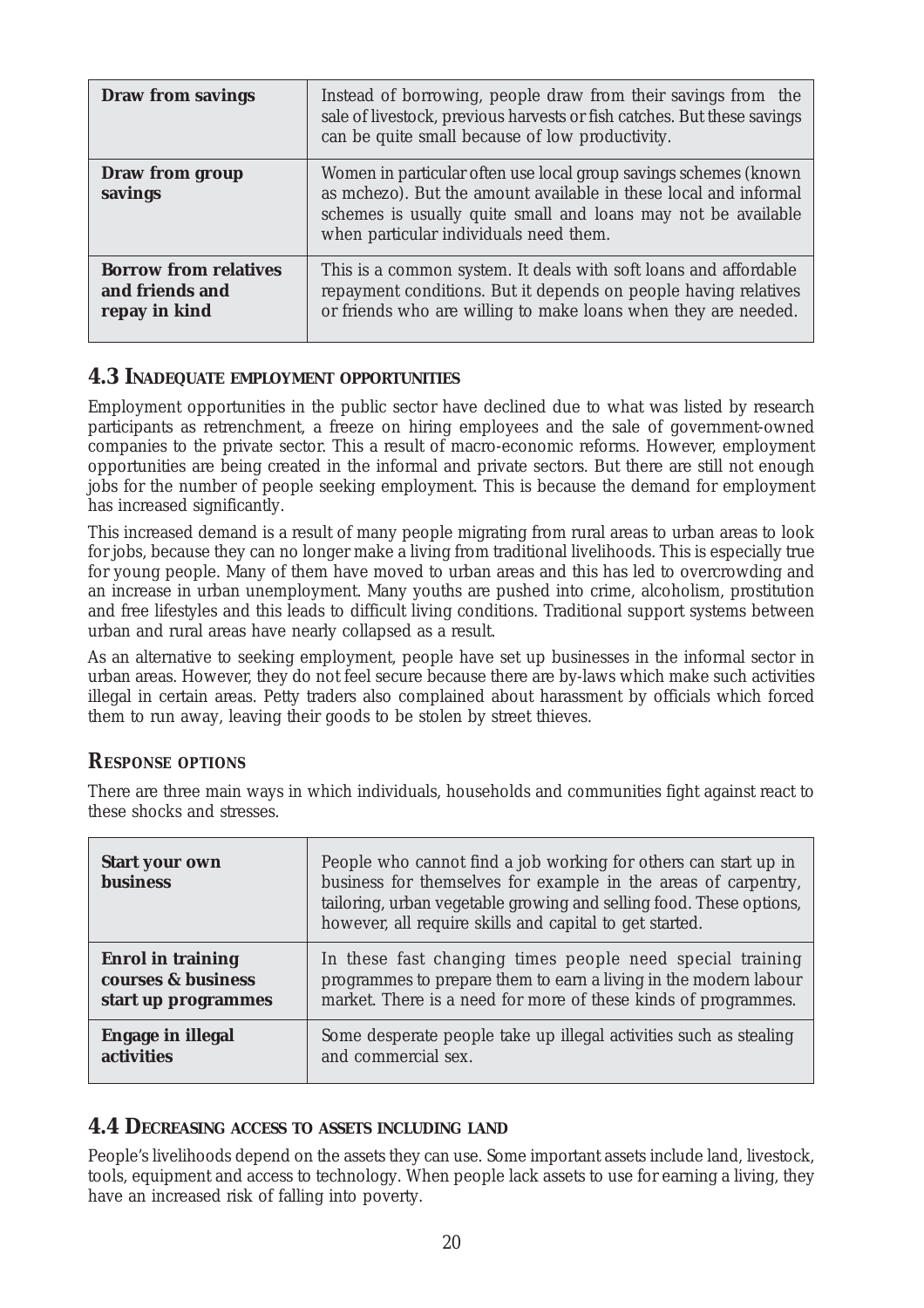| Draw from savings | Instead of borrowing, people draw from their savings from the sale of livestock, previous harvests or fish catches. But these savings can be quite small because of low productivity. |
|---|---|
| **Draw from group savings** | Women in particular often use local group savings schemes (known as mchezo). But the amount available in these local and informal schemes is usually quite small and loans may not be available when particular individuals need them. |
| **Borrow from relatives and friends and repay in kind** | This is a common system. It deals with soft loans and affordable repayment conditions. But it depends on people having relatives or friends who are willing to make loans when they are needed. |

## 4.3 Inadequate employment opportunities

Employment opportunities in the public sector have declined due to what was listed by research participants as retrenchment, a freeze on hiring employees and the sale of government-owned companies to the private sector. This a result of macro-economic reforms. However, employment opportunities are being created in the informal and private sectors. But there are still not enough jobs for the number of people seeking employment. This is because the demand for employment has increased significantly.

This increased demand is a result of many people migrating from rural areas to urban areas to look for jobs, because they can no longer make a living from traditional livelihoods. This is especially true for young people. Many of them have moved to urban areas and this has led to overcrowding and an increase in urban unemployment. Many youths are pushed into crime, alcoholism, prostitution and free lifestyles and this leads to difficult living conditions. Traditional support systems between urban and rural areas have nearly collapsed as a result.

As an alternative to seeking employment, people have set up businesses in the informal sector in urban areas. However, they do not feel secure because there are by-laws which make such activities illegal in certain areas. Petty traders also complained about harassment by officials which forced them to run away, leaving their goods to be stolen by street thieves.

### Response options

There are three main ways in which individuals, households and communities fight against react to these shocks and stresses.

| Start your own business | People who cannot find a job working for others can start up in business for themselves for example in the areas of carpentry, tailoring, urban vegetable growing and selling food. These options, however, all require skills and capital to get started. |
|---|---|
| **Enrol in training courses & business start up programmes** | In these fast changing times people need special training programmes to prepare them to earn a living in the modern labour market. There is a need for more of these kinds of programmes. |
| **Engage in illegal activities** | Some desperate people take up illegal activities such as stealing and commercial sex. |

## 4.4 Decreasing access to assets including land

People's livelihoods depend on the assets they can use. Some important assets include land, livestock, tools, equipment and access to technology. When people lack assets to use for earning a living, they have an increased risk of falling into poverty.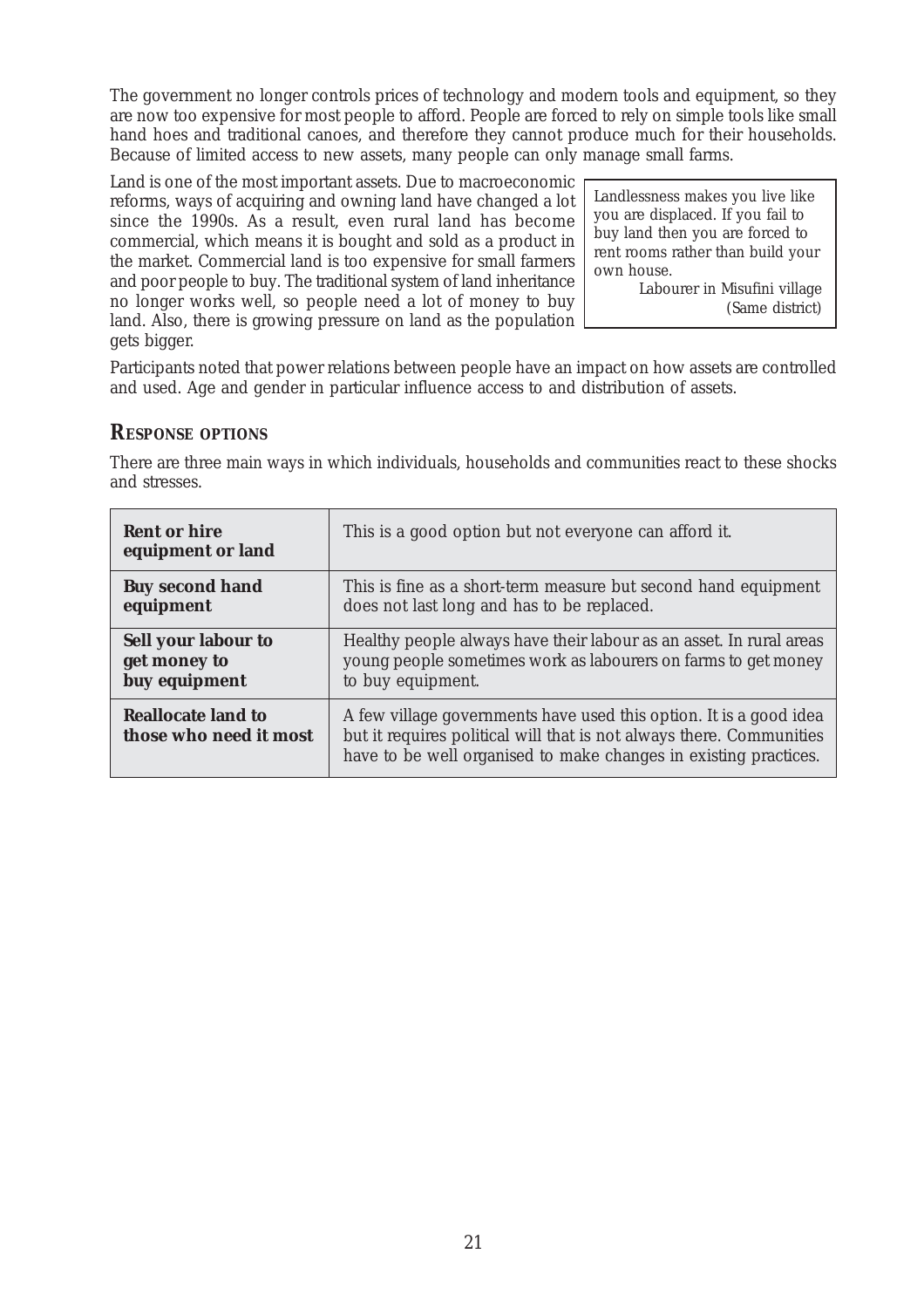The government no longer controls prices of technology and modern tools and equipment, so they are now too expensive for most people to afford. People are forced to rely on simple tools like small hand hoes and traditional canoes, and therefore they cannot produce much for their households. Because of limited access to new assets, many people can only manage small farms.

Land is one of the most important assets. Due to macroeconomic reforms, ways of acquiring and owning land have changed a lot since the 1990s. As a result, even rural land has become commercial, which means it is bought and sold as a product in the market. Commercial land is too expensive for small farmers and poor people to buy. The traditional system of land inheritance no longer works well, so people need a lot of money to buy land. Also, there is growing pressure on land as the population gets bigger.

> *Landlessness makes you live like you are displaced. If you fail to buy land then you are forced to rent rooms rather than build your own house.*
>
> *Labourer in Misufini village (Same district)*

Participants noted that power relations between people have an impact on how assets are controlled and used. Age and gender in particular influence access to and distribution of assets.

## Response options

There are three main ways in which individuals, households and communities react to these shocks and stresses.

| | |
|---|---|
| **Rent or hire equipment or land** | This is a good option but not everyone can afford it. |
| **Buy second hand equipment** | This is fine as a short-term measure but second hand equipment does not last long and has to be replaced. |
| **Sell your labour to get money to buy equipment** | Healthy people always have their labour as an asset. In rural areas young people sometimes work as labourers on farms to get money to buy equipment. |
| **Reallocate land to those who need it most** | A few village governments have used this option. It is a good idea but it requires political will that is not always there. Communities have to be well organised to make changes in existing practices. |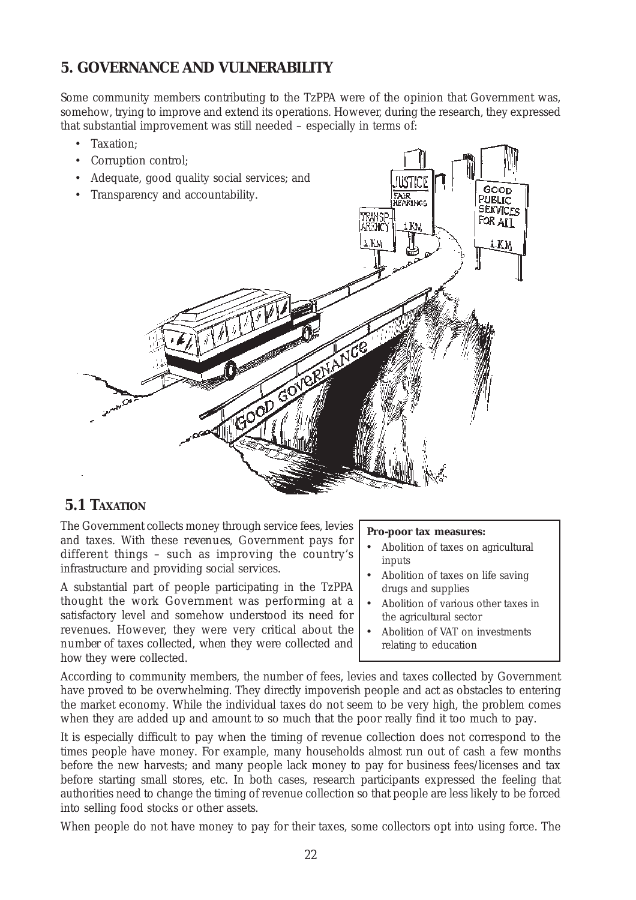## 5. GOVERNANCE AND VULNERABILITY

Some community members contributing to the TzPPA were of the opinion that Government was, somehow, trying to improve and extend its operations. However, during the research, they expressed that substantial improvement was still needed – especially in terms of:

- Taxation;
- Corruption control;
- Adequate, good quality social services; and
- Transparency and accountability.

### 5.1 TAXATION

The Government collects money through service fees, levies and taxes. With these revenues, Government pays for different things – such as improving the country's infrastructure and providing social services.

A substantial part of people participating in the TzPPA thought the work Government was performing at a satisfactory level and somehow understood its need for revenues. However, they were very critical about the number of taxes collected, when they were collected and how they were collected.

> **Pro-poor tax measures:**
> - Abolition of taxes on agricultural inputs
> - Abolition of taxes on life saving drugs and supplies
> - Abolition of various other taxes in the agricultural sector
> - Abolition of VAT on investments relating to education

According to community members, the number of fees, levies and taxes collected by Government have proved to be overwhelming. They directly impoverish people and act as obstacles to entering the market economy. While the individual taxes do not seem to be very high, the problem comes when they are added up and amount to so much that the poor really find it too much to pay.

It is especially difficult to pay when the timing of revenue collection does not correspond to the times people have money. For example, many households almost run out of cash a few months before the new harvests; and many people lack money to pay for business fees/licenses and tax before starting small stores, etc. In both cases, research participants expressed the feeling that authorities need to change the timing of revenue collection so that people are less likely to be forced into selling food stocks or other assets.

When people do not have money to pay for their taxes, some collectors opt into using force. The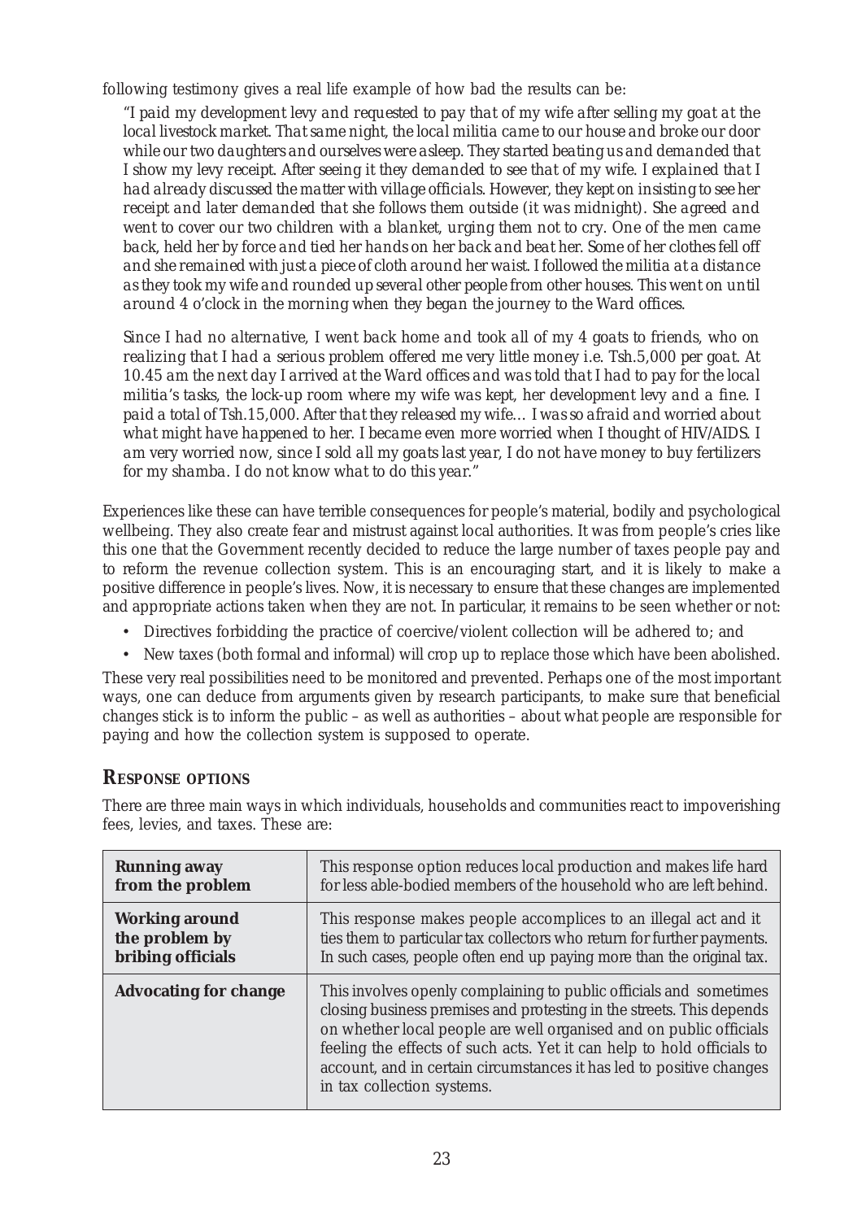following testimony gives a real life example of how bad the results can be:

> *"I paid my development levy and requested to pay that of my wife after selling my goat at the local livestock market. That same night, the local militia came to our house and broke our door while our two daughters and ourselves were asleep. They started beating us and demanded that I show my levy receipt. After seeing it they demanded to see that of my wife. I explained that I had already discussed the matter with village officials. However, they kept on insisting to see her receipt and later demanded that she follows them outside (it was midnight). She agreed and went to cover our two children with a blanket, urging them not to cry. One of the men came back, held her by force and tied her hands on her back and beat her. Some of her clothes fell off and she remained with just a piece of cloth around her waist. I followed the militia at a distance as they took my wife and rounded up several other people from other houses. This went on until around 4 o'clock in the morning when they began the journey to the Ward offices.*
>
> *Since I had no alternative, I went back home and took all of my 4 goats to friends, who on realizing that I had a serious problem offered me very little money i.e. Tsh.5,000 per goat. At 10.45 am the next day I arrived at the Ward offices and was told that I had to pay for the local militia's tasks, the lock-up room where my wife was kept, her development levy and a fine. I paid a total of Tsh.15,000. After that they released my wife… I was so afraid and worried about what might have happened to her. I became even more worried when I thought of HIV/AIDS. I am very worried now, since I sold all my goats last year, I do not have money to buy fertilizers for my shamba. I do not know what to do this year."*

Experiences like these can have terrible consequences for people's material, bodily and psychological wellbeing. They also create fear and mistrust against local authorities. It was from people's cries like this one that the Government recently decided to reduce the large number of taxes people pay and to reform the revenue collection system. This is an encouraging start, and it is likely to make a positive difference in people's lives. Now, it is necessary to ensure that these changes are implemented and appropriate actions taken when they are not. In particular, it remains to be seen whether or not:

- Directives forbidding the practice of coercive/violent collection will be adhered to; and
- New taxes (both formal and informal) will crop up to replace those which have been abolished.

These very real possibilities need to be monitored and prevented. Perhaps one of the most important ways, one can deduce from arguments given by research participants, to make sure that beneficial changes stick is to inform the public – as well as authorities – about what people are responsible for paying and how the collection system is supposed to operate.

## Response options

There are three main ways in which individuals, households and communities react to impoverishing fees, levies, and taxes. These are:

| Option | Description |
|---|---|
| **Running away from the problem** | This response option reduces local production and makes life hard for less able-bodied members of the household who are left behind. |
| **Working around the problem by bribing officials** | This response makes people accomplices to an illegal act and it ties them to particular tax collectors who return for further payments. In such cases, people often end up paying more than the original tax. |
| **Advocating for change** | This involves openly complaining to public officials and sometimes closing business premises and protesting in the streets. This depends on whether local people are well organised and on public officials feeling the effects of such acts. Yet it can help to hold officials to account, and in certain circumstances it has led to positive changes in tax collection systems. |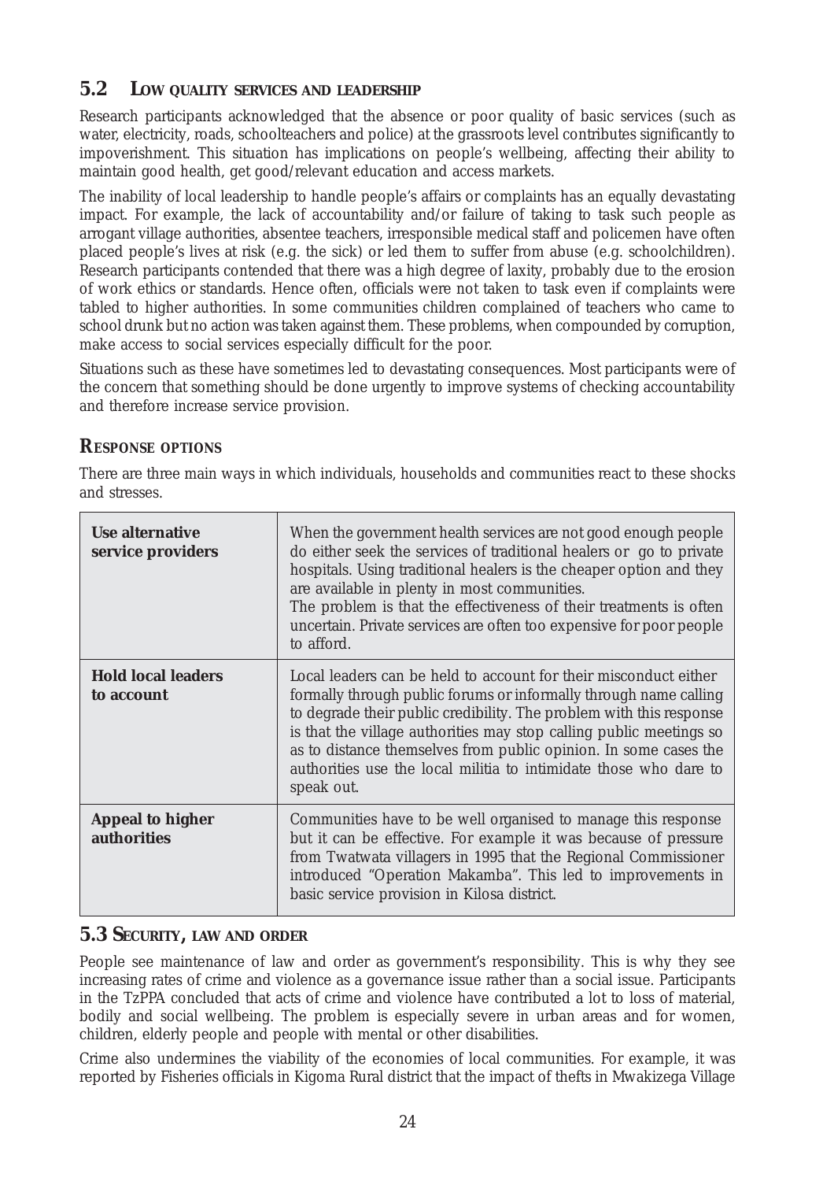## 5.2 LOW QUALITY SERVICES AND LEADERSHIP

Research participants acknowledged that the absence or poor quality of basic services (such as water, electricity, roads, schoolteachers and police) at the grassroots level contributes significantly to impoverishment. This situation has implications on people's wellbeing, affecting their ability to maintain good health, get good/relevant education and access markets.

The inability of local leadership to handle people's affairs or complaints has an equally devastating impact. For example, the lack of accountability and/or failure of taking to task such people as arrogant village authorities, absentee teachers, irresponsible medical staff and policemen have often placed people's lives at risk (e.g. the sick) or led them to suffer from abuse (e.g. schoolchildren). Research participants contended that there was a high degree of laxity, probably due to the erosion of work ethics or standards. Hence often, officials were not taken to task even if complaints were tabled to higher authorities. In some communities children complained of teachers who came to school drunk but no action was taken against them. These problems, when compounded by corruption, make access to social services especially difficult for the poor.

Situations such as these have sometimes led to devastating consequences. Most participants were of the concern that something should be done urgently to improve systems of checking accountability and therefore increase service provision.

### RESPONSE OPTIONS

There are three main ways in which individuals, households and communities react to these shocks and stresses.

| | |
|---|---|
| **Use alternative service providers** | When the government health services are not good enough people do either seek the services of traditional healers or go to private hospitals. Using traditional healers is the cheaper option and they are available in plenty in most communities. The problem is that the effectiveness of their treatments is often uncertain. Private services are often too expensive for poor people to afford. |
| **Hold local leaders to account** | Local leaders can be held to account for their misconduct either formally through public forums or informally through name calling to degrade their public credibility. The problem with this response is that the village authorities may stop calling public meetings so as to distance themselves from public opinion. In some cases the authorities use the local militia to intimidate those who dare to speak out. |
| **Appeal to higher authorities** | Communities have to be well organised to manage this response but it can be effective. For example it was because of pressure from Twatwata villagers in 1995 that the Regional Commissioner introduced "Operation Makamba". This led to improvements in basic service provision in Kilosa district. |

## 5.3 SECURITY, LAW AND ORDER

People see maintenance of law and order as government's responsibility. This is why they see increasing rates of crime and violence as a governance issue rather than a social issue. Participants in the TzPPA concluded that acts of crime and violence have contributed a lot to loss of material, bodily and social wellbeing. The problem is especially severe in urban areas and for women, children, elderly people and people with mental or other disabilities.

Crime also undermines the viability of the economies of local communities. For example, it was reported by Fisheries officials in Kigoma Rural district that the impact of thefts in Mwakizega Village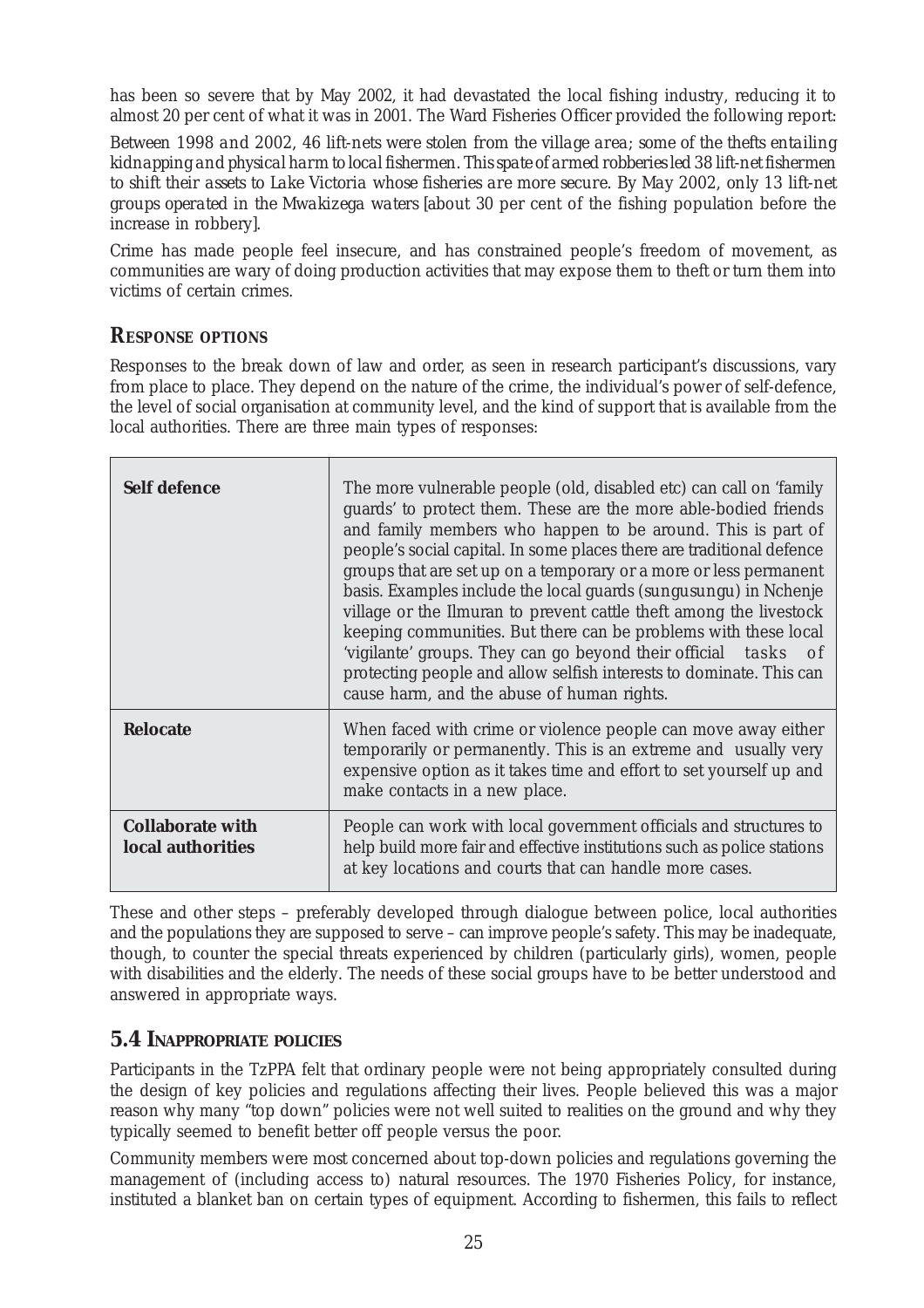has been so severe that by May 2002, it had devastated the local fishing industry, reducing it to almost 20 per cent of what it was in 2001. The Ward Fisheries Officer provided the following report:

*Between 1998 and 2002, 46 lift-nets were stolen from the village area; some of the thefts entailing kidnapping and physical harm to local fishermen. This spate of armed robberies led 38 lift-net fishermen to shift their assets to Lake Victoria whose fisheries are more secure. By May 2002, only 13 lift-net groups operated in the Mwakizega waters [about 30 per cent of the fishing population before the increase in robbery].*

Crime has made people feel insecure, and has constrained people's freedom of movement, as communities are wary of doing production activities that may expose them to theft or turn them into victims of certain crimes.

### RESPONSE OPTIONS

Responses to the break down of law and order, as seen in research participant's discussions, vary from place to place. They depend on the nature of the crime, the individual's power of self-defence, the level of social organisation at community level, and the kind of support that is available from the local authorities. There are three main types of responses:

| | |
|---|---|
| **Self defence** | The more vulnerable people (old, disabled etc) can call on 'family guards' to protect them. These are the more able-bodied friends and family members who happen to be around. This is part of people's social capital. In some places there are traditional defence groups that are set up on a temporary or a more or less permanent basis. Examples include the local guards (sungusungu) in Nchenje village or the Ilmuran to prevent cattle theft among the livestock keeping communities. But there can be problems with these local 'vigilante' groups. They can go beyond their official tasks of protecting people and allow selfish interests to dominate. This can cause harm, and the abuse of human rights. |
| **Relocate** | When faced with crime or violence people can move away either temporarily or permanently. This is an extreme and usually very expensive option as it takes time and effort to set yourself up and make contacts in a new place. |
| **Collaborate with local authorities** | People can work with local government officials and structures to help build more fair and effective institutions such as police stations at key locations and courts that can handle more cases. |

These and other steps – preferably developed through dialogue between police, local authorities and the populations they are supposed to serve – can improve people's safety. This may be inadequate, though, to counter the special threats experienced by children (particularly girls), women, people with disabilities and the elderly. The needs of these social groups have to be better understood and answered in appropriate ways.

## 5.4 INAPPROPRIATE POLICIES

Participants in the TzPPA felt that ordinary people were not being appropriately consulted during the design of key policies and regulations affecting their lives. People believed this was a major reason why many "top down" policies were not well suited to realities on the ground and why they typically seemed to benefit better off people versus the poor.

Community members were most concerned about top-down policies and regulations governing the management of (including access to) natural resources. The 1970 Fisheries Policy, for instance, instituted a blanket ban on certain types of equipment. According to fishermen, this fails to reflect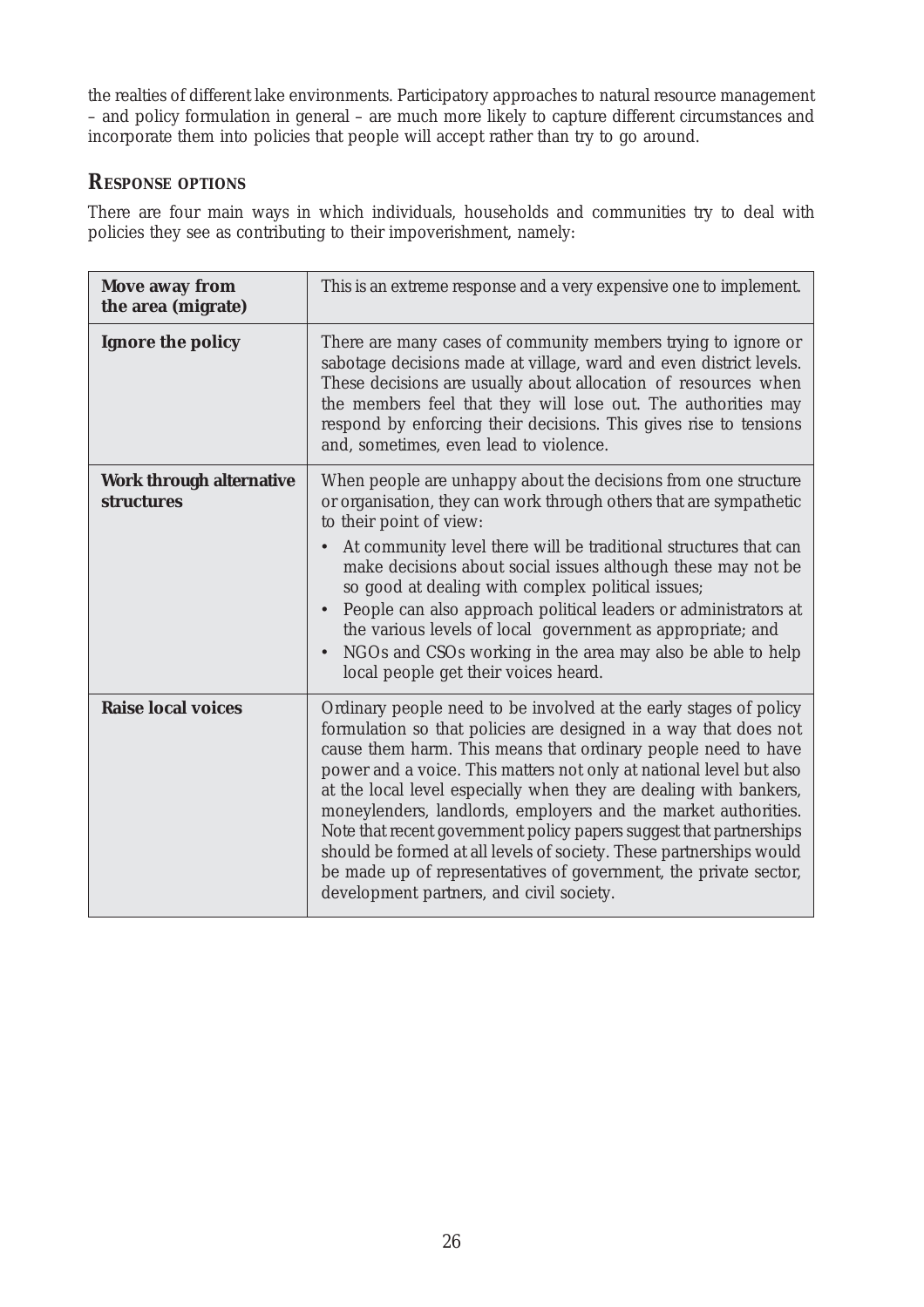the realties of different lake environments. Participatory approaches to natural resource management – and policy formulation in general – are much more likely to capture different circumstances and incorporate them into policies that people will accept rather than try to go around.

## RESPONSE OPTIONS

There are four main ways in which individuals, households and communities try to deal with policies they see as contributing to their impoverishment, namely:

| | |
|---|---|
| **Move away from the area (migrate)** | This is an extreme response and a very expensive one to implement. |
| **Ignore the policy** | There are many cases of community members trying to ignore or sabotage decisions made at village, ward and even district levels. These decisions are usually about allocation of resources when the members feel that they will lose out. The authorities may respond by enforcing their decisions. This gives rise to tensions and, sometimes, even lead to violence. |
| **Work through alternative structures** | When people are unhappy about the decisions from one structure or organisation, they can work through others that are sympathetic to their point of view:<br>• At community level there will be traditional structures that can make decisions about social issues although these may not be so good at dealing with complex political issues;<br>• People can also approach political leaders or administrators at the various levels of local government as appropriate; and<br>• NGOs and CSOs working in the area may also be able to help local people get their voices heard. |
| **Raise local voices** | Ordinary people need to be involved at the early stages of policy formulation so that policies are designed in a way that does not cause them harm. This means that ordinary people need to have power and a voice. This matters not only at national level but also at the local level especially when they are dealing with bankers, moneylenders, landlords, employers and the market authorities. Note that recent government policy papers suggest that partnerships should be formed at all levels of society. These partnerships would be made up of representatives of government, the private sector, development partners, and civil society. |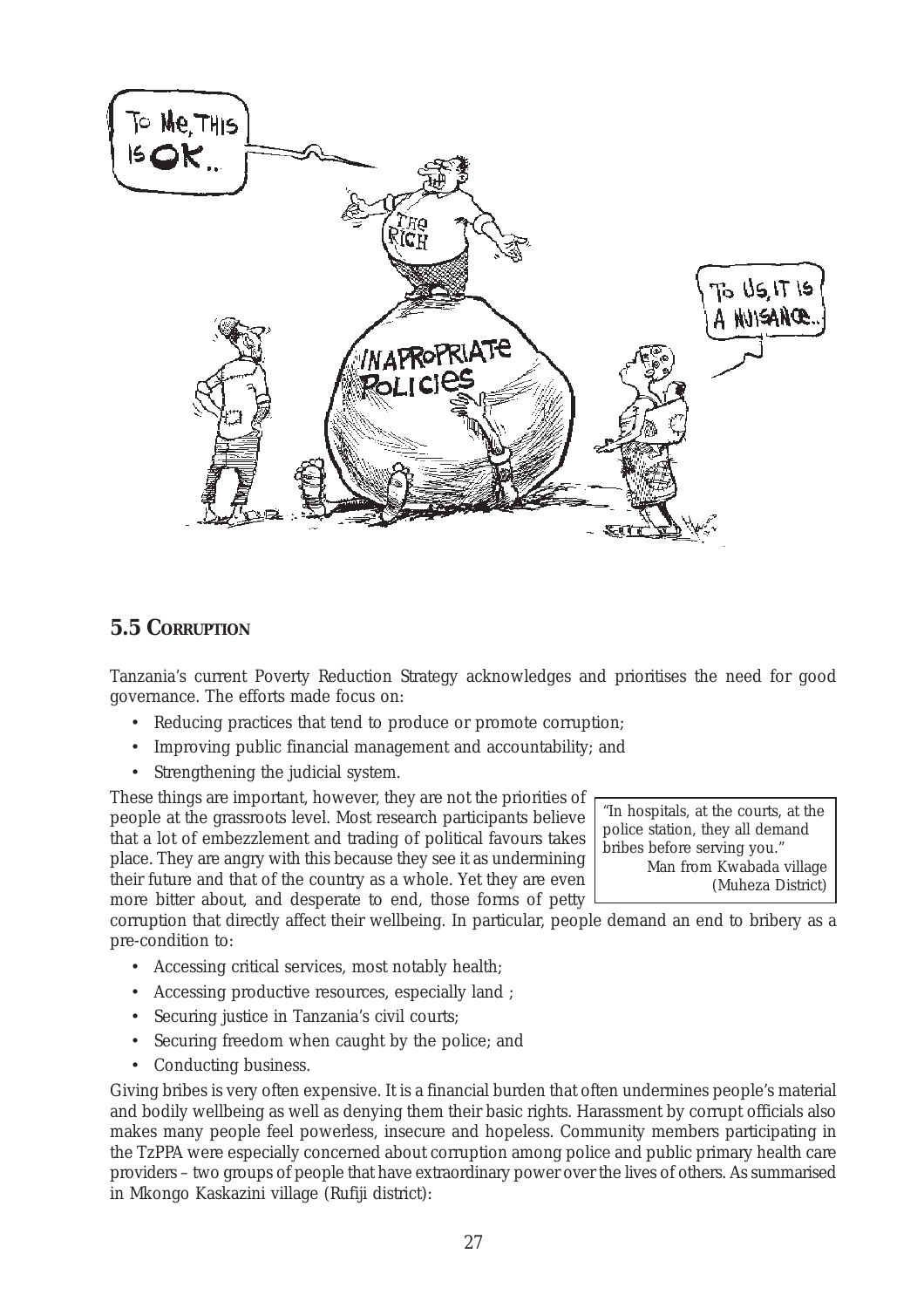## 5.5 Corruption

Tanzania's current Poverty Reduction Strategy acknowledges and prioritises the need for good governance. The efforts made focus on:

- Reducing practices that tend to produce or promote corruption;
- Improving public financial management and accountability; and
- Strengthening the judicial system.

These things are important, however, they are not the priorities of people at the grassroots level. Most research participants believe that a lot of embezzlement and trading of political favours takes place. They are angry with this because they see it as undermining their future and that of the country as a whole. Yet they are even more bitter about, and desperate to end, those forms of petty corruption that directly affect their wellbeing. In particular, people demand an end to bribery as a pre-condition to:

> "In hospitals, at the courts, at the police station, they all demand bribes before serving you."
> Man from Kwabada village (Muheza District)

- Accessing critical services, most notably health;
- Accessing productive resources, especially land ;
- Securing justice in Tanzania's civil courts;
- Securing freedom when caught by the police; and
- Conducting business.

Giving bribes is very often expensive. It is a financial burden that often undermines people's material and bodily wellbeing as well as denying them their basic rights. Harassment by corrupt officials also makes many people feel powerless, insecure and hopeless. Community members participating in the TzPPA were especially concerned about corruption among police and public primary health care providers – two groups of people that have extraordinary power over the lives of others. As summarised in Mkongo Kaskazini village (Rufiji district):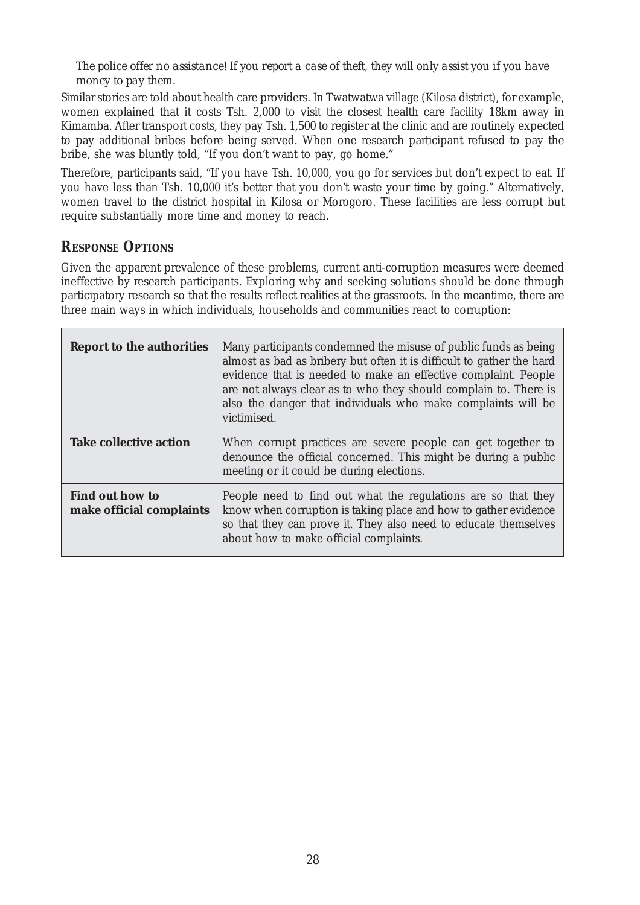*The police offer no assistance! If you report a case of theft, they will only assist you if you have money to pay them.*

Similar stories are told about health care providers. In Twatwatwa village (Kilosa district), for example, women explained that it costs Tsh. 2,000 to visit the closest health care facility 18km away in Kimamba. After transport costs, they pay Tsh. 1,500 to register at the clinic and are routinely expected to pay additional bribes before being served. When one research participant refused to pay the bribe, she was bluntly told, "If you don't want to pay, go home."

Therefore, participants said, "If you have Tsh. 10,000, you go for services but don't expect to eat. If you have less than Tsh. 10,000 it's better that you don't waste your time by going." Alternatively, women travel to the district hospital in Kilosa or Morogoro. These facilities are less corrupt but require substantially more time and money to reach.

## RESPONSE OPTIONS

Given the apparent prevalence of these problems, current anti-corruption measures were deemed ineffective by research participants. Exploring why and seeking solutions should be done through participatory research so that the results reflect realities at the grassroots. In the meantime, there are three main ways in which individuals, households and communities react to corruption:

| | |
|---|---|
| **Report to the authorities** | Many participants condemned the misuse of public funds as being almost as bad as bribery but often it is difficult to gather the hard evidence that is needed to make an effective complaint. People are not always clear as to who they should complain to. There is also the danger that individuals who make complaints will be victimised. |
| **Take collective action** | When corrupt practices are severe people can get together to denounce the official concerned. This might be during a public meeting or it could be during elections. |
| **Find out how to make official complaints** | People need to find out what the regulations are so that they know when corruption is taking place and how to gather evidence so that they can prove it. They also need to educate themselves about how to make official complaints. |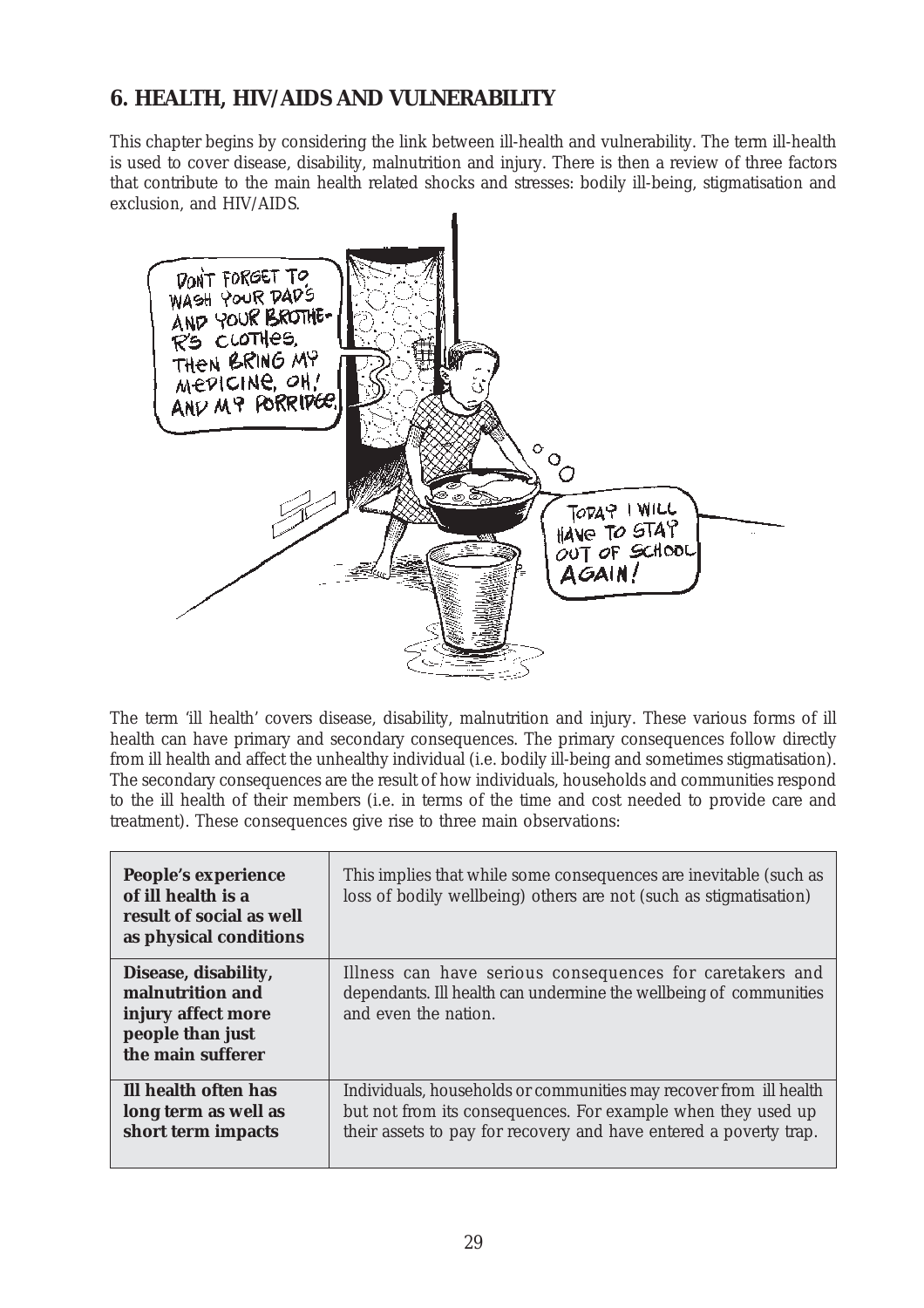## 6. HEALTH, HIV/AIDS AND VULNERABILITY

This chapter begins by considering the link between ill-health and vulnerability. The term ill-health is used to cover disease, disability, malnutrition and injury. There is then a review of three factors that contribute to the main health related shocks and stresses: bodily ill-being, stigmatisation and exclusion, and HIV/AIDS.

The term 'ill health' covers disease, disability, malnutrition and injury. These various forms of ill health can have primary and secondary consequences. The primary consequences follow directly from ill health and affect the unhealthy individual (i.e. bodily ill-being and sometimes stigmatisation). The secondary consequences are the result of how individuals, households and communities respond to the ill health of their members (i.e. in terms of the time and cost needed to provide care and treatment). These consequences give rise to three main observations:

| | |
|---|---|
| **People's experience of ill health is a result of social as well as physical conditions** | This implies that while some consequences are inevitable (such as loss of bodily wellbeing) others are not (such as stigmatisation) |
| **Disease, disability, malnutrition and injury affect more people than just the main sufferer** | Illness can have serious consequences for caretakers and dependants. Ill health can undermine the wellbeing of communities and even the nation. |
| **Ill health often has long term as well as short term impacts** | Individuals, households or communities may recover from ill health but not from its consequences. For example when they used up their assets to pay for recovery and have entered a poverty trap. |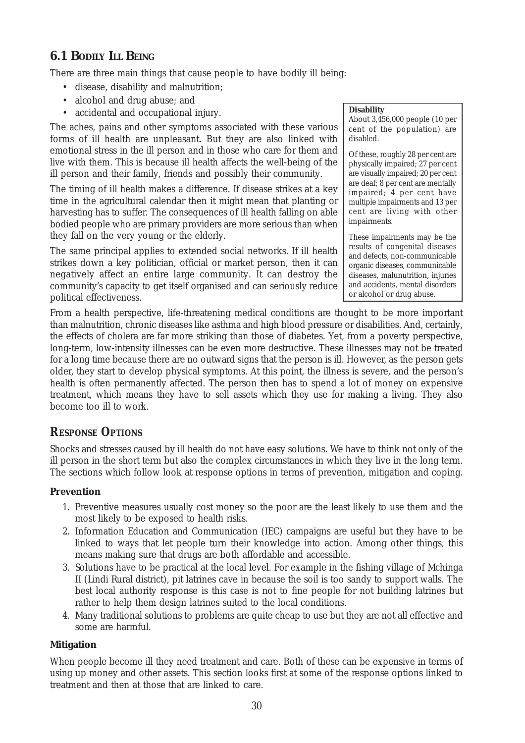## 6.1 Bodily Ill Being

There are three main things that cause people to have bodily ill being:

- disease, disability and malnutrition;
- alcohol and drug abuse; and
- accidental and occupational injury.

The aches, pains and other symptoms associated with these various forms of ill health are unpleasant. But they are also linked with emotional stress in the ill person and in those who care for them and live with them. This is because ill health affects the well-being of the ill person and their family, friends and possibly their community.

The timing of ill health makes a difference. If disease strikes at a key time in the agricultural calendar then it might mean that planting or harvesting has to suffer. The consequences of ill health falling on able bodied people who are primary providers are more serious than when they fall on the very young or the elderly.

The same principal applies to extended social networks. If ill health strikes down a key politician, official or market person, then it can negatively affect an entire large community. It can destroy the community's capacity to get itself organised and can seriously reduce political effectiveness.

> **Disability**
>
> About 3,456,000 people (10 per cent of the population) are disabled.
>
> Of these, roughly 28 per cent are physically impaired; 27 per cent are visually impaired; 20 per cent are deaf; 8 per cent are mentally impaired; 4 per cent have multiple impairments and 13 per cent are living with other impairments.
>
> These impairments may be the results of congenital diseases and defects, non-communicable organic diseases, communicable diseases, malunutrition, injuries and accidents, mental disorders or alcohol or drug abuse.

From a health perspective, life-threatening medical conditions are thought to be more important than malnutrition, chronic diseases like asthma and high blood pressure or disabilities. And, certainly, the effects of cholera are far more striking than those of diabetes. Yet, from a poverty perspective, long-term, low-intensity illnesses can be even more destructive. These illnesses may not be treated for a long time because there are no outward signs that the person is ill. However, as the person gets older, they start to develop physical symptoms. At this point, the illness is severe, and the person's health is often permanently affected. The person then has to spend a lot of money on expensive treatment, which means they have to sell assets which they use for making a living. They also become too ill to work.

## Response Options

Shocks and stresses caused by ill health do not have easy solutions. We have to think not only of the ill person in the short term but also the complex circumstances in which they live in the long term. The sections which follow look at response options in terms of prevention, mitigation and coping.

### Prevention

1. Preventive measures usually cost money so the poor are the least likely to use them and the most likely to be exposed to health risks.
2. Information Education and Communication (IEC) campaigns are useful but they have to be linked to ways that let people turn their knowledge into action. Among other things, this means making sure that drugs are both affordable and accessible.
3. Solutions have to be practical at the local level. For example in the fishing village of Mchinga II (Lindi Rural district), pit latrines cave in because the soil is too sandy to support walls. The best local authority response is this case is not to fine people for not building latrines but rather to help them design latrines suited to the local conditions.
4. Many traditional solutions to problems are quite cheap to use but they are not all effective and some are harmful.

### Mitigation

When people become ill they need treatment and care. Both of these can be expensive in terms of using up money and other assets. This section looks first at some of the response options linked to treatment and then at those that are linked to care.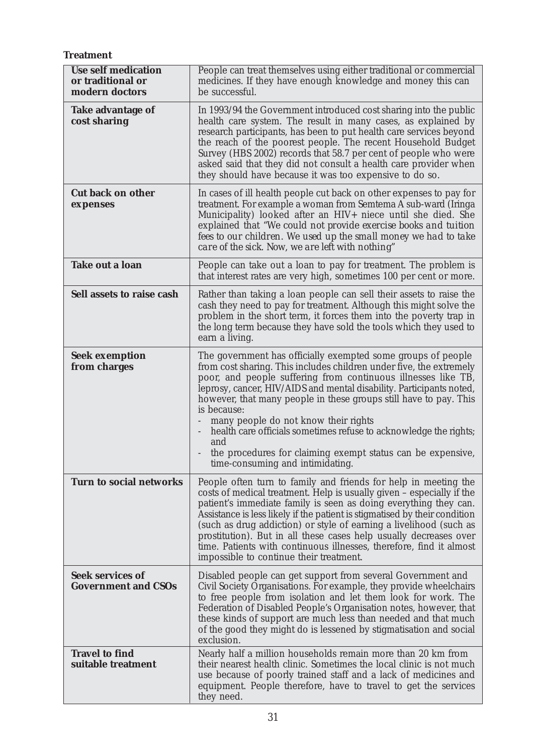**Treatment**

| | |
|---|---|
| **Use self medication or traditional or modern doctors** | People can treat themselves using either traditional or commercial medicines. If they have enough knowledge and money this can be successful. |
| **Take advantage of cost sharing** | In 1993/94 the Government introduced cost sharing into the public health care system. The result in many cases, as explained by research participants, has been to put health care services beyond the reach of the poorest people. The recent Household Budget Survey (HBS 2002) records that 58.7 per cent of people who were asked said that they did not consult a health care provider when they should have because it was too expensive to do so. |
| **Cut back on other expenses** | In cases of ill health people cut back on other expenses to pay for treatment. For example a woman from Semtema A sub-ward (Iringa Municipality) looked after an HIV+ niece until she died. She explained that *"We could not provide exercise books and tuition fees to our children. We used up the small money we had to take care of the sick. Now, we are left with nothing"* |
| **Take out a loan** | People can take out a loan to pay for treatment. The problem is that interest rates are very high, sometimes 100 per cent or more. |
| **Sell assets to raise cash** | Rather than taking a loan people can sell their assets to raise the cash they need to pay for treatment. Although this might solve the problem in the short term, it forces them into the poverty trap in the long term because they have sold the tools which they used to earn a living. |
| **Seek exemption from charges** | The government has officially exempted some groups of people from cost sharing. This includes children under five, the extremely poor, and people suffering from continuous illnesses like TB, leprosy, cancer, HIV/AIDS and mental disability. Participants noted, however, that many people in these groups still have to pay. This is because:<br>- many people do not know their rights<br>- health care officials sometimes refuse to acknowledge the rights; and<br>- the procedures for claiming exempt status can be expensive, time-consuming and intimidating. |
| **Turn to social networks** | People often turn to family and friends for help in meeting the costs of medical treatment. Help is usually given – especially if the patient's immediate family is seen as doing everything they can. Assistance is less likely if the patient is stigmatised by their condition (such as drug addiction) or style of earning a livelihood (such as prostitution). But in all these cases help usually decreases over time. Patients with continuous illnesses, therefore, find it almost impossible to continue their treatment. |
| **Seek services of Government and CSOs** | Disabled people can get support from several Government and Civil Society Organisations. For example, they provide wheelchairs to free people from isolation and let them look for work. The Federation of Disabled People's Organisation notes, however, that these kinds of support are much less than needed and that much of the good they might do is lessened by stigmatisation and social exclusion. |
| **Travel to find suitable treatment** | Nearly half a million households remain more than 20 km from their nearest health clinic. Sometimes the local clinic is not much use because of poorly trained staff and a lack of medicines and equipment. People therefore, have to travel to get the services they need. |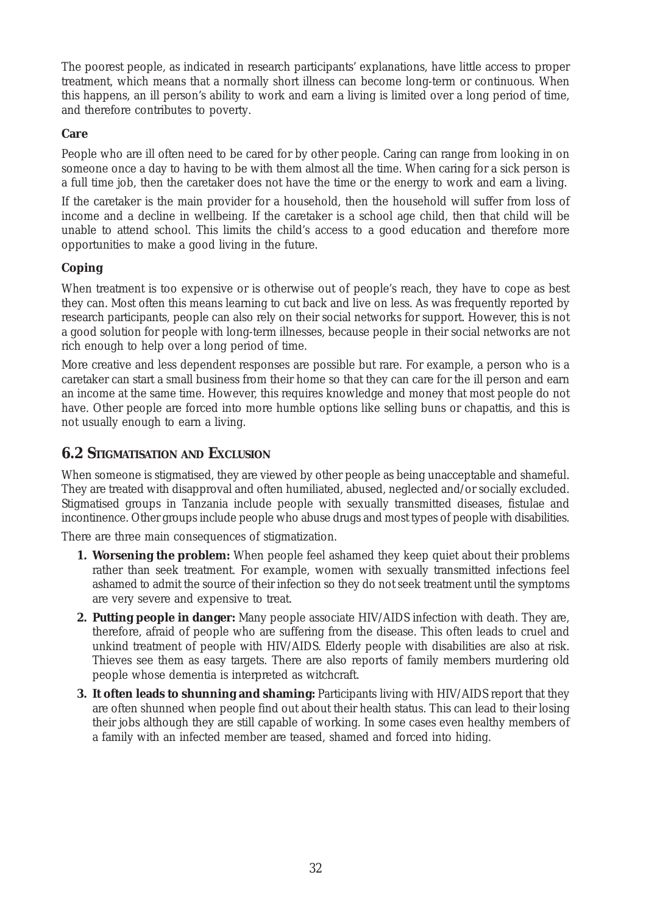The poorest people, as indicated in research participants' explanations, have little access to proper treatment, which means that a normally short illness can become long-term or continuous. When this happens, an ill person's ability to work and earn a living is limited over a long period of time, and therefore contributes to poverty.

**Care**

People who are ill often need to be cared for by other people. Caring can range from looking in on someone once a day to having to be with them almost all the time. When caring for a sick person is a full time job, then the caretaker does not have the time or the energy to work and earn a living.

If the caretaker is the main provider for a household, then the household will suffer from loss of income and a decline in wellbeing. If the caretaker is a school age child, then that child will be unable to attend school. This limits the child's access to a good education and therefore more opportunities to make a good living in the future.

**Coping**

When treatment is too expensive or is otherwise out of people's reach, they have to cope as best they can. Most often this means learning to cut back and live on less. As was frequently reported by research participants, people can also rely on their social networks for support. However, this is not a good solution for people with long-term illnesses, because people in their social networks are not rich enough to help over a long period of time.

More creative and less dependent responses are possible but rare. For example, a person who is a caretaker can start a small business from their home so that they can care for the ill person and earn an income at the same time. However, this requires knowledge and money that most people do not have. Other people are forced into more humble options like selling buns or chapattis, and this is not usually enough to earn a living.

## 6.2 Stigmatisation and Exclusion

When someone is stigmatised, they are viewed by other people as being unacceptable and shameful. They are treated with disapproval and often humiliated, abused, neglected and/or socially excluded. Stigmatised groups in Tanzania include people with sexually transmitted diseases, fistulae and incontinence. Other groups include people who abuse drugs and most types of people with disabilities.

There are three main consequences of stigmatization.

1. **Worsening the problem:** When people feel ashamed they keep quiet about their problems rather than seek treatment. For example, women with sexually transmitted infections feel ashamed to admit the source of their infection so they do not seek treatment until the symptoms are very severe and expensive to treat.
2. **Putting people in danger:** Many people associate HIV/AIDS infection with death. They are, therefore, afraid of people who are suffering from the disease. This often leads to cruel and unkind treatment of people with HIV/AIDS. Elderly people with disabilities are also at risk. Thieves see them as easy targets. There are also reports of family members murdering old people whose dementia is interpreted as witchcraft.
3. **It often leads to shunning and shaming:** Participants living with HIV/AIDS report that they are often shunned when people find out about their health status. This can lead to their losing their jobs although they are still capable of working. In some cases even healthy members of a family with an infected member are teased, shamed and forced into hiding.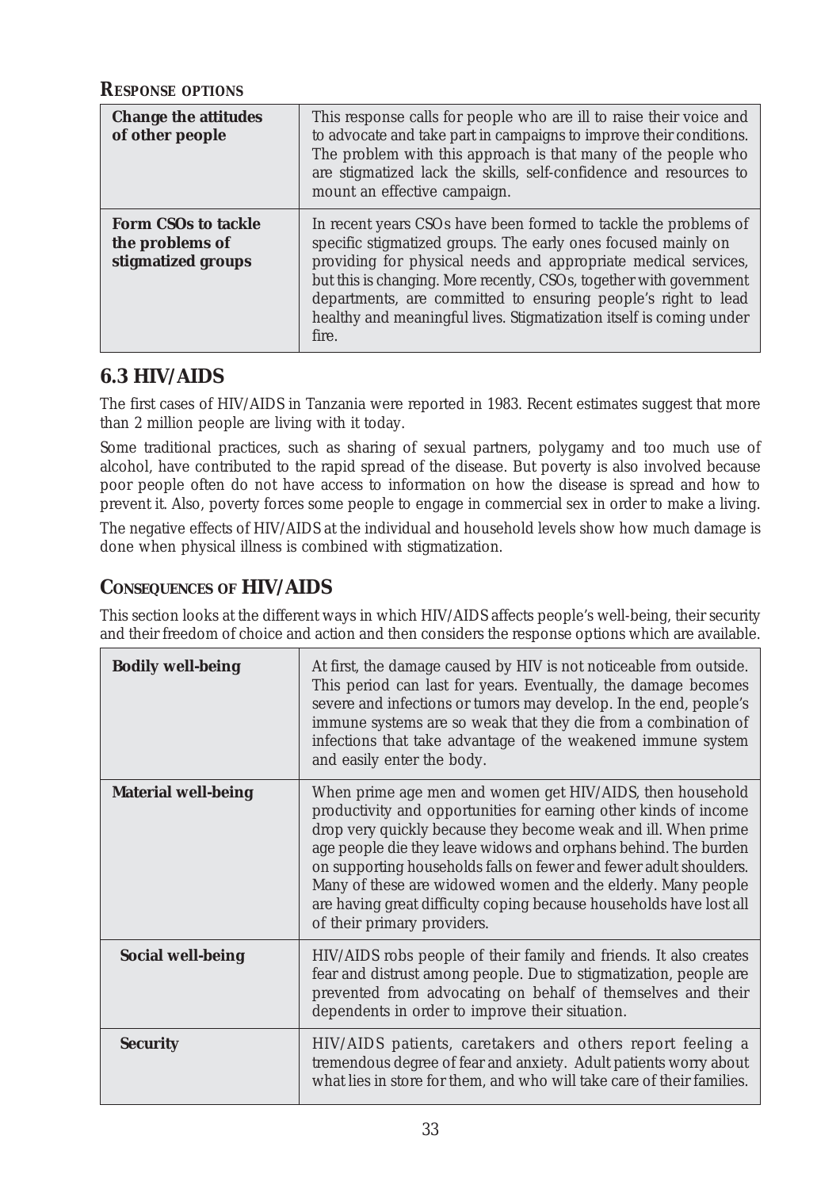### RESPONSE OPTIONS

| | |
|---|---|
| **Change the attitudes of other people** | This response calls for people who are ill to raise their voice and to advocate and take part in campaigns to improve their conditions. The problem with this approach is that many of the people who are stigmatized lack the skills, self-confidence and resources to mount an effective campaign. |
| **Form CSOs to tackle the problems of stigmatized groups** | In recent years CSOs have been formed to tackle the problems of specific stigmatized groups. The early ones focused mainly on providing for physical needs and appropriate medical services, but this is changing. More recently, CSOs, together with government departments, are committed to ensuring people's right to lead healthy and meaningful lives. Stigmatization itself is coming under fire. |

## 6.3 HIV/AIDS

The first cases of HIV/AIDS in Tanzania were reported in 1983. Recent estimates suggest that more than 2 million people are living with it today.

Some traditional practices, such as sharing of sexual partners, polygamy and too much use of alcohol, have contributed to the rapid spread of the disease. But poverty is also involved because poor people often do not have access to information on how the disease is spread and how to prevent it. Also, poverty forces some people to engage in commercial sex in order to make a living.

The negative effects of HIV/AIDS at the individual and household levels show how much damage is done when physical illness is combined with stigmatization.

### CONSEQUENCES OF HIV/AIDS

This section looks at the different ways in which HIV/AIDS affects people's well-being, their security and their freedom of choice and action and then considers the response options which are available.

| | |
|---|---|
| **Bodily well-being** | At first, the damage caused by HIV is not noticeable from outside. This period can last for years. Eventually, the damage becomes severe and infections or tumors may develop. In the end, people's immune systems are so weak that they die from a combination of infections that take advantage of the weakened immune system and easily enter the body. |
| **Material well-being** | When prime age men and women get HIV/AIDS, then household productivity and opportunities for earning other kinds of income drop very quickly because they become weak and ill. When prime age people die they leave widows and orphans behind. The burden on supporting households falls on fewer and fewer adult shoulders. Many of these are widowed women and the elderly. Many people are having great difficulty coping because households have lost all of their primary providers. |
| **Social well-being** | HIV/AIDS robs people of their family and friends. It also creates fear and distrust among people. Due to stigmatization, people are prevented from advocating on behalf of themselves and their dependents in order to improve their situation. |
| **Security** | HIV/AIDS patients, caretakers and others report feeling a tremendous degree of fear and anxiety. Adult patients worry about what lies in store for them, and who will take care of their families. |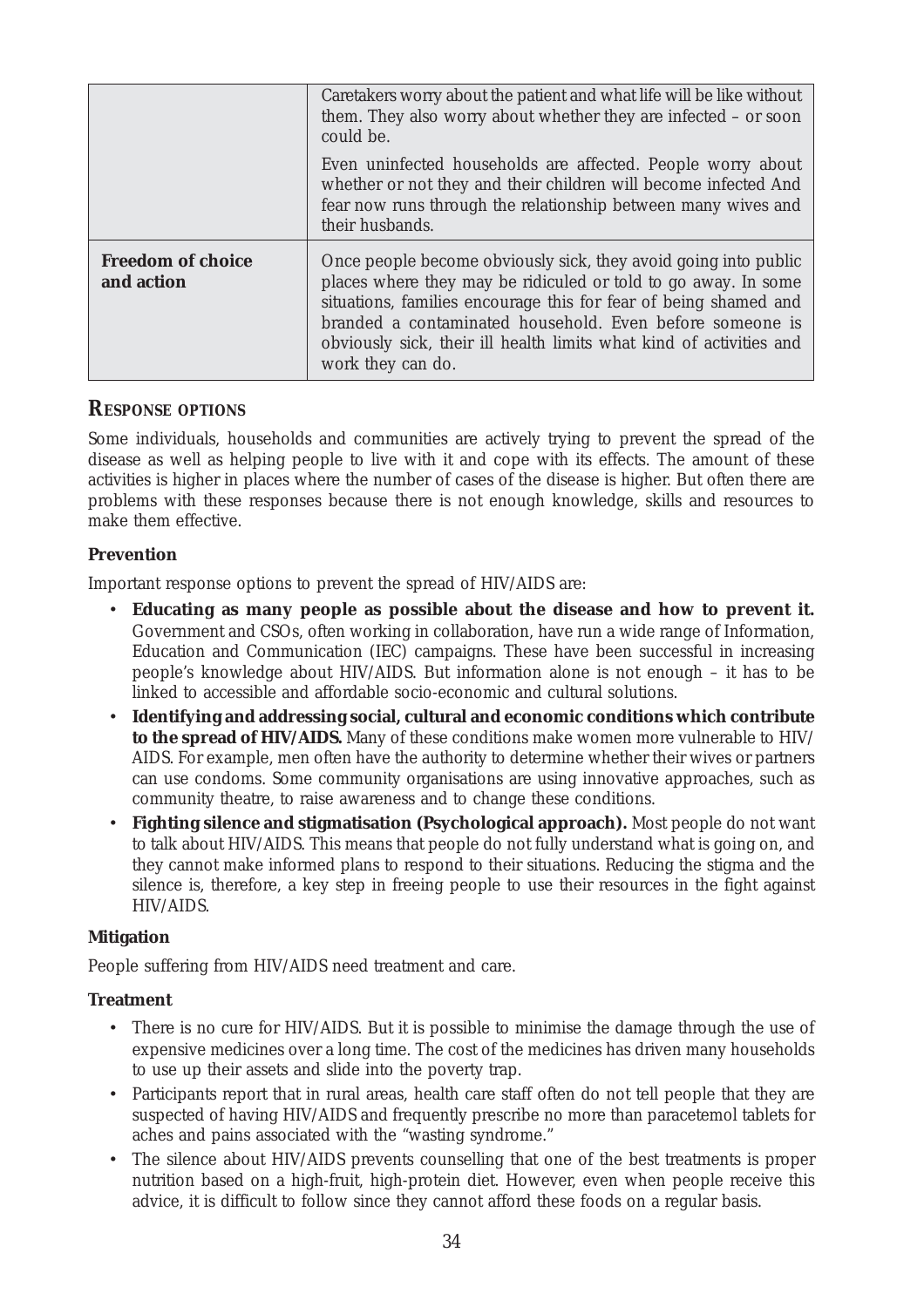| | |
|---|---|
| | Caretakers worry about the patient and what life will be like without them. They also worry about whether they are infected – or soon could be.<br><br>Even uninfected households are affected. People worry about whether or not they and their children will become infected And fear now runs through the relationship between many wives and their husbands. |
| **Freedom of choice and action** | Once people become obviously sick, they avoid going into public places where they may be ridiculed or told to go away. In some situations, families encourage this for fear of being shamed and branded a contaminated household. Even before someone is obviously sick, their ill health limits what kind of activities and work they can do. |

## RESPONSE OPTIONS

Some individuals, households and communities are actively trying to prevent the spread of the disease as well as helping people to live with it and cope with its effects. The amount of these activities is higher in places where the number of cases of the disease is higher. But often there are problems with these responses because there is not enough knowledge, skills and resources to make them effective.

### Prevention

Important response options to prevent the spread of HIV/AIDS are:

- **Educating as many people as possible about the disease and how to prevent it.** Government and CSOs, often working in collaboration, have run a wide range of Information, Education and Communication (IEC) campaigns. These have been successful in increasing people's knowledge about HIV/AIDS. But information alone is not enough – it has to be linked to accessible and affordable socio-economic and cultural solutions.
- **Identifying and addressing social, cultural and economic conditions which contribute to the spread of HIV/AIDS.** Many of these conditions make women more vulnerable to HIV/AIDS. For example, men often have the authority to determine whether their wives or partners can use condoms. Some community organisations are using innovative approaches, such as community theatre, to raise awareness and to change these conditions.
- **Fighting silence and stigmatisation (Psychological approach).** Most people do not want to talk about HIV/AIDS. This means that people do not fully understand what is going on, and they cannot make informed plans to respond to their situations. Reducing the stigma and the silence is, therefore, a key step in freeing people to use their resources in the fight against HIV/AIDS.

### Mitigation

People suffering from HIV/AIDS need treatment and care.

### Treatment

- There is no cure for HIV/AIDS. But it is possible to minimise the damage through the use of expensive medicines over a long time. The cost of the medicines has driven many households to use up their assets and slide into the poverty trap.
- Participants report that in rural areas, health care staff often do not tell people that they are suspected of having HIV/AIDS and frequently prescribe no more than paracetemol tablets for aches and pains associated with the "wasting syndrome."
- The silence about HIV/AIDS prevents counselling that one of the best treatments is proper nutrition based on a high-fruit, high-protein diet. However, even when people receive this advice, it is difficult to follow since they cannot afford these foods on a regular basis.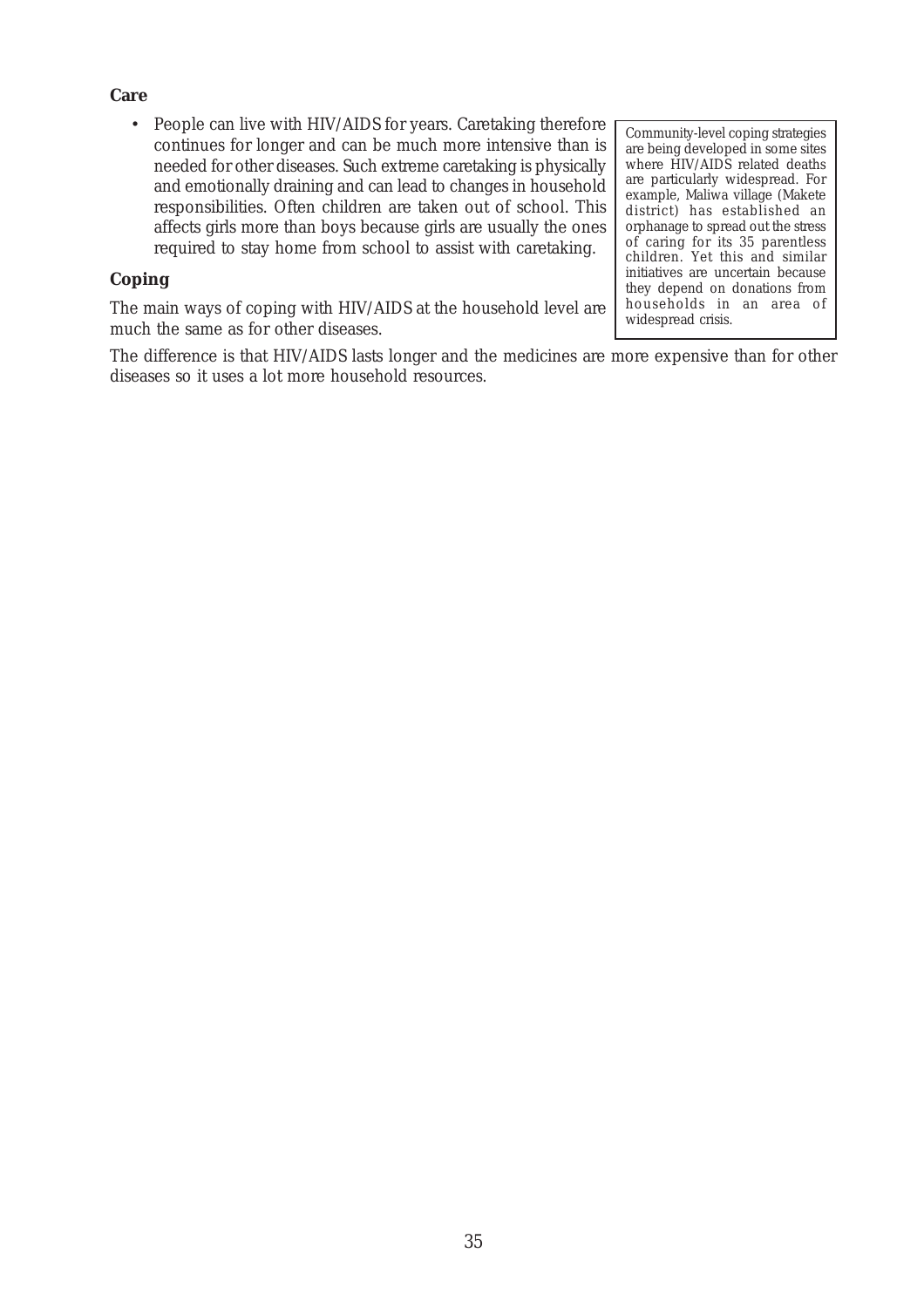**Care**

- People can live with HIV/AIDS for years. Caretaking therefore continues for longer and can be much more intensive than is needed for other diseases. Such extreme caretaking is physically and emotionally draining and can lead to changes in household responsibilities. Often children are taken out of school. This affects girls more than boys because girls are usually the ones required to stay home from school to assist with caretaking.

**Coping**

The main ways of coping with HIV/AIDS at the household level are much the same as for other diseases.

> Community-level coping strategies are being developed in some sites where HIV/AIDS related deaths are particularly widespread. For example, Maliwa village (Makete district) has established an orphanage to spread out the stress of caring for its 35 parentless children. Yet this and similar initiatives are uncertain because they depend on donations from households in an area of widespread crisis.

The difference is that HIV/AIDS lasts longer and the medicines are more expensive than for other diseases so it uses a lot more household resources.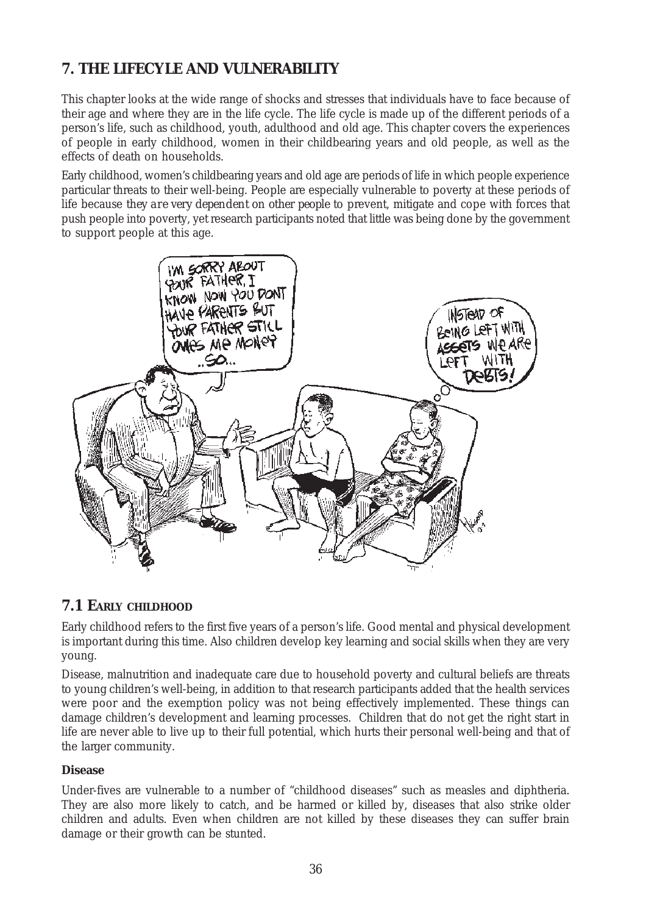## 7. THE LIFECYLE AND VULNERABILITY

This chapter looks at the wide range of shocks and stresses that individuals have to face because of their age and where they are in the life cycle. The life cycle is made up of the different periods of a person's life, such as childhood, youth, adulthood and old age. This chapter covers the experiences of people in early childhood, women in their childbearing years and old people, as well as the effects of death on households.

Early childhood, women's childbearing years and old age are periods of life in which people experience particular threats to their well-being. People are especially vulnerable to poverty at these periods of life because they are very dependent on other people to prevent, mitigate and cope with forces that push people into poverty, yet research participants noted that little was being done by the government to support people at this age.

### 7.1 EARLY CHILDHOOD

Early childhood refers to the first five years of a person's life. Good mental and physical development is important during this time. Also children develop key learning and social skills when they are very young.

Disease, malnutrition and inadequate care due to household poverty and cultural beliefs are threats to young children's well-being, in addition to that research participants added that the health services were poor and the exemption policy was not being effectively implemented. These things can damage children's development and learning processes. Children that do not get the right start in life are never able to live up to their full potential, which hurts their personal well-being and that of the larger community.

**Disease**

Under-fives are vulnerable to a number of "childhood diseases" such as measles and diphtheria. They are also more likely to catch, and be harmed or killed by, diseases that also strike older children and adults. Even when children are not killed by these diseases they can suffer brain damage or their growth can be stunted.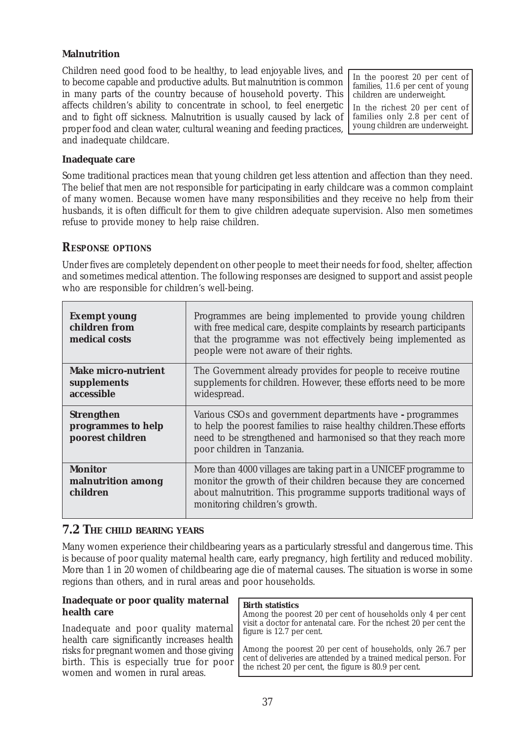**Malnutrition**

Children need good food to be healthy, to lead enjoyable lives, and to become capable and productive adults. But malnutrition is common in many parts of the country because of household poverty. This affects children's ability to concentrate in school, to feel energetic and to fight off sickness. Malnutrition is usually caused by lack of proper food and clean water, cultural weaning and feeding practices, and inadequate childcare.

> In the poorest 20 per cent of families, 11.6 per cent of young children are underweight.
>
> In the richest 20 per cent of families only 2.8 per cent of young children are underweight.

**Inadequate care**

Some traditional practices mean that young children get less attention and affection than they need. The belief that men are not responsible for participating in early childcare was a common complaint of many women. Because women have many responsibilities and they receive no help from their husbands, it is often difficult for them to give children adequate supervision. Also men sometimes refuse to provide money to help raise children.

## RESPONSE OPTIONS

Under fives are completely dependent on other people to meet their needs for food, shelter, affection and sometimes medical attention. The following responses are designed to support and assist people who are responsible for children's well-being.

| | |
|---|---|
| **Exempt young children from medical costs** | Programmes are being implemented to provide young children with free medical care, despite complaints by research participants that the programme was not effectively being implemented as people were not aware of their rights. |
| **Make micro-nutrient supplements accessible** | The Government already provides for people to receive routine supplements for children. However, these efforts need to be more widespread. |
| **Strengthen programmes to help poorest children** | Various CSOs and government departments have - programmes to help the poorest families to raise healthy children.These efforts need to be strengthened and harmonised so that they reach more poor children in Tanzania. |
| **Monitor malnutrition among children** | More than 4000 villages are taking part in a UNICEF programme to monitor the growth of their children because they are concerned about malnutrition. This programme supports traditional ways of monitoring children's growth. |

## 7.2 THE CHILD BEARING YEARS

Many women experience their childbearing years as a particularly stressful and dangerous time. This is because of poor quality maternal health care, early pregnancy, high fertility and reduced mobility. More than 1 in 20 women of childbearing age die of maternal causes. The situation is worse in some regions than others, and in rural areas and poor households.

**Inadequate or poor quality maternal health care**

Inadequate and poor quality maternal health care significantly increases health risks for pregnant women and those giving birth. This is especially true for poor women and women in rural areas.

> **Birth statistics**
>
> Among the poorest 20 per cent of households only 4 per cent visit a doctor for antenatal care. For the richest 20 per cent the figure is 12.7 per cent.
>
> Among the poorest 20 per cent of households, only 26.7 per cent of deliveries are attended by a trained medical person. For the richest 20 per cent, the figure is 80.9 per cent.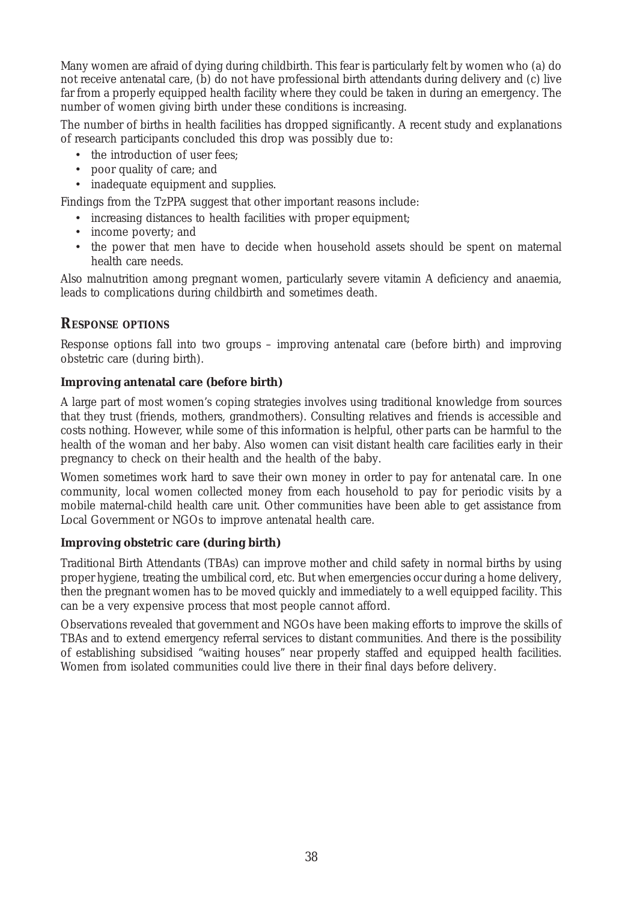Many women are afraid of dying during childbirth. This fear is particularly felt by women who (a) do not receive antenatal care, (b) do not have professional birth attendants during delivery and (c) live far from a properly equipped health facility where they could be taken in during an emergency. The number of women giving birth under these conditions is increasing.

The number of births in health facilities has dropped significantly. A recent study and explanations of research participants concluded this drop was possibly due to:

- the introduction of user fees;
- poor quality of care; and
- inadequate equipment and supplies.

Findings from the TzPPA suggest that other important reasons include:

- increasing distances to health facilities with proper equipment;
- income poverty; and
- the power that men have to decide when household assets should be spent on maternal health care needs.

Also malnutrition among pregnant women, particularly severe vitamin A deficiency and anaemia, leads to complications during childbirth and sometimes death.

## RESPONSE OPTIONS

Response options fall into two groups – improving antenatal care (before birth) and improving obstetric care (during birth).

**Improving antenatal care (before birth)**

A large part of most women's coping strategies involves using traditional knowledge from sources that they trust (friends, mothers, grandmothers). Consulting relatives and friends is accessible and costs nothing. However, while some of this information is helpful, other parts can be harmful to the health of the woman and her baby. Also women can visit distant health care facilities early in their pregnancy to check on their health and the health of the baby.

Women sometimes work hard to save their own money in order to pay for antenatal care. In one community, local women collected money from each household to pay for periodic visits by a mobile maternal-child health care unit. Other communities have been able to get assistance from Local Government or NGOs to improve antenatal health care.

**Improving obstetric care (during birth)**

Traditional Birth Attendants (TBAs) can improve mother and child safety in normal births by using proper hygiene, treating the umbilical cord, etc. But when emergencies occur during a home delivery, then the pregnant women has to be moved quickly and immediately to a well equipped facility. This can be a very expensive process that most people cannot afford.

Observations revealed that government and NGOs have been making efforts to improve the skills of TBAs and to extend emergency referral services to distant communities. And there is the possibility of establishing subsidised "waiting houses" near properly staffed and equipped health facilities. Women from isolated communities could live there in their final days before delivery.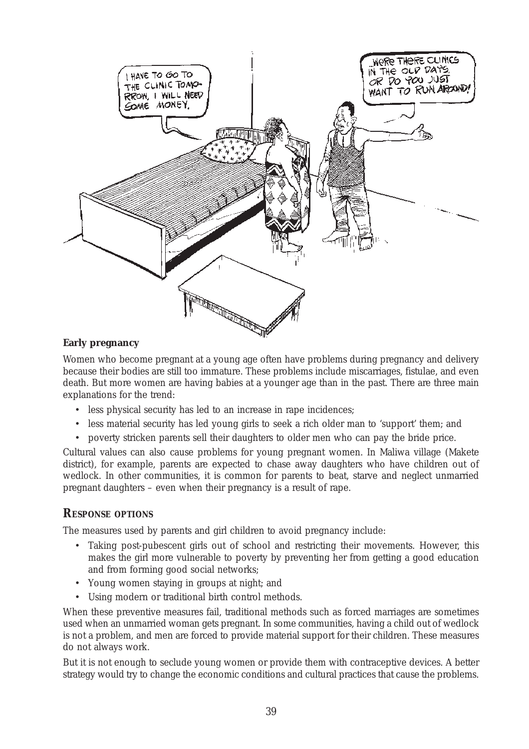**Early pregnancy**

Women who become pregnant at a young age often have problems during pregnancy and delivery because their bodies are still too immature. These problems include miscarriages, fistulae, and even death. But more women are having babies at a younger age than in the past. There are three main explanations for the trend:

- less physical security has led to an increase in rape incidences;
- less material security has led young girls to seek a rich older man to 'support' them; and
- poverty stricken parents sell their daughters to older men who can pay the bride price.

Cultural values can also cause problems for young pregnant women. In Maliwa village (Makete district), for example, parents are expected to chase away daughters who have children out of wedlock. In other communities, it is common for parents to beat, starve and neglect unmarried pregnant daughters – even when their pregnancy is a result of rape.

## RESPONSE OPTIONS

The measures used by parents and girl children to avoid pregnancy include:

- Taking post-pubescent girls out of school and restricting their movements. However, this makes the girl more vulnerable to poverty by preventing her from getting a good education and from forming good social networks;
- Young women staying in groups at night; and
- Using modern or traditional birth control methods.

When these preventive measures fail, traditional methods such as forced marriages are sometimes used when an unmarried woman gets pregnant. In some communities, having a child out of wedlock is not a problem, and men are forced to provide material support for their children. These measures do not always work.

But it is not enough to seclude young women or provide them with contraceptive devices. A better strategy would try to change the economic conditions and cultural practices that cause the problems.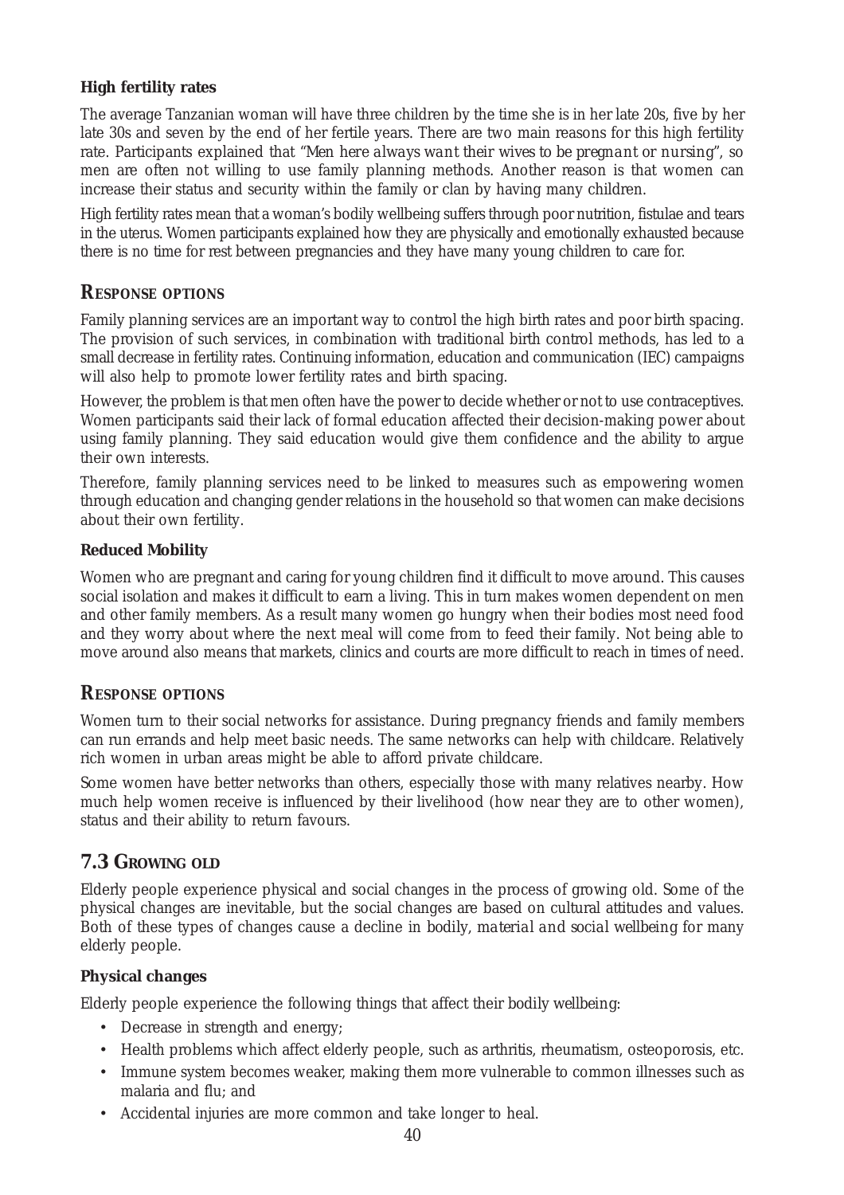**High fertility rates**

The average Tanzanian woman will have three children by the time she is in her late 20s, five by her late 30s and seven by the end of her fertile years. There are two main reasons for this high fertility rate. Participants explained that "Men here always want their wives to be pregnant or nursing", so men are often not willing to use family planning methods. Another reason is that women can increase their status and security within the family or clan by having many children.

High fertility rates mean that a woman's bodily wellbeing suffers through poor nutrition, fistulae and tears in the uterus. Women participants explained how they are physically and emotionally exhausted because there is no time for rest between pregnancies and they have many young children to care for.

## RESPONSE OPTIONS

Family planning services are an important way to control the high birth rates and poor birth spacing. The provision of such services, in combination with traditional birth control methods, has led to a small decrease in fertility rates. Continuing information, education and communication (IEC) campaigns will also help to promote lower fertility rates and birth spacing.

However, the problem is that men often have the power to decide whether or not to use contraceptives. Women participants said their lack of formal education affected their decision-making power about using family planning. They said education would give them confidence and the ability to argue their own interests.

Therefore, family planning services need to be linked to measures such as empowering women through education and changing gender relations in the household so that women can make decisions about their own fertility.

**Reduced Mobility**

Women who are pregnant and caring for young children find it difficult to move around. This causes social isolation and makes it difficult to earn a living. This in turn makes women dependent on men and other family members. As a result many women go hungry when their bodies most need food and they worry about where the next meal will come from to feed their family. Not being able to move around also means that markets, clinics and courts are more difficult to reach in times of need.

## RESPONSE OPTIONS

Women turn to their social networks for assistance. During pregnancy friends and family members can run errands and help meet basic needs. The same networks can help with childcare. Relatively rich women in urban areas might be able to afford private childcare.

Some women have better networks than others, especially those with many relatives nearby. How much help women receive is influenced by their livelihood (how near they are to other women), status and their ability to return favours.

## 7.3 GROWING OLD

Elderly people experience physical and social changes in the process of growing old. Some of the physical changes are inevitable, but the social changes are based on cultural attitudes and values. Both of these types of changes cause a decline in bodily, material and social wellbeing for many elderly people.

**Physical changes**

Elderly people experience the following things that affect their bodily wellbeing:

- Decrease in strength and energy;
- Health problems which affect elderly people, such as arthritis, rheumatism, osteoporosis, etc.
- Immune system becomes weaker, making them more vulnerable to common illnesses such as malaria and flu; and
- Accidental injuries are more common and take longer to heal.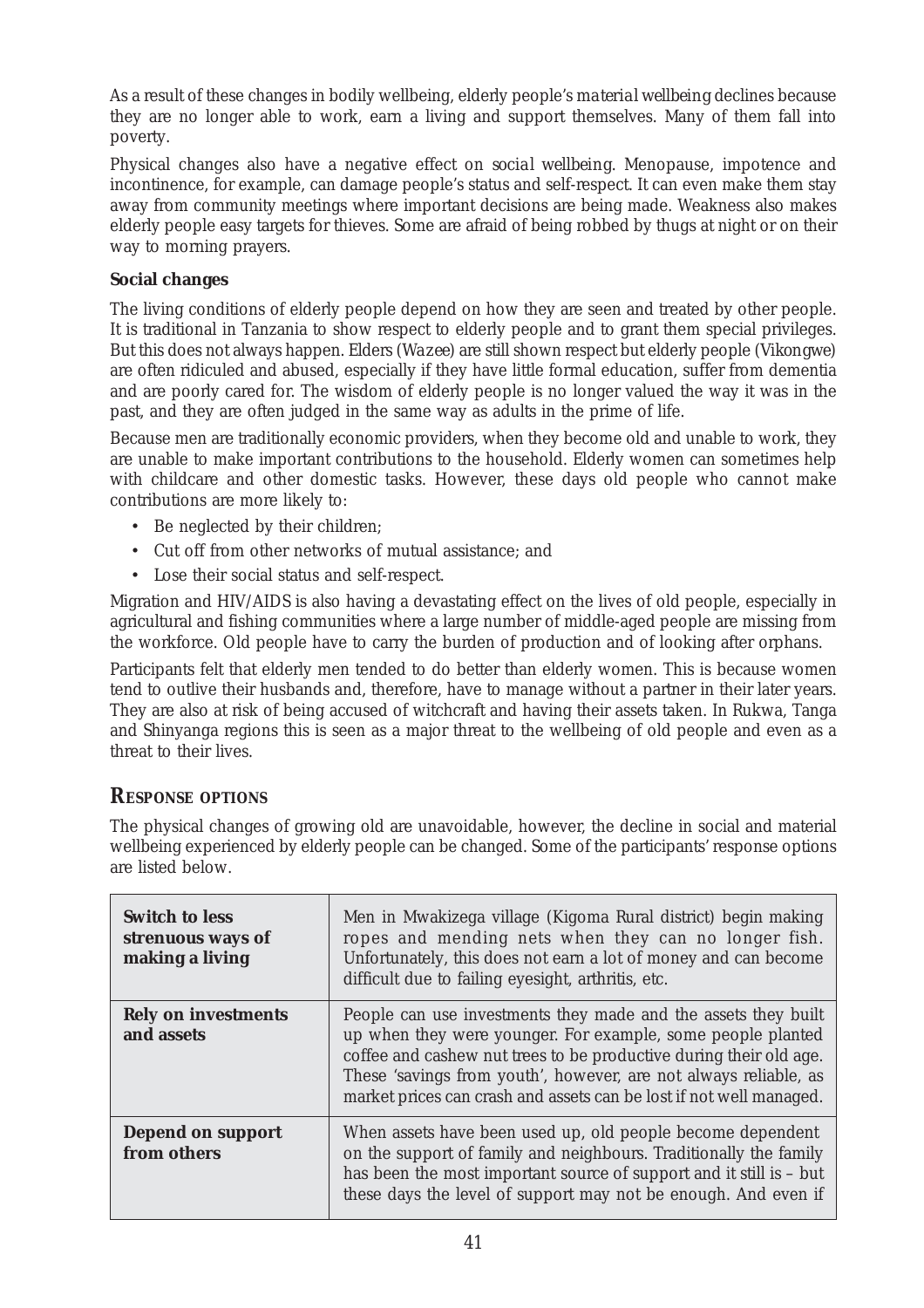As a result of these changes in bodily wellbeing, elderly people's *material wellbeing* declines because they are no longer able to work, earn a living and support themselves. Many of them fall into poverty.

Physical changes also have a negative effect on *social wellbeing*. Menopause, impotence and incontinence, for example, can damage people's status and self-respect. It can even make them stay away from community meetings where important decisions are being made. Weakness also makes elderly people easy targets for thieves. Some are afraid of being robbed by thugs at night or on their way to morning prayers.

**Social changes**

The living conditions of elderly people depend on how they are seen and treated by other people. It is traditional in Tanzania to show respect to elderly people and to grant them special privileges. But this does not always happen. Elders (*Wazee*) are still shown respect but elderly people (*Vikongwe*) are often ridiculed and abused, especially if they have little formal education, suffer from dementia and are poorly cared for. The wisdom of elderly people is no longer valued the way it was in the past, and they are often judged in the same way as adults in the prime of life.

Because men are traditionally economic providers, when they become old and unable to work, they are unable to make important contributions to the household. Elderly women can sometimes help with childcare and other domestic tasks. However, these days old people who cannot make contributions are more likely to:

- Be neglected by their children;
- Cut off from other networks of mutual assistance; and
- Lose their social status and self-respect.

Migration and HIV/AIDS is also having a devastating effect on the lives of old people, especially in agricultural and fishing communities where a large number of middle-aged people are missing from the workforce. Old people have to carry the burden of production and of looking after orphans.

Participants felt that elderly men tended to do better than elderly women. This is because women tend to outlive their husbands and, therefore, have to manage without a partner in their later years. They are also at risk of being accused of witchcraft and having their assets taken. In Rukwa, Tanga and Shinyanga regions this is seen as a major threat to the wellbeing of old people and even as a threat to their lives.

## Response options

The physical changes of growing old are unavoidable, however, the decline in social and material wellbeing experienced by elderly people can be changed. Some of the participants' response options are listed below.

| | |
|---|---|
| **Switch to less strenuous ways of making a living** | Men in Mwakizega village (Kigoma Rural district) begin making ropes and mending nets when they can no longer fish. Unfortunately, this does not earn a lot of money and can become difficult due to failing eyesight, arthritis, etc. |
| **Rely on investments and assets** | People can use investments they made and the assets they built up when they were younger. For example, some people planted coffee and cashew nut trees to be productive during their old age. These 'savings from youth', however, are not always reliable, as market prices can crash and assets can be lost if not well managed. |
| **Depend on support from others** | When assets have been used up, old people become dependent on the support of family and neighbours. Traditionally the family has been the most important source of support and it still is – but these days the level of support may not be enough. And even if |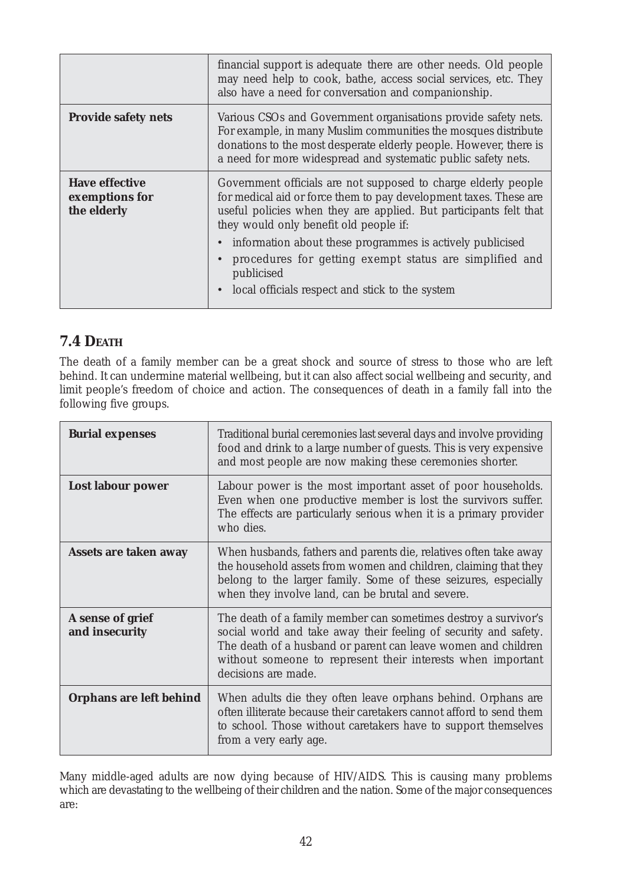| | |
|---|---|
| | financial support is adequate there are other needs. Old people may need help to cook, bathe, access social services, etc. They also have a need for conversation and companionship. |
| **Provide safety nets** | Various CSOs and Government organisations provide safety nets. For example, in many Muslim communities the mosques distribute donations to the most desperate elderly people. However, there is a need for more widespread and systematic public safety nets. |
| **Have effective exemptions for the elderly** | Government officials are not supposed to charge elderly people for medical aid or force them to pay development taxes. These are useful policies when they are applied. But participants felt that they would only benefit old people if: <br>• information about these programmes is actively publicised <br>• procedures for getting exempt status are simplified and publicised <br>• local officials respect and stick to the system |

## 7.4 Death

The death of a family member can be a great shock and source of stress to those who are left behind. It can undermine material wellbeing, but it can also affect social wellbeing and security, and limit people's freedom of choice and action. The consequences of death in a family fall into the following five groups.

| | |
|---|---|
| **Burial expenses** | Traditional burial ceremonies last several days and involve providing food and drink to a large number of guests. This is very expensive and most people are now making these ceremonies shorter. |
| **Lost labour power** | Labour power is the most important asset of poor households. Even when one productive member is lost the survivors suffer. The effects are particularly serious when it is a primary provider who dies. |
| **Assets are taken away** | When husbands, fathers and parents die, relatives often take away the household assets from women and children, claiming that they belong to the larger family. Some of these seizures, especially when they involve land, can be brutal and severe. |
| **A sense of grief and insecurity** | The death of a family member can sometimes destroy a survivor's social world and take away their feeling of security and safety. The death of a husband or parent can leave women and children without someone to represent their interests when important decisions are made. |
| **Orphans are left behind** | When adults die they often leave orphans behind. Orphans are often illiterate because their caretakers cannot afford to send them to school. Those without caretakers have to support themselves from a very early age. |

Many middle-aged adults are now dying because of HIV/AIDS. This is causing many problems which are devastating to the wellbeing of their children and the nation. Some of the major consequences are: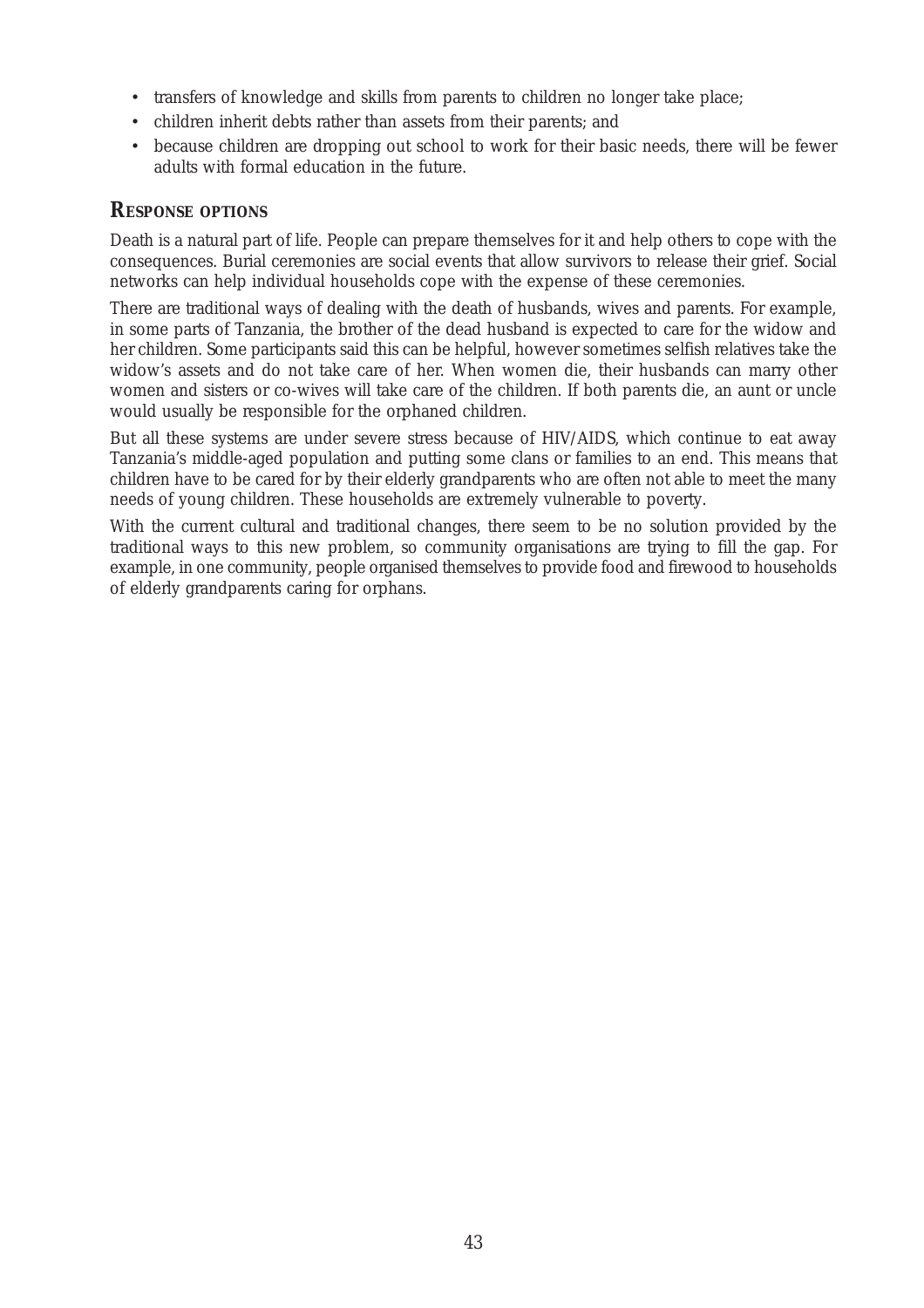- transfers of knowledge and skills from parents to children no longer take place;
- children inherit debts rather than assets from their parents; and
- because children are dropping out school to work for their basic needs, there will be fewer adults with formal education in the future.

## RESPONSE OPTIONS

Death is a natural part of life. People can prepare themselves for it and help others to cope with the consequences. Burial ceremonies are social events that allow survivors to release their grief. Social networks can help individual households cope with the expense of these ceremonies.

There are traditional ways of dealing with the death of husbands, wives and parents. For example, in some parts of Tanzania, the brother of the dead husband is expected to care for the widow and her children. Some participants said this can be helpful, however sometimes selfish relatives take the widow's assets and do not take care of her. When women die, their husbands can marry other women and sisters or co-wives will take care of the children. If both parents die, an aunt or uncle would usually be responsible for the orphaned children.

But all these systems are under severe stress because of HIV/AIDS, which continue to eat away Tanzania's middle-aged population and putting some clans or families to an end. This means that children have to be cared for by their elderly grandparents who are often not able to meet the many needs of young children. These households are extremely vulnerable to poverty.

With the current cultural and traditional changes, there seem to be no solution provided by the traditional ways to this new problem, so community organisations are trying to fill the gap. For example, in one community, people organised themselves to provide food and firewood to households of elderly grandparents caring for orphans.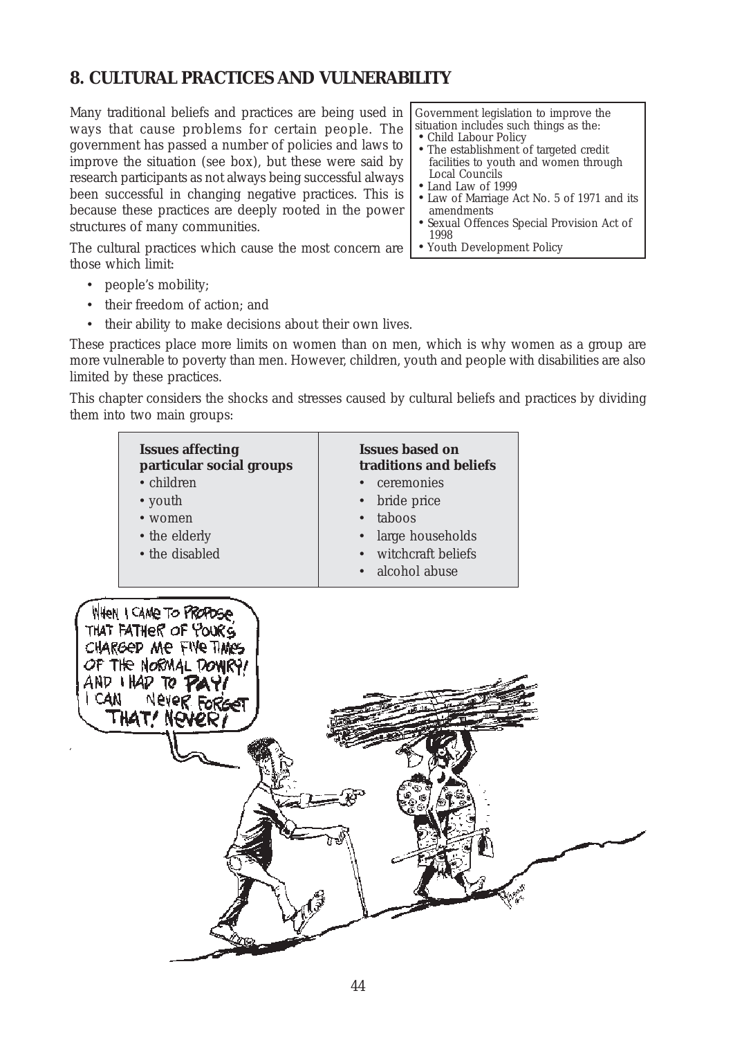## 8. CULTURAL PRACTICES AND VULNERABILITY

Many traditional beliefs and practices are being used in ways that cause problems for certain people. The government has passed a number of policies and laws to improve the situation (see box), but these were said by research participants as not always being successful always been successful in changing negative practices. This is because these practices are deeply rooted in the power structures of many communities.

> Government legislation to improve the situation includes such things as the:
> - Child Labour Policy
> - The establishment of targeted credit facilities to youth and women through Local Councils
> - Land Law of 1999
> - Law of Marriage Act No. 5 of 1971 and its amendments
> - Sexual Offences Special Provision Act of 1998
> - Youth Development Policy

The cultural practices which cause the most concern are those which limit:

- people's mobility;
- their freedom of action; and
- their ability to make decisions about their own lives.

These practices place more limits on women than on men, which is why women as a group are more vulnerable to poverty than men. However, children, youth and people with disabilities are also limited by these practices.

This chapter considers the shocks and stresses caused by cultural beliefs and practices by dividing them into two main groups:

| Issues affecting particular social groups | Issues based on traditions and beliefs |
|---|---|
| • children | • ceremonies |
| • youth | • bride price |
| • women | • taboos |
| • the elderly | • large households |
| • the disabled | • witchcraft beliefs |
| | • alcohol abuse |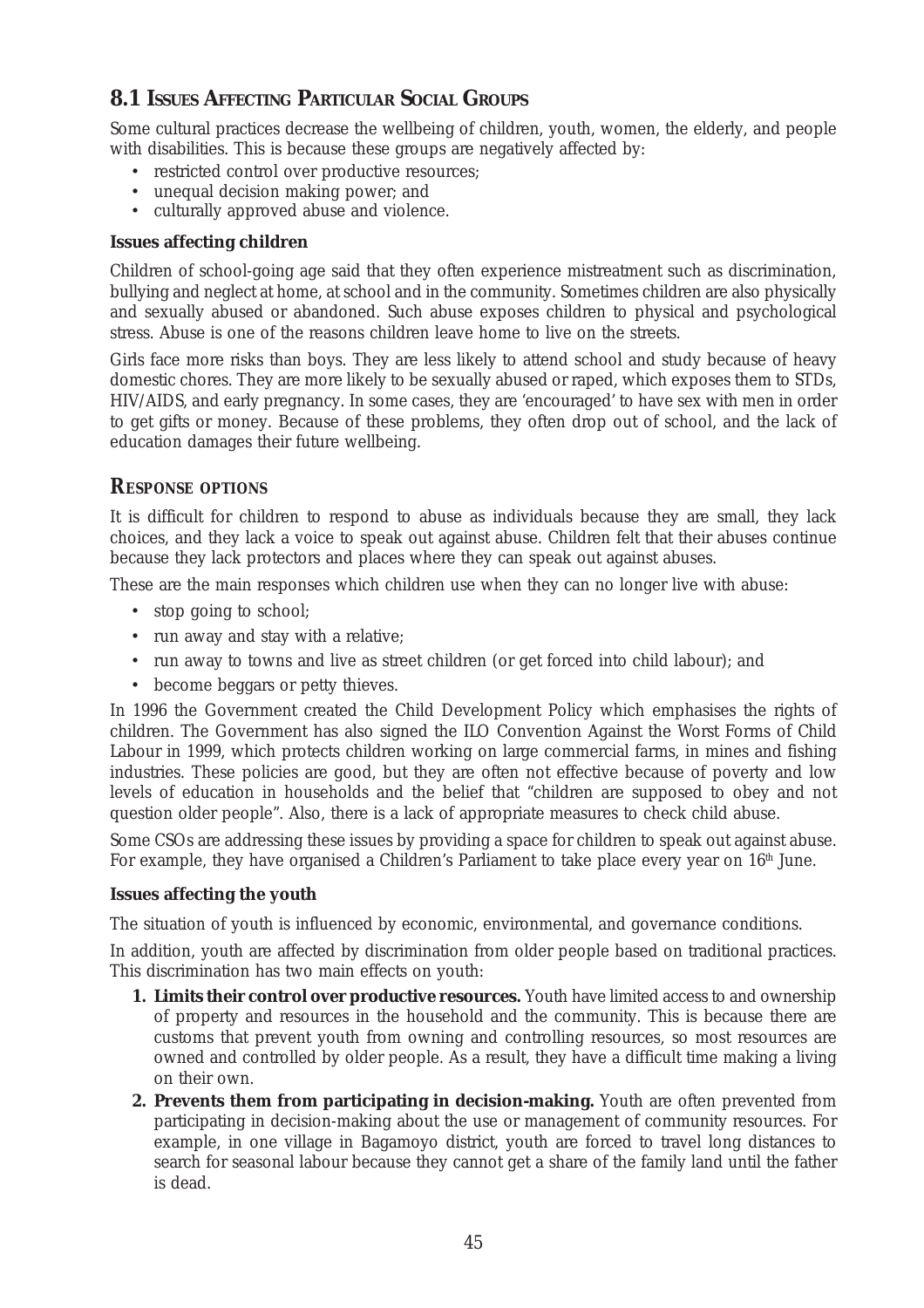## 8.1 Issues Affecting Particular Social Groups

Some cultural practices decrease the wellbeing of children, youth, women, the elderly, and people with disabilities. This is because these groups are negatively affected by:

- restricted control over productive resources;
- unequal decision making power; and
- culturally approved abuse and violence.

**Issues affecting children**

Children of school-going age said that they often experience mistreatment such as discrimination, bullying and neglect at home, at school and in the community. Sometimes children are also physically and sexually abused or abandoned. Such abuse exposes children to physical and psychological stress. Abuse is one of the reasons children leave home to live on the streets.

Girls face more risks than boys. They are less likely to attend school and study because of heavy domestic chores. They are more likely to be sexually abused or raped, which exposes them to STDs, HIV/AIDS, and early pregnancy. In some cases, they are 'encouraged' to have sex with men in order to get gifts or money. Because of these problems, they often drop out of school, and the lack of education damages their future wellbeing.

## Response options

It is difficult for children to respond to abuse as individuals because they are small, they lack choices, and they lack a voice to speak out against abuse. Children felt that their abuses continue because they lack protectors and places where they can speak out against abuses.

These are the main responses which children use when they can no longer live with abuse:

- stop going to school;
- run away and stay with a relative;
- run away to towns and live as street children (or get forced into child labour); and
- become beggars or petty thieves.

In 1996 the Government created the Child Development Policy which emphasises the rights of children. The Government has also signed the ILO Convention Against the Worst Forms of Child Labour in 1999, which protects children working on large commercial farms, in mines and fishing industries. These policies are good, but they are often not effective because of poverty and low levels of education in households and the belief that "children are supposed to obey and not question older people". Also, there is a lack of appropriate measures to check child abuse.

Some CSOs are addressing these issues by providing a space for children to speak out against abuse. For example, they have organised a Children's Parliament to take place every year on 16th June.

**Issues affecting the youth**

The situation of youth is influenced by economic, environmental, and governance conditions.

In addition, youth are affected by discrimination from older people based on traditional practices. This discrimination has two main effects on youth:

1. **Limits their control over productive resources.** Youth have limited access to and ownership of property and resources in the household and the community. This is because there are customs that prevent youth from owning and controlling resources, so most resources are owned and controlled by older people. As a result, they have a difficult time making a living on their own.
2. **Prevents them from participating in decision-making.** Youth are often prevented from participating in decision-making about the use or management of community resources. For example, in one village in Bagamoyo district, youth are forced to travel long distances to search for seasonal labour because they cannot get a share of the family land until the father is dead.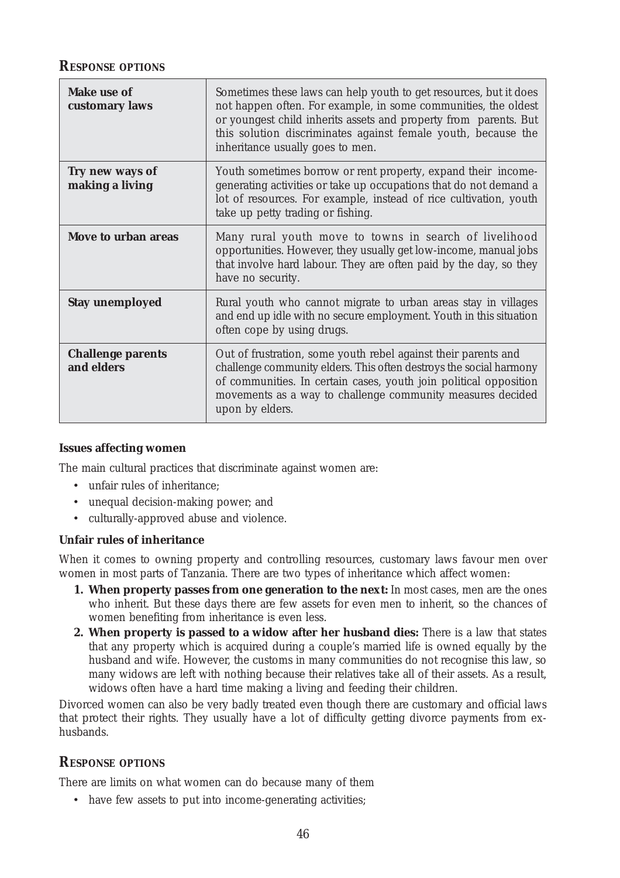## RESPONSE OPTIONS

| | |
|---|---|
| **Make use of customary laws** | Sometimes these laws can help youth to get resources, but it does not happen often. For example, in some communities, the oldest or youngest child inherits assets and property from parents. But this solution discriminates against female youth, because the inheritance usually goes to men. |
| **Try new ways of making a living** | Youth sometimes borrow or rent property, expand their income-generating activities or take up occupations that do not demand a lot of resources. For example, instead of rice cultivation, youth take up petty trading or fishing. |
| **Move to urban areas** | Many rural youth move to towns in search of livelihood opportunities. However, they usually get low-income, manual jobs that involve hard labour. They are often paid by the day, so they have no security. |
| **Stay unemployed** | Rural youth who cannot migrate to urban areas stay in villages and end up idle with no secure employment. Youth in this situation often cope by using drugs. |
| **Challenge parents and elders** | Out of frustration, some youth rebel against their parents and challenge community elders. This often destroys the social harmony of communities. In certain cases, youth join political opposition movements as a way to challenge community measures decided upon by elders. |

**Issues affecting women**

The main cultural practices that discriminate against women are:

- unfair rules of inheritance;
- unequal decision-making power; and
- culturally-approved abuse and violence.

**Unfair rules of inheritance**

When it comes to owning property and controlling resources, customary laws favour men over women in most parts of Tanzania. There are two types of inheritance which affect women:

1. **When property passes from one generation to the next:** In most cases, men are the ones who inherit. But these days there are few assets for even men to inherit, so the chances of women benefiting from inheritance is even less.
2. **When property is passed to a widow after her husband dies:** There is a law that states that any property which is acquired during a couple's married life is owned equally by the husband and wife. However, the customs in many communities do not recognise this law, so many widows are left with nothing because their relatives take all of their assets. As a result, widows often have a hard time making a living and feeding their children.

Divorced women can also be very badly treated even though there are customary and official laws that protect their rights. They usually have a lot of difficulty getting divorce payments from ex-husbands.

## RESPONSE OPTIONS

There are limits on what women can do because many of them

- have few assets to put into income-generating activities;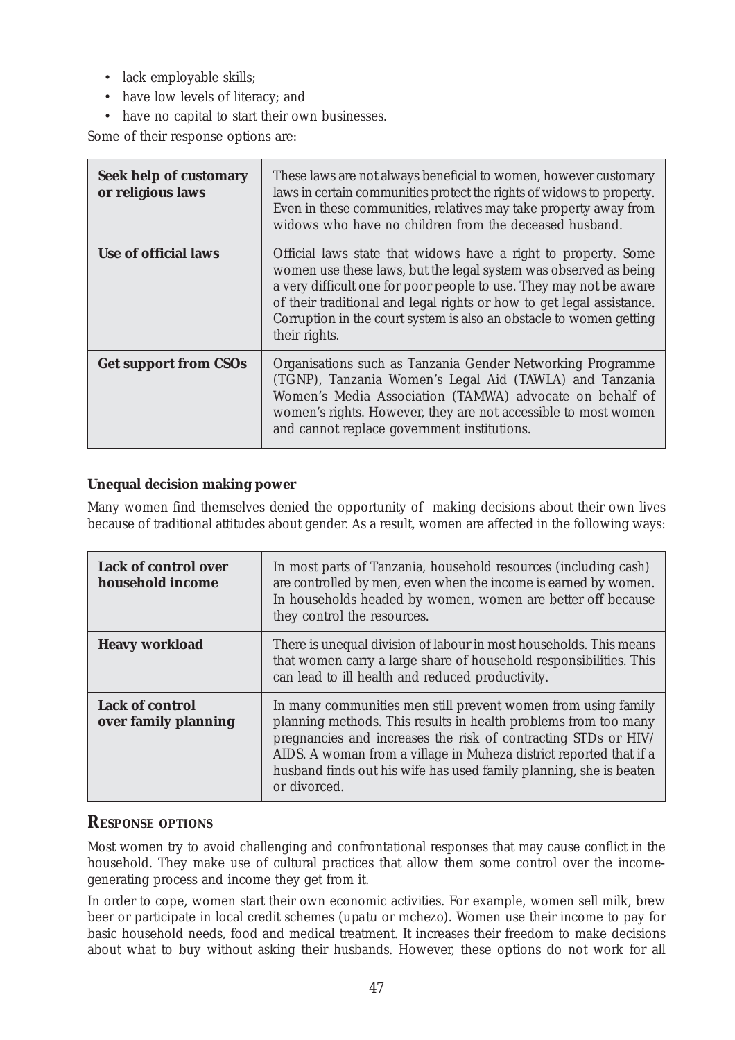- lack employable skills;
- have low levels of literacy; and
- have no capital to start their own businesses.

Some of their response options are:

| | |
|---|---|
| **Seek help of customary or religious laws** | These laws are not always beneficial to women, however customary laws in certain communities protect the rights of widows to property. Even in these communities, relatives may take property away from widows who have no children from the deceased husband. |
| **Use of official laws** | Official laws state that widows have a right to property. Some women use these laws, but the legal system was observed as being a very difficult one for poor people to use. They may not be aware of their traditional and legal rights or how to get legal assistance. Corruption in the court system is also an obstacle to women getting their rights. |
| **Get support from CSOs** | Organisations such as Tanzania Gender Networking Programme (TGNP), Tanzania Women's Legal Aid (TAWLA) and Tanzania Women's Media Association (TAMWA) advocate on behalf of women's rights. However, they are not accessible to most women and cannot replace government institutions. |

**Unequal decision making power**

Many women find themselves denied the opportunity of making decisions about their own lives because of traditional attitudes about gender. As a result, women are affected in the following ways:

| | |
|---|---|
| **Lack of control over household income** | In most parts of Tanzania, household resources (including cash) are controlled by men, even when the income is earned by women. In households headed by women, women are better off because they control the resources. |
| **Heavy workload** | There is unequal division of labour in most households. This means that women carry a large share of household responsibilities. This can lead to ill health and reduced productivity. |
| **Lack of control over family planning** | In many communities men still prevent women from using family planning methods. This results in health problems from too many pregnancies and increases the risk of contracting STDs or HIV/AIDS. A woman from a village in Muheza district reported that if a husband finds out his wife has used family planning, she is beaten or divorced. |

## RESPONSE OPTIONS

Most women try to avoid challenging and confrontational responses that may cause conflict in the household. They make use of cultural practices that allow them some control over the income-generating process and income they get from it.

In order to cope, women start their own economic activities. For example, women sell milk, brew beer or participate in local credit schemes (*upatu* or *mchezo*). Women use their income to pay for basic household needs, food and medical treatment. It increases their freedom to make decisions about what to buy without asking their husbands. However, these options do not work for all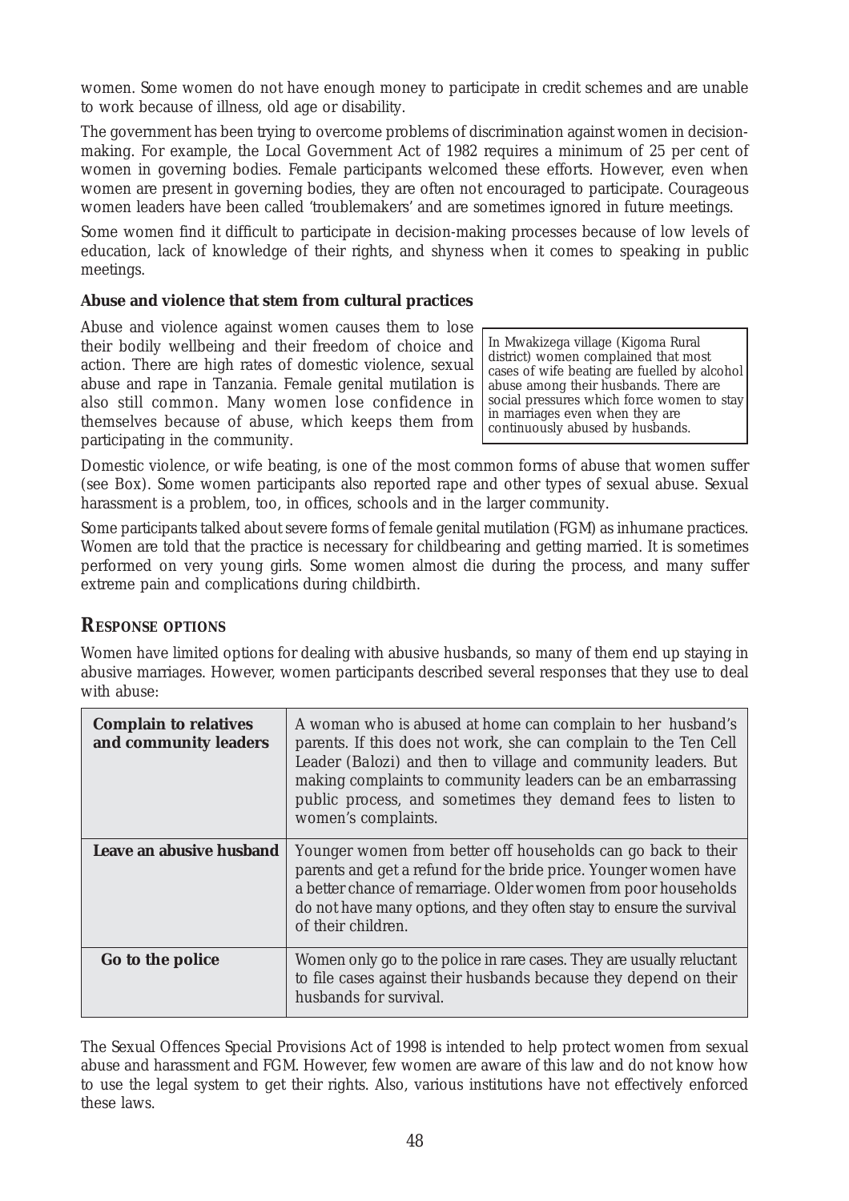women. Some women do not have enough money to participate in credit schemes and are unable to work because of illness, old age or disability.

The government has been trying to overcome problems of discrimination against women in decision-making. For example, the Local Government Act of 1982 requires a minimum of 25 per cent of women in governing bodies. Female participants welcomed these efforts. However, even when women are present in governing bodies, they are often not encouraged to participate. Courageous women leaders have been called 'troublemakers' and are sometimes ignored in future meetings.

Some women find it difficult to participate in decision-making processes because of low levels of education, lack of knowledge of their rights, and shyness when it comes to speaking in public meetings.

**Abuse and violence that stem from cultural practices**

Abuse and violence against women causes them to lose their bodily wellbeing and their freedom of choice and action. There are high rates of domestic violence, sexual abuse and rape in Tanzania. Female genital mutilation is also still common. Many women lose confidence in themselves because of abuse, which keeps them from participating in the community.

> In Mwakizega village (Kigoma Rural district) women complained that most cases of wife beating are fuelled by alcohol abuse among their husbands. There are social pressures which force women to stay in marriages even when they are continuously abused by husbands.

Domestic violence, or wife beating, is one of the most common forms of abuse that women suffer (see Box). Some women participants also reported rape and other types of sexual abuse. Sexual harassment is a problem, too, in offices, schools and in the larger community.

Some participants talked about severe forms of female genital mutilation (FGM) as inhumane practices. Women are told that the practice is necessary for childbearing and getting married. It is sometimes performed on very young girls. Some women almost die during the process, and many suffer extreme pain and complications during childbirth.

## RESPONSE OPTIONS

Women have limited options for dealing with abusive husbands, so many of them end up staying in abusive marriages. However, women participants described several responses that they use to deal with abuse:

| | |
|---|---|
| **Complain to relatives and community leaders** | A woman who is abused at home can complain to her husband's parents. If this does not work, she can complain to the Ten Cell Leader (Balozi) and then to village and community leaders. But making complaints to community leaders can be an embarrassing public process, and sometimes they demand fees to listen to women's complaints. |
| **Leave an abusive husband** | Younger women from better off households can go back to their parents and get a refund for the bride price. Younger women have a better chance of remarriage. Older women from poor households do not have many options, and they often stay to ensure the survival of their children. |
| **Go to the police** | Women only go to the police in rare cases. They are usually reluctant to file cases against their husbands because they depend on their husbands for survival. |

The Sexual Offences Special Provisions Act of 1998 is intended to help protect women from sexual abuse and harassment and FGM. However, few women are aware of this law and do not know how to use the legal system to get their rights. Also, various institutions have not effectively enforced these laws.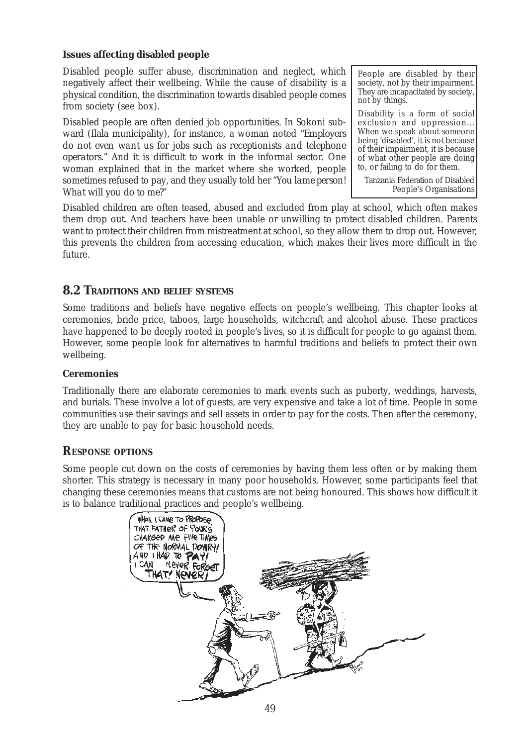**Issues affecting disabled people**

Disabled people suffer abuse, discrimination and neglect, which negatively affect their wellbeing. While the cause of disability is a physical condition, the discrimination towards disabled people comes from society (see box).

Disabled people are often denied job opportunities. In Sokoni sub-ward (Ilala municipality), for instance, a woman noted *"Employers do not even want us for jobs such as receptionists and telephone operators."* And it is difficult to work in the informal sector. One woman explained that in the market where she worked, people sometimes refused to pay, and they usually told her *"You lame person! What will you do to me?"*

> People are disabled by their society, not by their impairment. They are incapacitated by society, not by things.
>
> Disability is a form of social exclusion and oppression… When we speak about someone being 'disabled', it is not because of their impairment, it is because of what other people are doing to, or failing to do for them.
>
> Tanzania Federation of Disabled People's Organisations

Disabled children are often teased, abused and excluded from play at school, which often makes them drop out. And teachers have been unable or unwilling to protect disabled children. Parents want to protect their children from mistreatment at school, so they allow them to drop out. However, this prevents the children from accessing education, which makes their lives more difficult in the future.

## 8.2 Traditions and belief systems

Some traditions and beliefs have negative effects on people's wellbeing. This chapter looks at ceremonies, bride price, taboos, large households, witchcraft and alcohol abuse. These practices have happened to be deeply rooted in people's lives, so it is difficult for people to go against them. However, some people look for alternatives to harmful traditions and beliefs to protect their own wellbeing.

**Ceremonies**

Traditionally there are elaborate ceremonies to mark events such as puberty, weddings, harvests, and burials. These involve a lot of guests, are very expensive and take a lot of time. People in some communities use their savings and sell assets in order to pay for the costs. Then after the ceremony, they are unable to pay for basic household needs.

## Response options

Some people cut down on the costs of ceremonies by having them less often or by making them shorter. This strategy is necessary in many poor households. However, some participants feel that changing these ceremonies means that customs are not being honoured. This shows how difficult it is to balance traditional practices and people's wellbeing.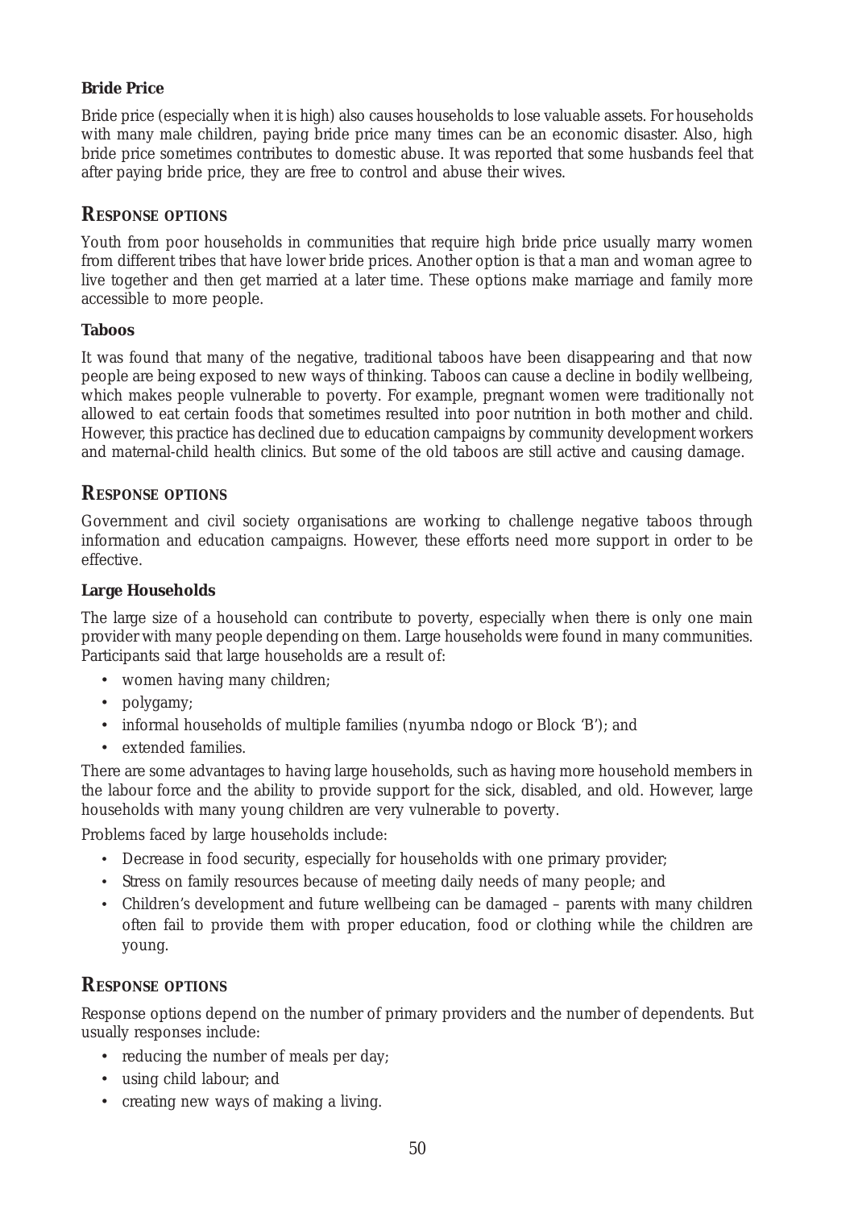### Bride Price

Bride price (especially when it is high) also causes households to lose valuable assets. For households with many male children, paying bride price many times can be an economic disaster. Also, high bride price sometimes contributes to domestic abuse. It was reported that some husbands feel that after paying bride price, they are free to control and abuse their wives.

## Response Options

Youth from poor households in communities that require high bride price usually marry women from different tribes that have lower bride prices. Another option is that a man and woman agree to live together and then get married at a later time. These options make marriage and family more accessible to more people.

### Taboos

It was found that many of the negative, traditional taboos have been disappearing and that now people are being exposed to new ways of thinking. Taboos can cause a decline in bodily wellbeing, which makes people vulnerable to poverty. For example, pregnant women were traditionally not allowed to eat certain foods that sometimes resulted into poor nutrition in both mother and child. However, this practice has declined due to education campaigns by community development workers and maternal-child health clinics. But some of the old taboos are still active and causing damage.

## Response Options

Government and civil society organisations are working to challenge negative taboos through information and education campaigns. However, these efforts need more support in order to be effective.

### Large Households

The large size of a household can contribute to poverty, especially when there is only one main provider with many people depending on them. Large households were found in many communities. Participants said that large households are a result of:

- women having many children;
- polygamy;
- informal households of multiple families (nyumba ndogo or Block 'B'); and
- extended families.

There are some advantages to having large households, such as having more household members in the labour force and the ability to provide support for the sick, disabled, and old. However, large households with many young children are very vulnerable to poverty.

Problems faced by large households include:

- Decrease in food security, especially for households with one primary provider;
- Stress on family resources because of meeting daily needs of many people; and
- Children's development and future wellbeing can be damaged – parents with many children often fail to provide them with proper education, food or clothing while the children are young.

## Response Options

Response options depend on the number of primary providers and the number of dependents. But usually responses include:

- reducing the number of meals per day;
- using child labour; and
- creating new ways of making a living.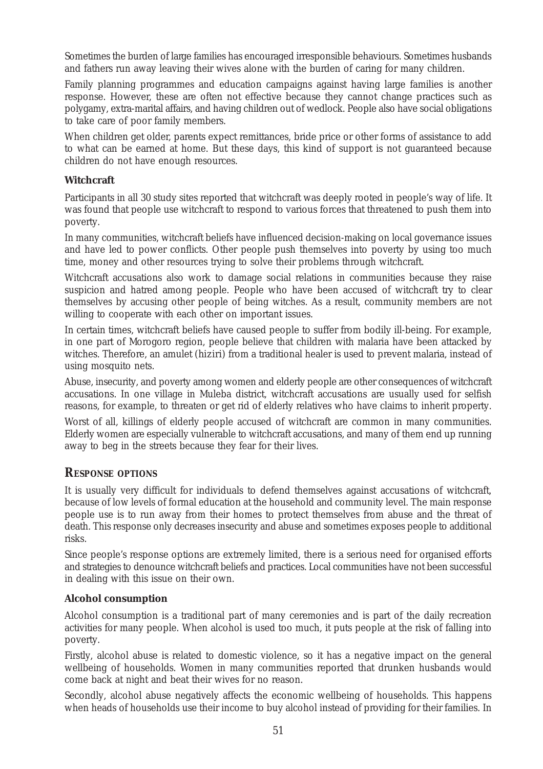Sometimes the burden of large families has encouraged irresponsible behaviours. Sometimes husbands and fathers run away leaving their wives alone with the burden of caring for many children.

Family planning programmes and education campaigns against having large families is another response. However, these are often not effective because they cannot change practices such as polygamy, extra-marital affairs, and having children out of wedlock. People also have social obligations to take care of poor family members.

When children get older, parents expect remittances, bride price or other forms of assistance to add to what can be earned at home. But these days, this kind of support is not guaranteed because children do not have enough resources.

**Witchcraft**

Participants in all 30 study sites reported that witchcraft was deeply rooted in people's way of life. It was found that people use witchcraft to respond to various forces that threatened to push them into poverty.

In many communities, witchcraft beliefs have influenced decision-making on local governance issues and have led to power conflicts. Other people push themselves into poverty by using too much time, money and other resources trying to solve their problems through witchcraft.

Witchcraft accusations also work to damage social relations in communities because they raise suspicion and hatred among people. People who have been accused of witchcraft try to clear themselves by accusing other people of being witches. As a result, community members are not willing to cooperate with each other on important issues.

In certain times, witchcraft beliefs have caused people to suffer from bodily ill-being. For example, in one part of Morogoro region, people believe that children with malaria have been attacked by witches. Therefore, an amulet (hiziri) from a traditional healer is used to prevent malaria, instead of using mosquito nets.

Abuse, insecurity, and poverty among women and elderly people are other consequences of witchcraft accusations. In one village in Muleba district, witchcraft accusations are usually used for selfish reasons, for example, to threaten or get rid of elderly relatives who have claims to inherit property.

Worst of all, killings of elderly people accused of witchcraft are common in many communities. Elderly women are especially vulnerable to witchcraft accusations, and many of them end up running away to beg in the streets because they fear for their lives.

## RESPONSE OPTIONS

It is usually very difficult for individuals to defend themselves against accusations of witchcraft, because of low levels of formal education at the household and community level. The main response people use is to run away from their homes to protect themselves from abuse and the threat of death. This response only decreases insecurity and abuse and sometimes exposes people to additional risks.

Since people's response options are extremely limited, there is a serious need for organised efforts and strategies to denounce witchcraft beliefs and practices. Local communities have not been successful in dealing with this issue on their own.

**Alcohol consumption**

Alcohol consumption is a traditional part of many ceremonies and is part of the daily recreation activities for many people. When alcohol is used too much, it puts people at the risk of falling into poverty.

Firstly, alcohol abuse is related to domestic violence, so it has a negative impact on the general wellbeing of households. Women in many communities reported that drunken husbands would come back at night and beat their wives for no reason.

Secondly, alcohol abuse negatively affects the economic wellbeing of households. This happens when heads of households use their income to buy alcohol instead of providing for their families. In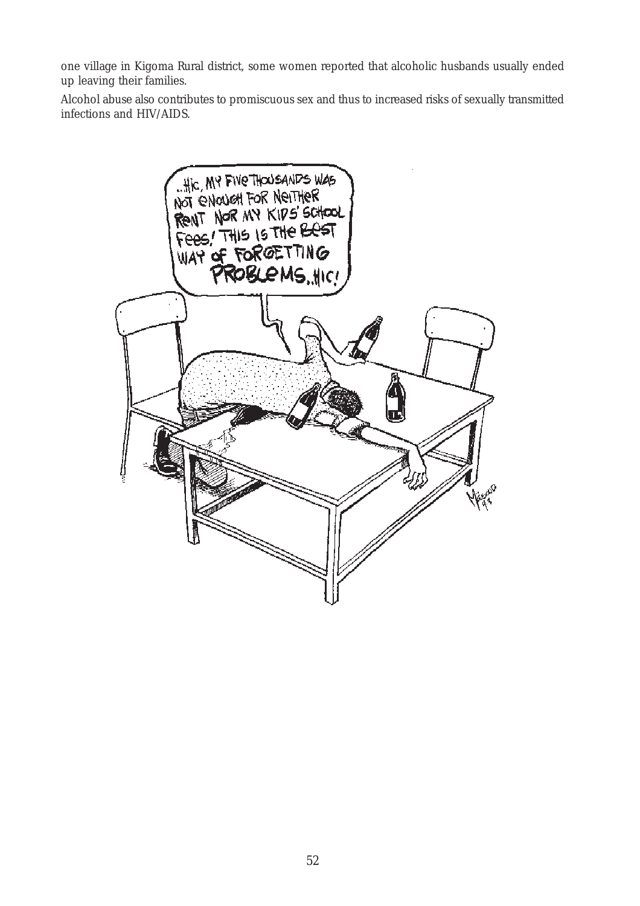one village in Kigoma Rural district, some women reported that alcoholic husbands usually ended up leaving their families.

Alcohol abuse also contributes to promiscuous sex and thus to increased risks of sexually transmitted infections and HIV/AIDS.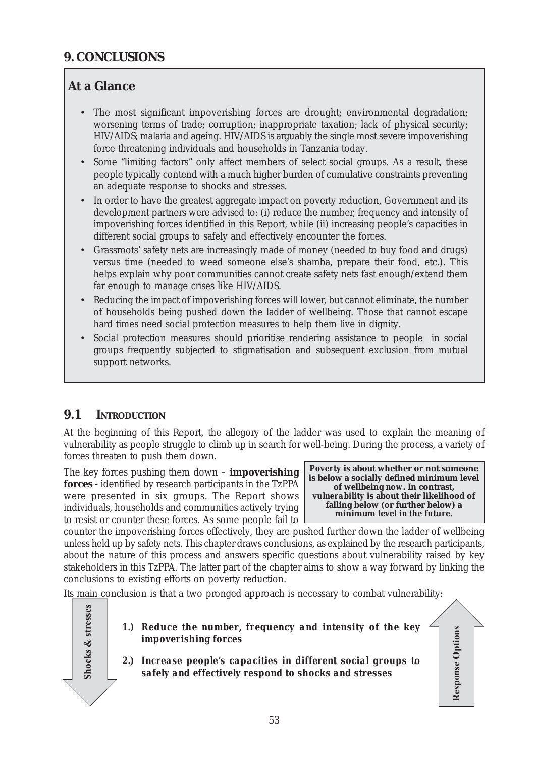## 9. CONCLUSIONS

### At a Glance

- The most significant impoverishing forces are drought; environmental degradation; worsening terms of trade; corruption; inappropriate taxation; lack of physical security; HIV/AIDS; malaria and ageing. HIV/AIDS is arguably the single most severe impoverishing force threatening individuals and households in Tanzania today.
- Some "limiting factors" only affect members of select social groups. As a result, these people typically contend with a much higher burden of cumulative constraints preventing an adequate response to shocks and stresses.
- In order to have the greatest aggregate impact on poverty reduction, Government and its development partners were advised to: (i) reduce the number, frequency and intensity of impoverishing forces identified in this Report, while (ii) increasing people's capacities in different social groups to safely and effectively encounter the forces.
- Grassroots' safety nets are increasingly made of money (needed to buy food and drugs) versus time (needed to weed someone else's shamba, prepare their food, etc.). This helps explain why poor communities cannot create safety nets fast enough/extend them far enough to manage crises like HIV/AIDS.
- Reducing the impact of impoverishing forces will lower, but cannot eliminate, the number of households being pushed down the ladder of wellbeing. Those that cannot escape hard times need social protection measures to help them live in dignity.
- Social protection measures should prioritise rendering assistance to people in social groups frequently subjected to stigmatisation and subsequent exclusion from mutual support networks.

### 9.1 INTRODUCTION

At the beginning of this Report, the allegory of the ladder was used to explain the meaning of vulnerability as people struggle to climb up in search for well-being. During the process, a variety of forces threaten to push them down.

**Poverty is about whether or not someone is below a socially defined minimum level of wellbeing now. In contrast, vulnerability is about their likelihood of falling below (or further below) a minimum level in the future.**

The key forces pushing them down – **impoverishing forces** - identified by research participants in the TzPPA were presented in six groups. The Report shows individuals, households and communities actively trying to resist or counter these forces. As some people fail to counter the impoverishing forces effectively, they are pushed further down the ladder of wellbeing unless held up by safety nets. This chapter draws conclusions, as explained by the research participants, about the nature of this process and answers specific questions about vulnerability raised by key stakeholders in this TzPPA. The latter part of the chapter aims to show a way forward by linking the conclusions to existing efforts on poverty reduction.

Its main conclusion is that a two pronged approach is necessary to combat vulnerability:

Shocks & stresses

1.) **Reduce the number, frequency and intensity of the key impoverishing forces**

2.) **Increase people's capacities in different social groups to safely and effectively respond to shocks and stresses**

Response Options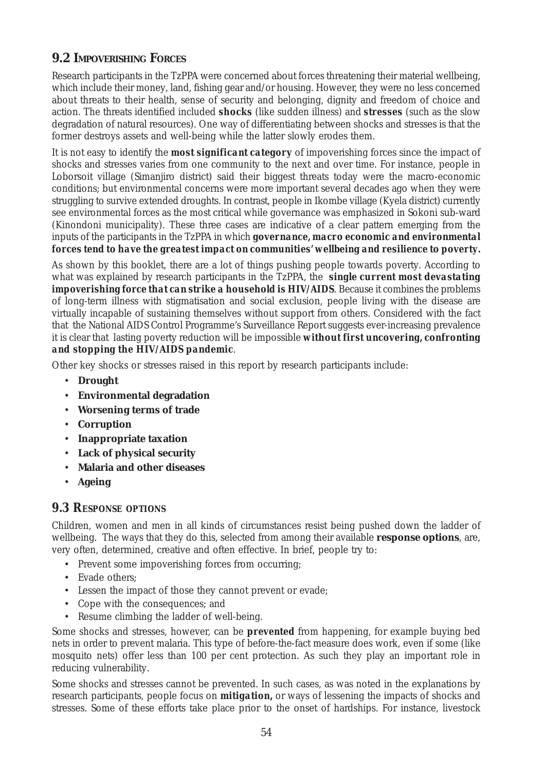## 9.2 Impoverishing Forces

Research participants in the TzPPA were concerned about forces threatening their material wellbeing, which include their money, land, fishing gear and/or housing. However, they were no less concerned about threats to their health, sense of security and belonging, dignity and freedom of choice and action. The threats identified included **shocks** (like sudden illness) and **stresses** (such as the slow degradation of natural resources). One way of differentiating between shocks and stresses is that the former destroys assets and well-being while the latter slowly erodes them.

It is not easy to identify the **most significant category** of impoverishing forces since the impact of shocks and stresses varies from one community to the next and over time. For instance, people in Loborsoit village (Simanjiro district) said their biggest threats today were the macro-economic conditions; but environmental concerns were more important several decades ago when they were struggling to survive extended droughts. In contrast, people in Ikombe village (Kyela district) currently see environmental forces as the most critical while governance was emphasized in Sokoni sub-ward (Kinondoni municipality). These three cases are indicative of a clear pattern emerging from the inputs of the participants in the TzPPA in which **governance, macro economic and environmental forces tend to have the greatest impact on communities' wellbeing and resilience to poverty.**

As shown by this booklet, there are a lot of things pushing people towards poverty. According to what was explained by research participants in the TzPPA, the **single current most devastating impoverishing force that can strike a household is HIV/AIDS**. Because it combines the problems of long-term illness with stigmatisation and social exclusion, people living with the disease are virtually incapable of sustaining themselves without support from others. Considered with the fact that the National AIDS Control Programme's Surveillance Report suggests ever-increasing prevalence it is clear that lasting poverty reduction will be impossible **without first uncovering, confronting and stopping the HIV/AIDS pandemic**.

Other key shocks or stresses raised in this report by research participants include:

- **Drought**
- **Environmental degradation**
- **Worsening terms of trade**
- **Corruption**
- **Inappropriate taxation**
- **Lack of physical security**
- **Malaria and other diseases**
- **Ageing**

## 9.3 Response options

Children, women and men in all kinds of circumstances resist being pushed down the ladder of wellbeing. The ways that they do this, selected from among their available **response options**, are, very often, determined, creative and often effective. In brief, people try to:

- Prevent some impoverishing forces from occurring;
- Evade others;
- Lessen the impact of those they cannot prevent or evade;
- Cope with the consequences; and
- Resume climbing the ladder of well-being.

Some shocks and stresses, however, can be **prevented** from happening, for example buying bed nets in order to prevent malaria. This type of before-the-fact measure does work, even if some (like mosquito nets) offer less than 100 per cent protection. As such they play an important role in reducing vulnerability.

Some shocks and stresses cannot be prevented. In such cases, as was noted in the explanations by research participants, people focus on **mitigation,** or ways of lessening the impacts of shocks and stresses. Some of these efforts take place prior to the onset of hardships. For instance, livestock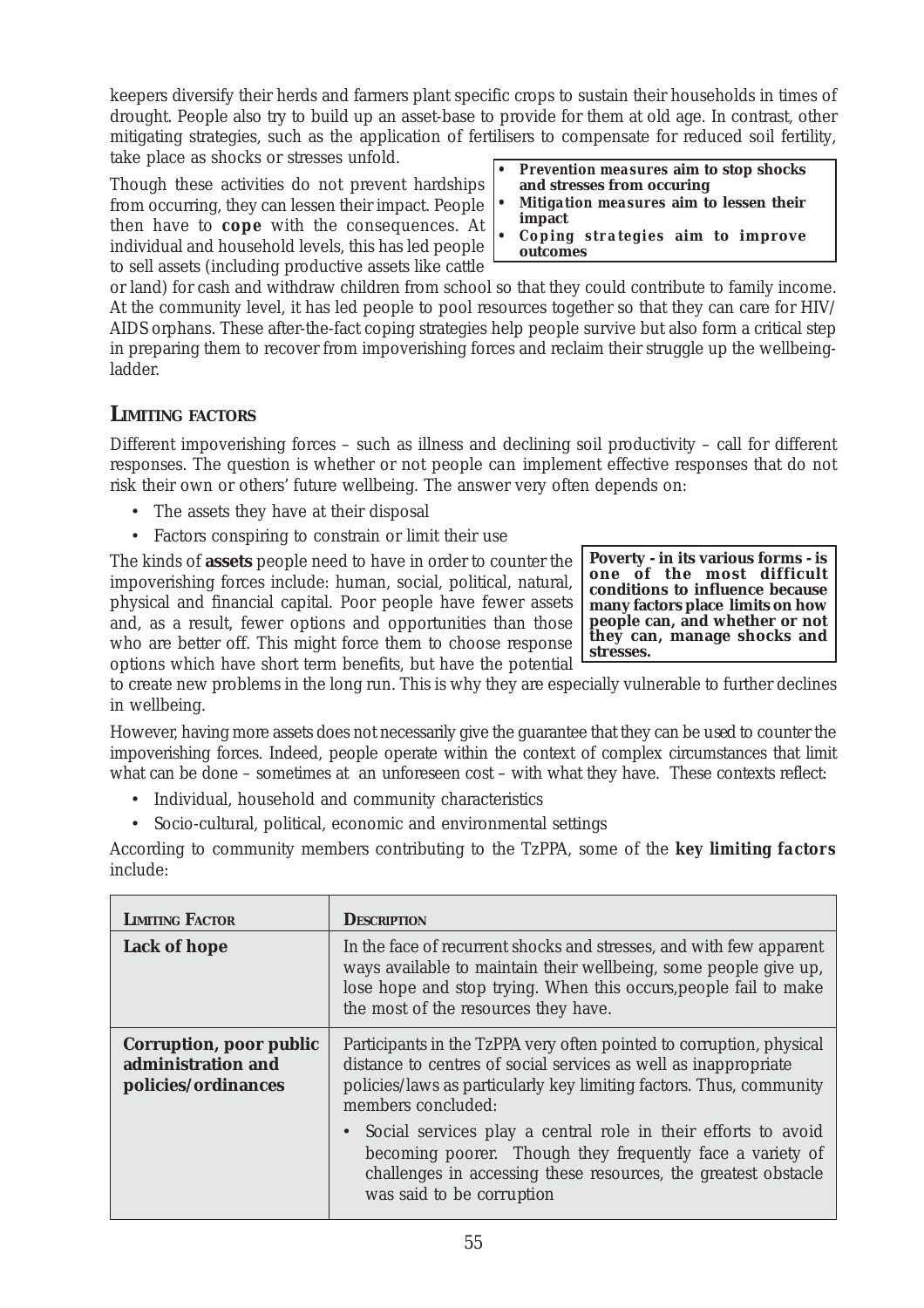keepers diversify their herds and farmers plant specific crops to sustain their households in times of drought. People also try to build up an asset-base to provide for them at old age. In contrast, other mitigating strategies, such as the application of fertilisers to compensate for reduced soil fertility, take place as shocks or stresses unfold.

> - **Prevention measures aim to stop shocks and stresses from occuring**
> - **Mitigation measures aim to lessen their impact**
> - **Coping strategies aim to improve outcomes**

Though these activities do not prevent hardships from occurring, they can lessen their impact. People then have to **cope** with the consequences. At individual and household levels, this has led people to sell assets (including productive assets like cattle or land) for cash and withdraw children from school so that they could contribute to family income. At the community level, it has led people to pool resources together so that they can care for HIV/AIDS orphans. These after-the-fact coping strategies help people survive but also form a critical step in preparing them to recover from impoverishing forces and reclaim their struggle up the wellbeing-ladder.

## LIMITING FACTORS

Different impoverishing forces – such as illness and declining soil productivity – call for different responses. The question is whether or not people can implement effective responses that do not risk their own or others' future wellbeing. The answer very often depends on:

- The assets they have at their disposal
- Factors conspiring to constrain or limit their use

> **Poverty - in its various forms - is one of the most difficult conditions to influence because many factors place limits on how people can, and whether or not they can, manage shocks and stresses.**

The kinds of **assets** people need to have in order to counter the impoverishing forces include: human, social, political, natural, physical and financial capital. Poor people have fewer assets and, as a result, fewer options and opportunities than those who are better off. This might force them to choose response options which have short term benefits, but have the potential to create new problems in the long run. This is why they are especially vulnerable to further declines in wellbeing.

However, having more assets does not necessarily give the guarantee that they can be used to counter the impoverishing forces. Indeed, people operate within the context of complex circumstances that limit what can be done – sometimes at an unforeseen cost – with what they have. These contexts reflect:

- Individual, household and community characteristics
- Socio-cultural, political, economic and environmental settings

According to community members contributing to the TzPPA, some of the **key limiting factors** include:

| LIMITING FACTOR | DESCRIPTION |
|---|---|
| **Lack of hope** | In the face of recurrent shocks and stresses, and with few apparent ways available to maintain their wellbeing, some people give up, lose hope and stop trying. When this occurs,people fail to make the most of the resources they have. |
| **Corruption, poor public administration and policies/ordinances** | Participants in the TzPPA very often pointed to corruption, physical distance to centres of social services as well as inappropriate policies/laws as particularly key limiting factors. Thus, community members concluded:<br>• Social services play a central role in their efforts to avoid becoming poorer. Though they frequently face a variety of challenges in accessing these resources, the greatest obstacle was said to be corruption |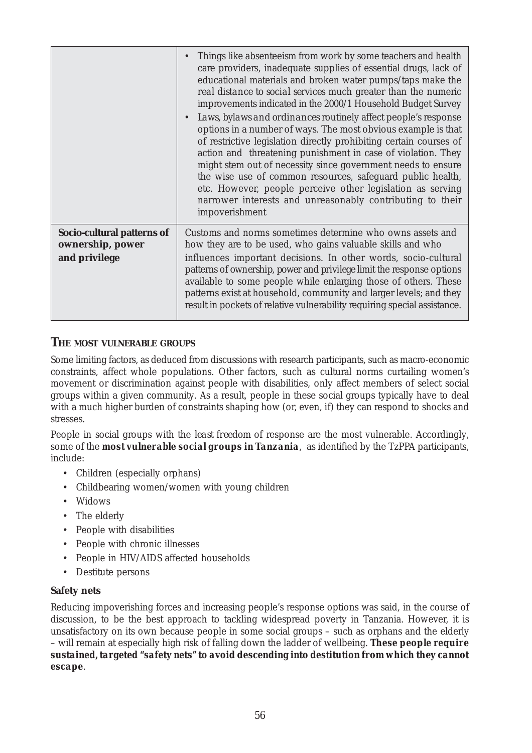| | |
|---|---|
| | • Things like absenteeism from work by some teachers and health care providers, inadequate supplies of essential drugs, lack of educational materials and broken water pumps/taps make the real distance to social services much greater than the numeric improvements indicated in the 2000/1 Household Budget Survey<br>• Laws, bylaws and ordinances routinely affect people's response options in a number of ways. The most obvious example is that of restrictive legislation directly prohibiting certain courses of action and threatening punishment in case of violation. They might stem out of necessity since government needs to ensure the wise use of common resources, safeguard public health, etc. However, people perceive other legislation as serving narrower interests and unreasonably contributing to their impoverishment |
| **Socio-cultural patterns of ownership, power and privilege** | Customs and norms sometimes determine who owns assets and how they are to be used, who gains valuable skills and who influences important decisions. In other words, socio-cultural patterns of ownership, power and privilege limit the response options available to some people while enlarging those of others. These patterns exist at household, community and larger levels; and they result in pockets of relative vulnerability requiring special assistance. |

## THE MOST VULNERABLE GROUPS

Some limiting factors, as deduced from discussions with research participants, such as macro-economic constraints, affect whole populations. Other factors, such as cultural norms curtailing women's movement or discrimination against people with disabilities, only affect members of select social groups within a given community. As a result, people in these social groups typically have to deal with a much higher burden of constraints shaping how (or, even, if) they can respond to shocks and stresses.

People in social groups with the least freedom of response are the most vulnerable. Accordingly, some of the **most vulnerable social groups in Tanzania**, as identified by the TzPPA participants, include:

- Children (especially orphans)
- Childbearing women/women with young children
- Widows
- The elderly
- People with disabilities
- People with chronic illnesses
- People in HIV/AIDS affected households
- Destitute persons

### Safety nets

Reducing impoverishing forces and increasing people's response options was said, in the course of discussion, to be the best approach to tackling widespread poverty in Tanzania. However, it is unsatisfactory on its own because people in some social groups – such as orphans and the elderly – will remain at especially high risk of falling down the ladder of wellbeing. **These people require sustained, targeted "safety nets" to avoid descending into destitution from which they cannot escape**.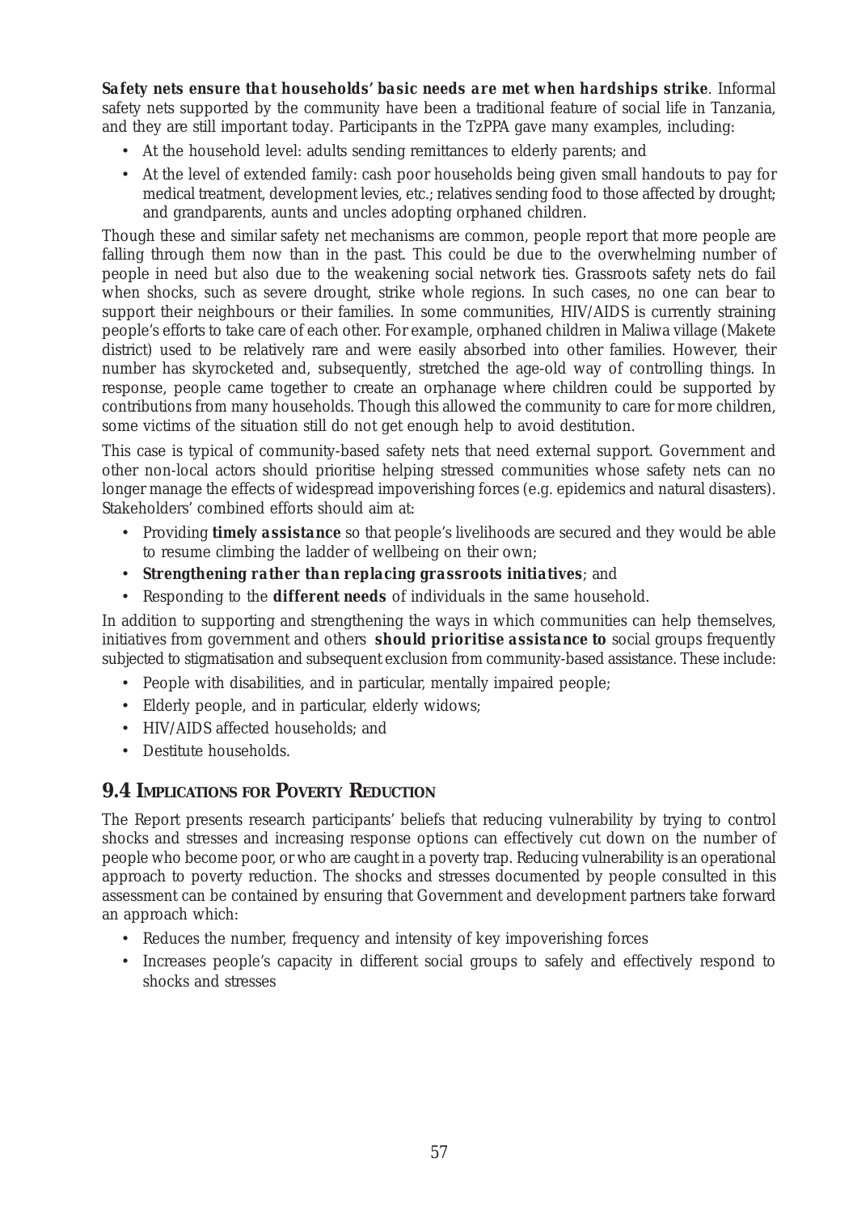**Safety nets ensure that households' basic needs are met when hardships strike**. Informal safety nets supported by the community have been a traditional feature of social life in Tanzania, and they are still important today. Participants in the TzPPA gave many examples, including:

- At the household level: adults sending remittances to elderly parents; and
- At the level of extended family: cash poor households being given small handouts to pay for medical treatment, development levies, etc.; relatives sending food to those affected by drought; and grandparents, aunts and uncles adopting orphaned children.

Though these and similar safety net mechanisms are common, people report that more people are falling through them now than in the past. This could be due to the overwhelming number of people in need but also due to the weakening social network ties. Grassroots safety nets do fail when shocks, such as severe drought, strike whole regions. In such cases, no one can bear to support their neighbours or their families. In some communities, HIV/AIDS is currently straining people's efforts to take care of each other. For example, orphaned children in Maliwa village (Makete district) used to be relatively rare and were easily absorbed into other families. However, their number has skyrocketed and, subsequently, stretched the age-old way of controlling things. In response, people came together to create an orphanage where children could be supported by contributions from many households. Though this allowed the community to care for more children, some victims of the situation still do not get enough help to avoid destitution.

This case is typical of community-based safety nets that need external support. Government and other non-local actors should prioritise helping stressed communities whose safety nets can no longer manage the effects of widespread impoverishing forces (e.g. epidemics and natural disasters). Stakeholders' combined efforts should aim at:

- Providing **timely assistance** so that people's livelihoods are secured and they would be able to resume climbing the ladder of wellbeing on their own;
- **Strengthening rather than replacing grassroots initiatives**; and
- Responding to the **different needs** of individuals in the same household.

In addition to supporting and strengthening the ways in which communities can help themselves, initiatives from government and others **should prioritise assistance to** social groups frequently subjected to stigmatisation and subsequent exclusion from community-based assistance. These include:

- People with disabilities, and in particular, mentally impaired people;
- Elderly people, and in particular, elderly widows;
- HIV/AIDS affected households; and
- Destitute households.

## 9.4 Implications for Poverty Reduction

The Report presents research participants' beliefs that reducing vulnerability by trying to control shocks and stresses and increasing response options can effectively cut down on the number of people who become poor, or who are caught in a poverty trap. Reducing vulnerability is an operational approach to poverty reduction. The shocks and stresses documented by people consulted in this assessment can be contained by ensuring that Government and development partners take forward an approach which:

- Reduces the number, frequency and intensity of key impoverishing forces
- Increases people's capacity in different social groups to safely and effectively respond to shocks and stresses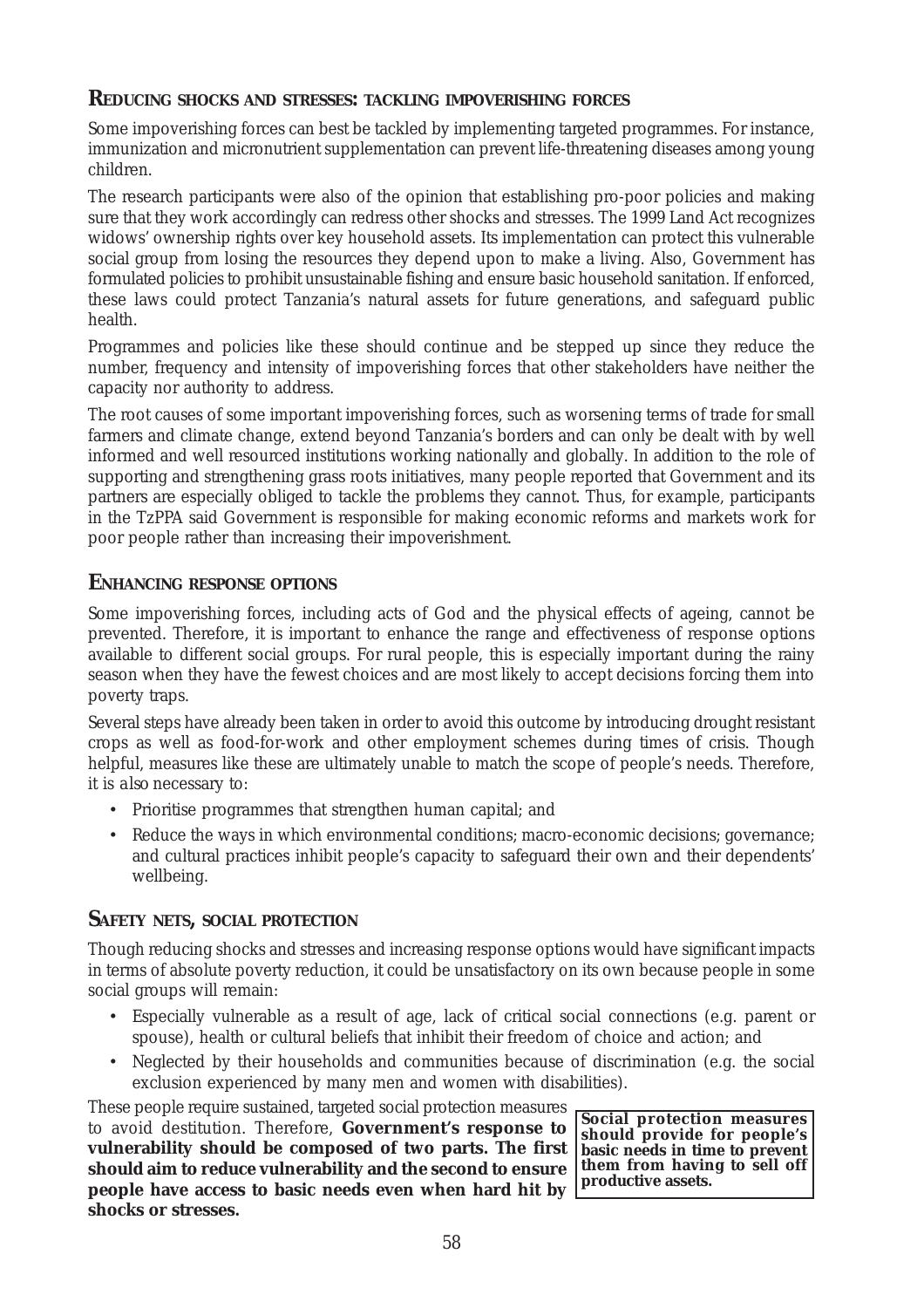## REDUCING SHOCKS AND STRESSES: TACKLING IMPOVERISHING FORCES

Some impoverishing forces can best be tackled by implementing targeted programmes. For instance, immunization and micronutrient supplementation can prevent life-threatening diseases among young children.

The research participants were also of the opinion that establishing pro-poor policies and making sure that they work accordingly can redress other shocks and stresses. The 1999 Land Act recognizes widows' ownership rights over key household assets. Its implementation can protect this vulnerable social group from losing the resources they depend upon to make a living. Also, Government has formulated policies to prohibit unsustainable fishing and ensure basic household sanitation. If enforced, these laws could protect Tanzania's natural assets for future generations, and safeguard public health.

Programmes and policies like these should continue and be stepped up since they reduce the number, frequency and intensity of impoverishing forces that other stakeholders have neither the capacity nor authority to address.

The root causes of some important impoverishing forces, such as worsening terms of trade for small farmers and climate change, extend beyond Tanzania's borders and can only be dealt with by well informed and well resourced institutions working nationally and globally. In addition to the role of supporting and strengthening grass roots initiatives, many people reported that Government and its partners are especially obliged to tackle the problems they cannot. Thus, for example, participants in the TzPPA said Government is responsible for making economic reforms and markets work for poor people rather than increasing their impoverishment.

## ENHANCING RESPONSE OPTIONS

Some impoverishing forces, including acts of God and the physical effects of ageing, cannot be prevented. Therefore, it is important to enhance the range and effectiveness of response options available to different social groups. For rural people, this is especially important during the rainy season when they have the fewest choices and are most likely to accept decisions forcing them into poverty traps.

Several steps have already been taken in order to avoid this outcome by introducing drought resistant crops as well as food-for-work and other employment schemes during times of crisis. Though helpful, measures like these are ultimately unable to match the scope of people's needs. Therefore, it is also necessary to:

- Prioritise programmes that strengthen human capital; and
- Reduce the ways in which environmental conditions; macro-economic decisions; governance; and cultural practices inhibit people's capacity to safeguard their own and their dependents' wellbeing.

## SAFETY NETS, SOCIAL PROTECTION

Though reducing shocks and stresses and increasing response options would have significant impacts in terms of absolute poverty reduction, it could be unsatisfactory on its own because people in some social groups will remain:

- Especially vulnerable as a result of age, lack of critical social connections (e.g. parent or spouse), health or cultural beliefs that inhibit their freedom of choice and action; and
- Neglected by their households and communities because of discrimination (e.g. the social exclusion experienced by many men and women with disabilities).

These people require sustained, targeted social protection measures to avoid destitution. Therefore, **Government's response to vulnerability should be composed of two parts. The first should aim to reduce vulnerability and the second to ensure people have access to basic needs even when hard hit by shocks or stresses.**

**Social protection measures should provide for people's basic needs in time to prevent them from having to sell off productive assets.**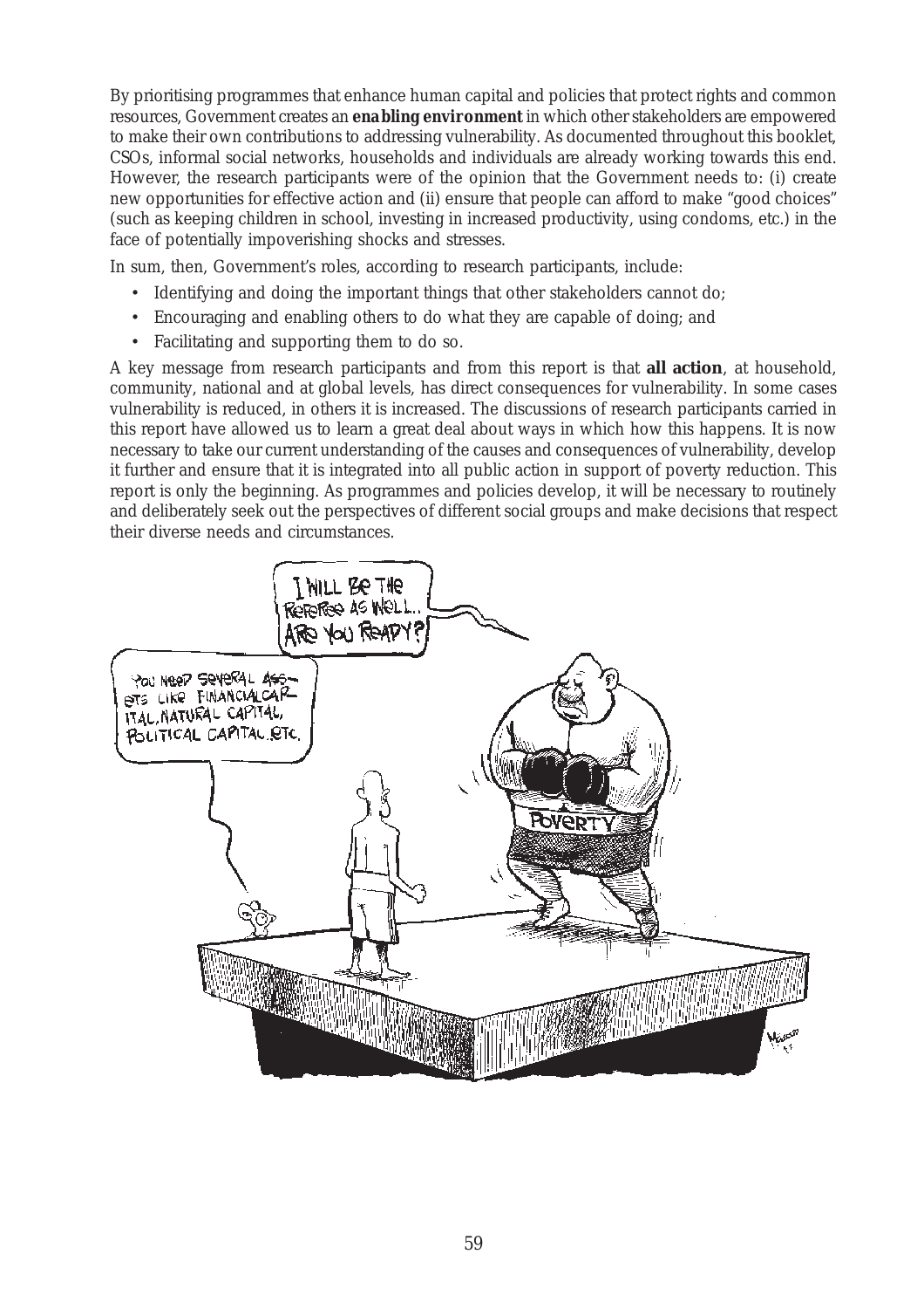By prioritising programmes that enhance human capital and policies that protect rights and common resources, Government creates an **enabling environment** in which other stakeholders are empowered to make their own contributions to addressing vulnerability. As documented throughout this booklet, CSOs, informal social networks, households and individuals are already working towards this end. However, the research participants were of the opinion that the Government needs to: (i) create new opportunities for effective action and (ii) ensure that people can afford to make "good choices" (such as keeping children in school, investing in increased productivity, using condoms, etc.) in the face of potentially impoverishing shocks and stresses.

In sum, then, Government's roles, according to research participants, include:

- Identifying and doing the important things that other stakeholders cannot do;
- Encouraging and enabling others to do what they are capable of doing; and
- Facilitating and supporting them to do so.

A key message from research participants and from this report is that **all action**, at household, community, national and at global levels, has direct consequences for vulnerability. In some cases vulnerability is reduced, in others it is increased. The discussions of research participants carried in this report have allowed us to learn a great deal about ways in which how this happens. It is now necessary to take our current understanding of the causes and consequences of vulnerability, develop it further and ensure that it is integrated into all public action in support of poverty reduction. This report is only the beginning. As programmes and policies develop, it will be necessary to routinely and deliberately seek out the perspectives of different social groups and make decisions that respect their diverse needs and circumstances.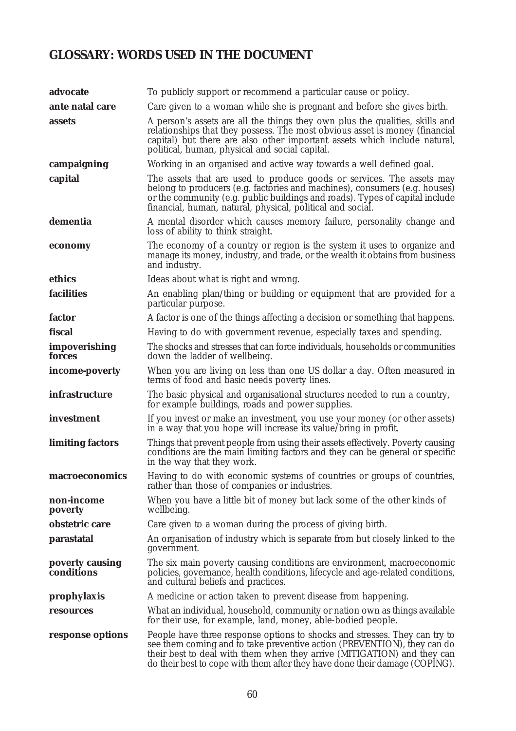## GLOSSARY: WORDS USED IN THE DOCUMENT

**advocate** To publicly support or recommend a particular cause or policy.

**ante natal care** Care given to a woman while she is pregnant and before she gives birth.

**assets** A person's assets are all the things they own plus the qualities, skills and relationships that they possess. The most obvious asset is money (financial capital) but there are also other important assets which include natural, political, human, physical and social capital.

**campaigning** Working in an organised and active way towards a well defined goal.

**capital** The assets that are used to produce goods or services. The assets may belong to producers (e.g. factories and machines), consumers (e.g. houses) or the community (e.g. public buildings and roads). Types of capital include financial, human, natural, physical, political and social.

**dementia** A mental disorder which causes memory failure, personality change and loss of ability to think straight.

**economy** The economy of a country or region is the system it uses to organize and manage its money, industry, and trade, or the wealth it obtains from business and industry.

**ethics** Ideas about what is right and wrong.

**facilities** An enabling plan/thing or building or equipment that are provided for a particular purpose.

**factor** A factor is one of the things affecting a decision or something that happens.

**fiscal** Having to do with government revenue, especially taxes and spending.

**impoverishing forces** The shocks and stresses that can force individuals, households or communities down the ladder of wellbeing.

**income-poverty** When you are living on less than one US dollar a day. Often measured in terms of food and basic needs poverty lines.

**infrastructure** The basic physical and organisational structures needed to run a country, for example buildings, roads and power supplies.

**investment** If you invest or make an investment, you use your money (or other assets) in a way that you hope will increase its value/bring in profit.

**limiting factors** Things that prevent people from using their assets effectively. Poverty causing conditions are the main limiting factors and they can be general or specific in the way that they work.

**macroeconomics** Having to do with economic systems of countries or groups of countries, rather than those of companies or industries.

**non-income poverty** When you have a little bit of money but lack some of the other kinds of wellbeing.

**obstetric care** Care given to a woman during the process of giving birth.

**parastatal** An organisation of industry which is separate from but closely linked to the government.

**poverty causing conditions** The six main poverty causing conditions are environment, macroeconomic policies, governance, health conditions, lifecycle and age-related conditions, and cultural beliefs and practices.

**prophylaxis** A medicine or action taken to prevent disease from happening.

**resources** What an individual, household, community or nation own as things available for their use, for example, land, money, able-bodied people.

**response options** People have three response options to shocks and stresses. They can try to see them coming and to take preventive action (PREVENTION), they can do their best to deal with them when they arrive (MITIGATION) and they can do their best to cope with them after they have done their damage (COPING).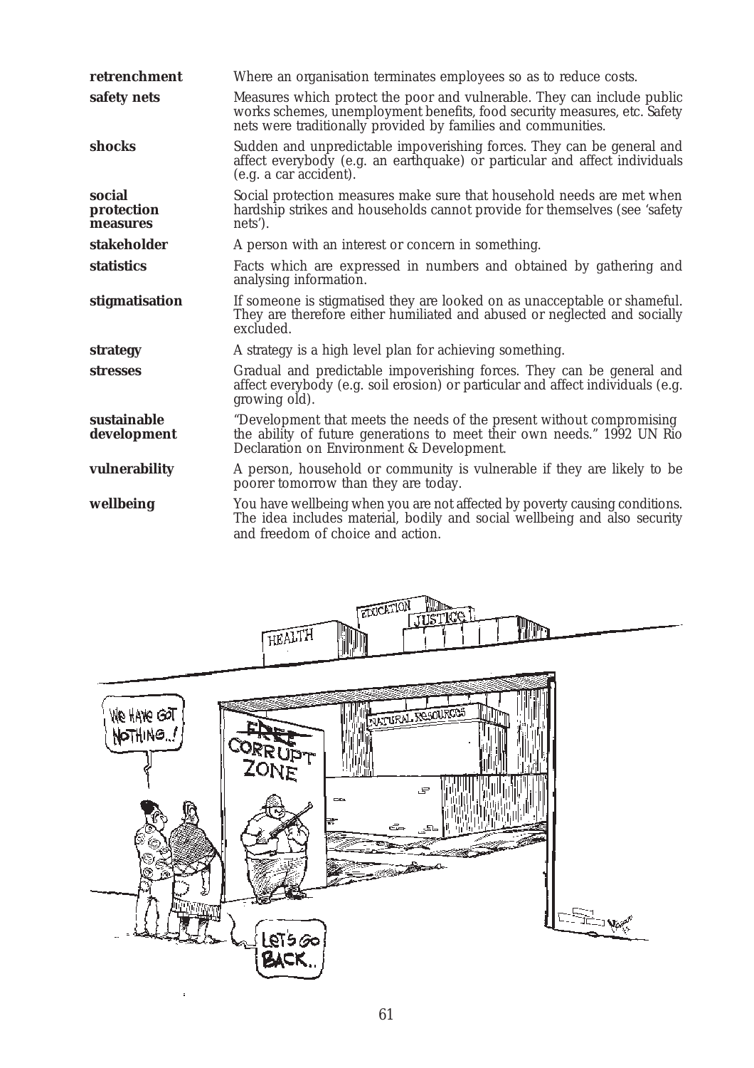**retrenchment** Where an organisation terminates employees so as to reduce costs.

**safety nets** Measures which protect the poor and vulnerable. They can include public works schemes, unemployment benefits, food security measures, etc. Safety nets were traditionally provided by families and communities.

**shocks** Sudden and unpredictable impoverishing forces. They can be general and affect everybody (e.g. an earthquake) or particular and affect individuals (e.g. a car accident).

**social protection measures** Social protection measures make sure that household needs are met when hardship strikes and households cannot provide for themselves (see 'safety nets').

**stakeholder** A person with an interest or concern in something.

**statistics** Facts which are expressed in numbers and obtained by gathering and analysing information.

**stigmatisation** If someone is stigmatised they are looked on as unacceptable or shameful. They are therefore either humiliated and abused or neglected and socially excluded.

**strategy** A strategy is a high level plan for achieving something.

**stresses** Gradual and predictable impoverishing forces. They can be general and affect everybody (e.g. soil erosion) or particular and affect individuals (e.g. growing old).

**sustainable development** "Development that meets the needs of the present without compromising the ability of future generations to meet their own needs." 1992 UN Rio Declaration on Environment & Development.

**vulnerability** A person, household or community is vulnerable if they are likely to be poorer tomorrow than they are today.

**wellbeing** You have wellbeing when you are not affected by poverty causing conditions. The idea includes material, bodily and social wellbeing and also security and freedom of choice and action.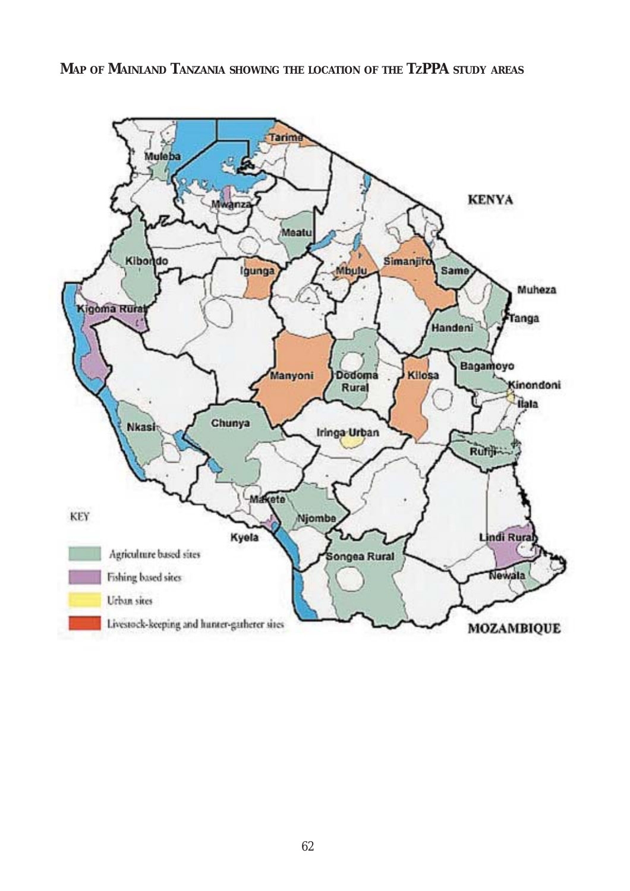**MAP OF MAINLAND TANZANIA SHOWING THE LOCATION OF THE TZPPA STUDY AREAS**

KENYA

MOZAMBIQUE

Tarime, Muleba, Mwanza, Meatu, Kibondo, Igunga, Mbulu, Simanjiro, Same, Muheza, Tanga, Kigoma Rural, Handeni, Manyoni, Dodoma Rural, Kilosa, Bagamoyo, Kinondoni, Ilala, Nkasi, Chunya, Iringa Urban, Rufiji, Makete, Njombe, Kyela, Songea Rural, Lindi Rural, Newala

KEY

- Agriculture based sites
- Fishing based sites
- Urban sites
- Livestock-keeping and hunter-gatherer sites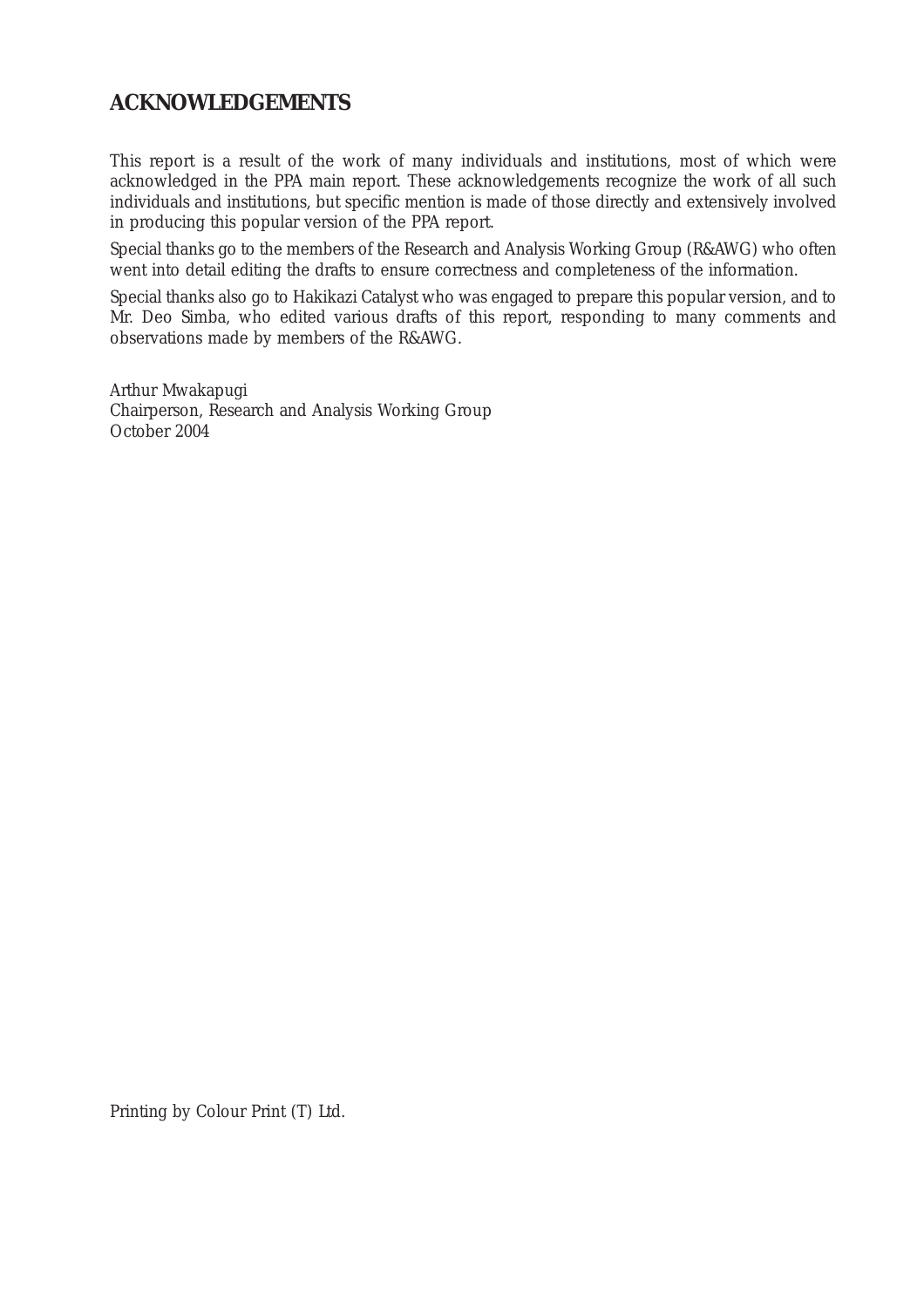## ACKNOWLEDGEMENTS

This report is a result of the work of many individuals and institutions, most of which were acknowledged in the PPA main report. These acknowledgements recognize the work of all such individuals and institutions, but specific mention is made of those directly and extensively involved in producing this popular version of the PPA report.

Special thanks go to the members of the Research and Analysis Working Group (R&AWG) who often went into detail editing the drafts to ensure correctness and completeness of the information.

Special thanks also go to Hakikazi Catalyst who was engaged to prepare this popular version, and to Mr. Deo Simba, who edited various drafts of this report, responding to many comments and observations made by members of the R&AWG.

Arthur Mwakapugi
Chairperson, Research and Analysis Working Group
October 2004

Printing by Colour Print (T) Ltd.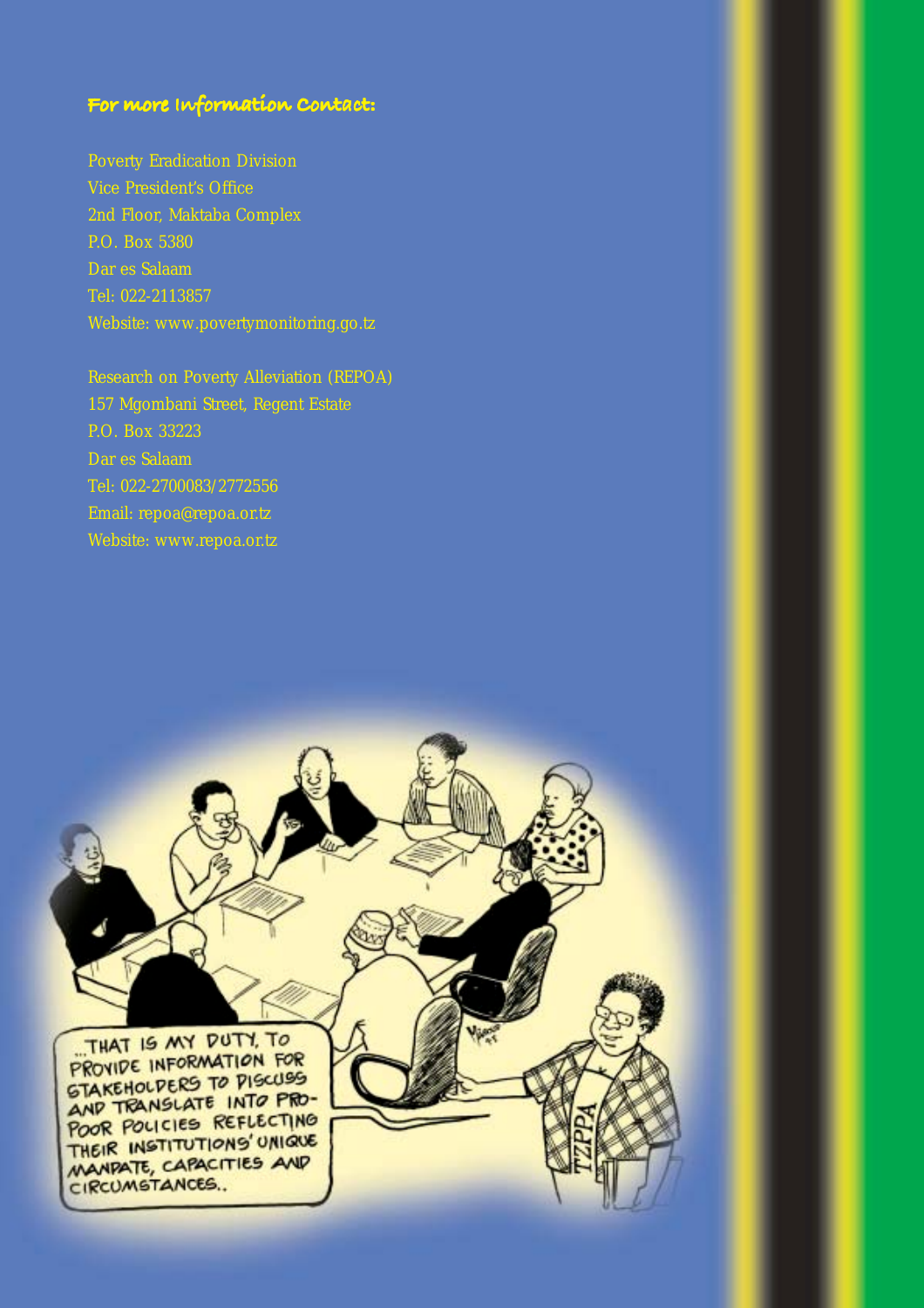**For more Information Contact:**

Poverty Eradication Division
Vice President's Office
2nd Floor, Maktaba Complex
P.O. Box 5380
Dar es Salaam
Tel: 022-2113857
Website: www.povertymonitoring.go.tz

Research on Poverty Alleviation (REPOA)
157 Mgombani Street, Regent Estate
P.O. Box 33223
Dar es Salaam
Tel: 022-2700083/2772556
Email: repoa@repoa.or.tz
Website: www.repoa.or.tz

...THAT IS MY DUTY, TO PROVIDE INFORMATION FOR STAKEHOLDERS TO DISCUSS AND TRANSLATE INTO PRO-POOR POLICIES REFLECTING THEIR INSTITUTIONS' UNIQUE MANDATE, CAPACITIES AND CIRCUMSTANCES..

TZPPA